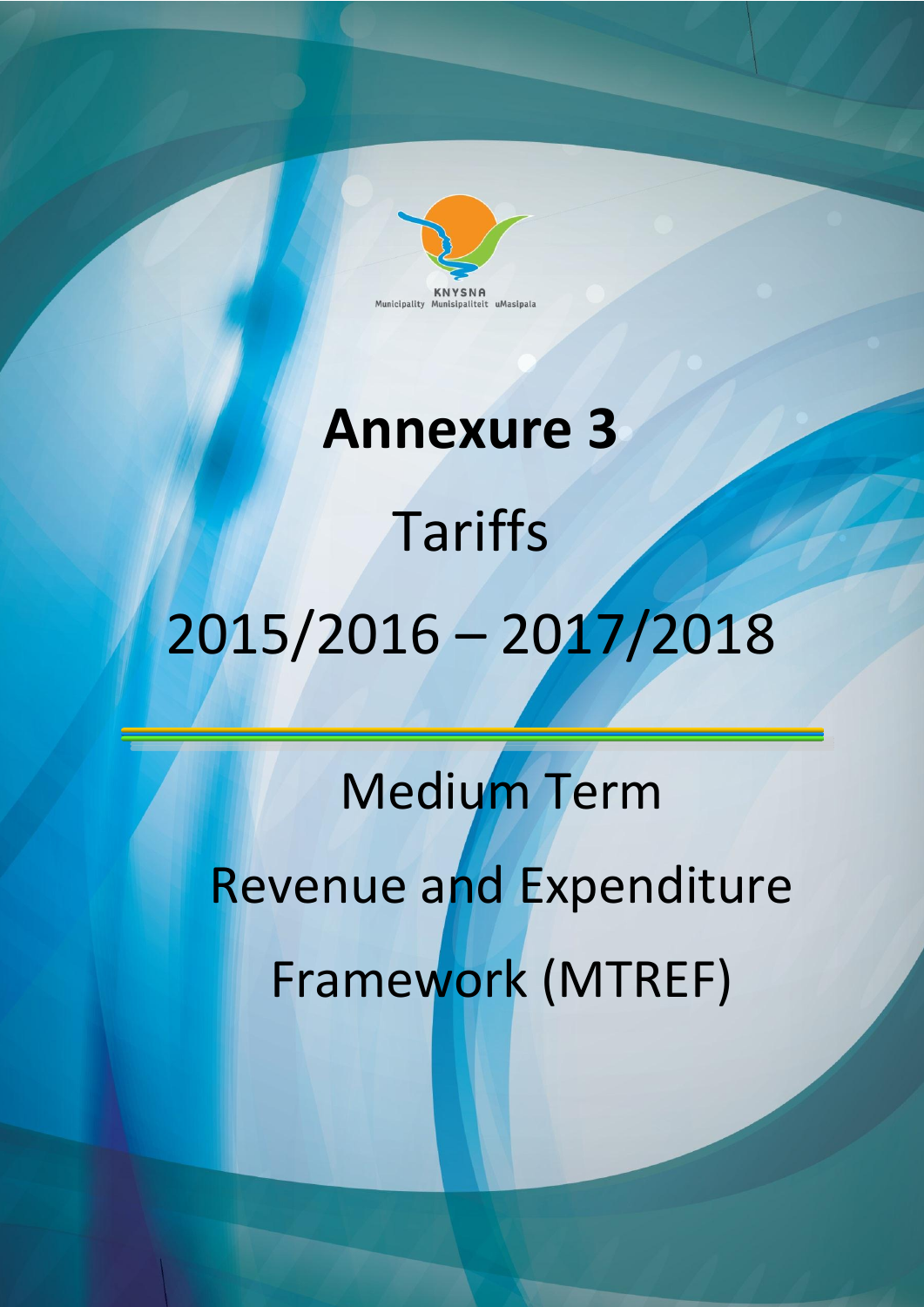KNYSNA
Municipality Munisipaliteit uMasipala

# Annexure 3

## Tariffs

## 2015/2016 – 2017/2018

Medium Term

Revenue and Expenditure

Framework (MTREF)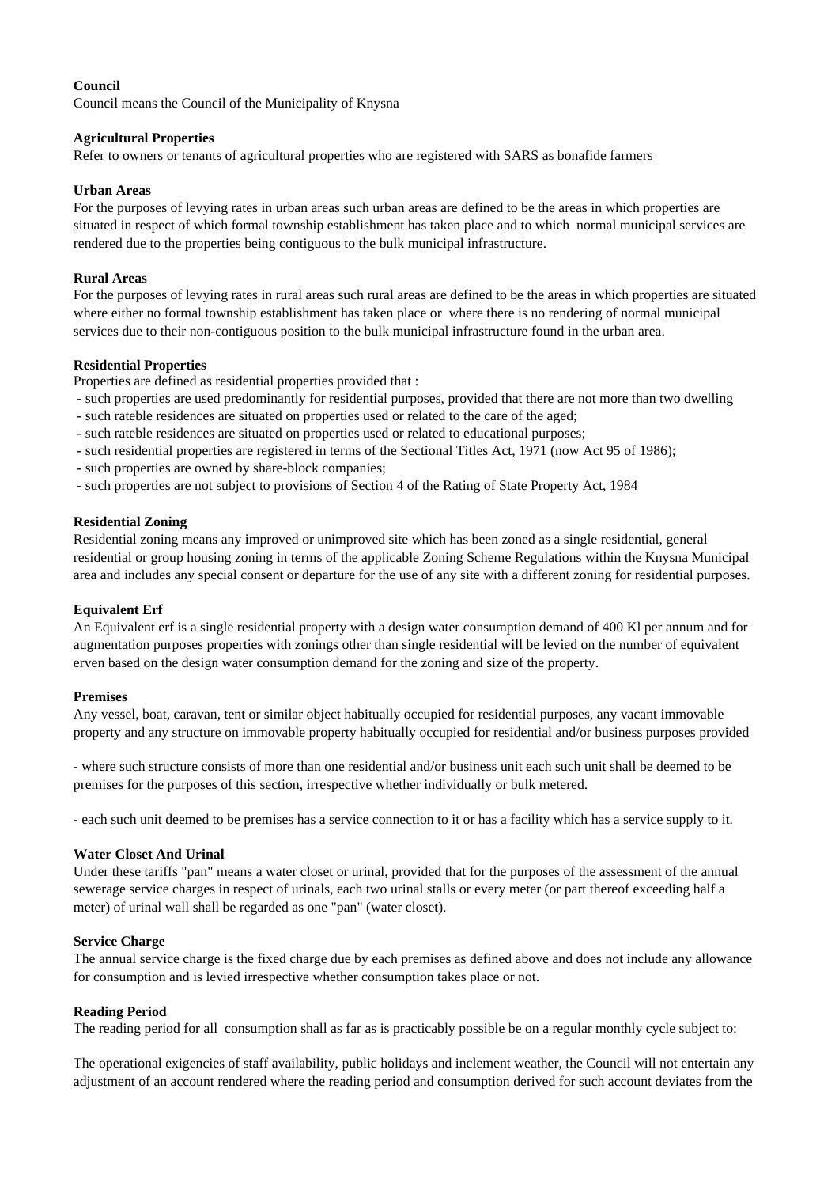**Council**

Council means the Council of the Municipality of Knysna

**Agricultural Properties**

Refer to owners or tenants of agricultural properties who are registered with SARS as bonafide farmers

**Urban Areas**

For the purposes of levying rates in urban areas such urban areas are defined to be the areas in which properties are situated in respect of which formal township establishment has taken place and to which normal municipal services are rendered due to the properties being contiguous to the bulk municipal infrastructure.

**Rural Areas**

For the purposes of levying rates in rural areas such rural areas are defined to be the areas in which properties are situated where either no formal township establishment has taken place or where there is no rendering of normal municipal services due to their non-contiguous position to the bulk municipal infrastructure found in the urban area.

**Residential Properties**

Properties are defined as residential properties provided that :

- such properties are used predominantly for residential purposes, provided that there are not more than two dwelling
- such rateble residences are situated on properties used or related to the care of the aged;
- such rateble residences are situated on properties used or related to educational purposes;
- such residential properties are registered in terms of the Sectional Titles Act, 1971 (now Act 95 of 1986);
- such properties are owned by share-block companies;
- such properties are not subject to provisions of Section 4 of the Rating of State Property Act, 1984

**Residential Zoning**

Residential zoning means any improved or unimproved site which has been zoned as a single residential, general residential or group housing zoning in terms of the applicable Zoning Scheme Regulations within the Knysna Municipal area and includes any special consent or departure for the use of any site with a different zoning for residential purposes.

**Equivalent Erf**

An Equivalent erf is a single residential property with a design water consumption demand of 400 Kl per annum and for augmentation purposes properties with zonings other than single residential will be levied on the number of equivalent erven based on the design water consumption demand for the zoning and size of the property.

**Premises**

Any vessel, boat, caravan, tent or similar object habitually occupied for residential purposes, any vacant immovable property and any structure on immovable property habitually occupied for residential and/or business purposes provided

- where such structure consists of more than one residential and/or business unit each such unit shall be deemed to be premises for the purposes of this section, irrespective whether individually or bulk metered.

- each such unit deemed to be premises has a service connection to it or has a facility which has a service supply to it.

**Water Closet And Urinal**

Under these tariffs "pan" means a water closet or urinal, provided that for the purposes of the assessment of the annual sewerage service charges in respect of urinals, each two urinal stalls or every meter (or part thereof exceeding half a meter) of urinal wall shall be regarded as one "pan" (water closet).

**Service Charge**

The annual service charge is the fixed charge due by each premises as defined above and does not include any allowance for consumption and is levied irrespective whether consumption takes place or not.

**Reading Period**

The reading period for all consumption shall as far as is practicably possible be on a regular monthly cycle subject to:

The operational exigencies of staff availability, public holidays and inclement weather, the Council will not entertain any adjustment of an account rendered where the reading period and consumption derived for such account deviates from the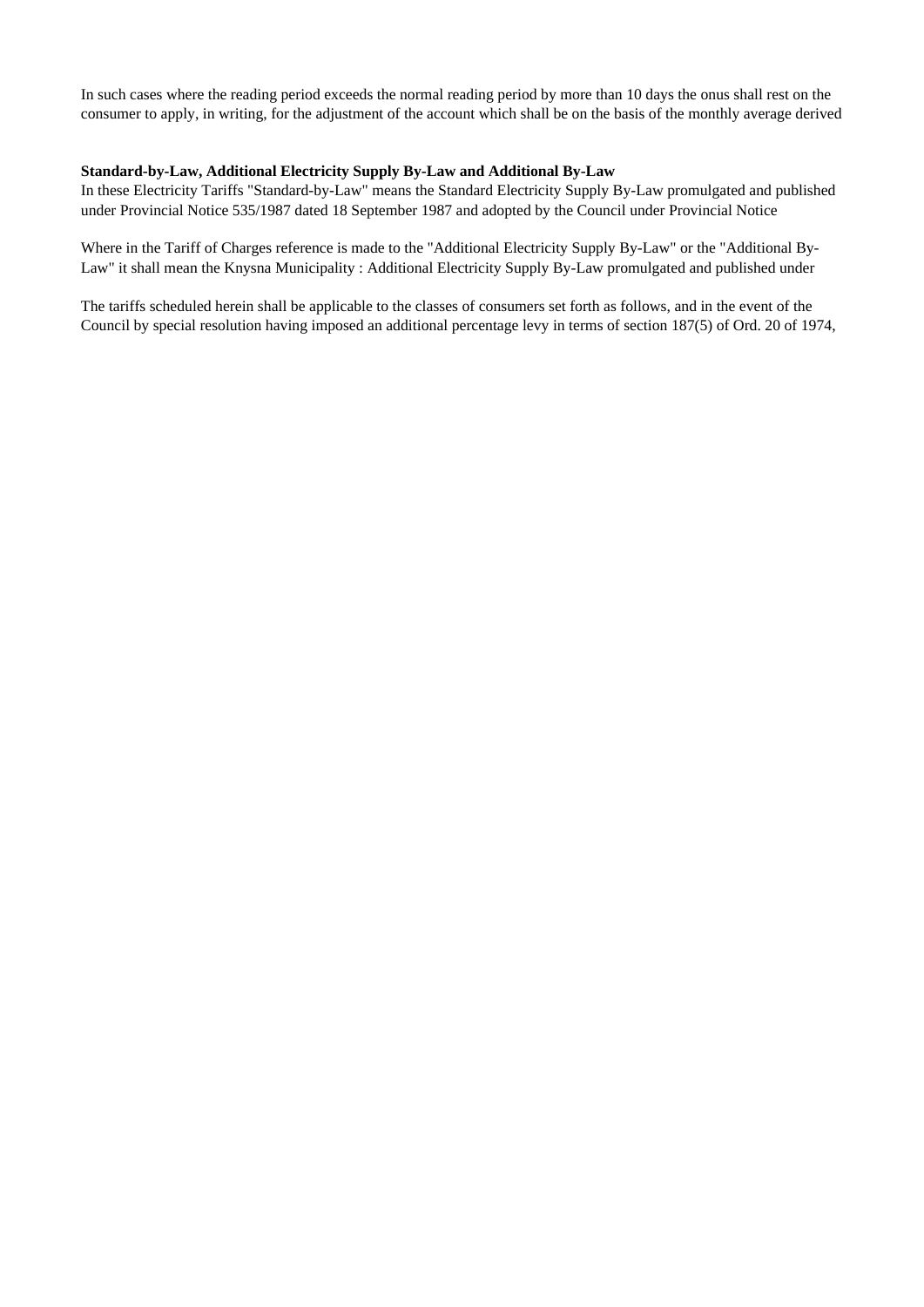In such cases where the reading period exceeds the normal reading period by more than 10 days the onus shall rest on the consumer to apply, in writing, for the adjustment of the account which shall be on the basis of the monthly average derived

**Standard-by-Law, Additional Electricity Supply By-Law and Additional By-Law**

In these Electricity Tariffs "Standard-by-Law" means the Standard Electricity Supply By-Law promulgated and published under Provincial Notice 535/1987 dated 18 September 1987 and adopted by the Council under Provincial Notice

Where in the Tariff of Charges reference is made to the "Additional Electricity Supply By-Law" or the "Additional By-Law" it shall mean the Knysna Municipality : Additional Electricity Supply By-Law promulgated and published under

The tariffs scheduled herein shall be applicable to the classes of consumers set forth as follows, and in the event of the Council by special resolution having imposed an additional percentage levy in terms of section 187(5) of Ord. 20 of 1974,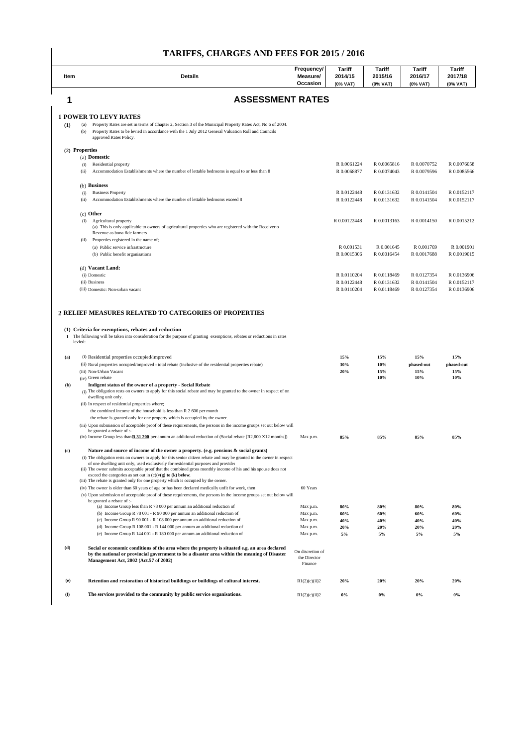# TARIFFS, CHARGES AND FEES FOR 2015 / 2016

| Item | Details | Frequency/ Measure/ Occasion | Tariff 2014/15 (0% VAT) | Tariff 2015/16 (0% VAT) | Tariff 2016/17 (0% VAT) | Tariff 2017/18 (0% VAT) |
|---|---|---|---|---|---|---|
| **1** | **ASSESSMENT RATES** | | | | | |
| | **1 POWER TO LEVY RATES** | | | | | |
| **(1)** | (a) Property Rates are set in terms of Chapter 2, Section 3 of the Municipal Property Rates Act, No 6 of 2004. | | | | | |
| | (b) Property Rates to be levied in accordance with the 1 July 2012 General Valuation Roll and Councils approved Rates Policy. | | | | | |
| | **(2) Properties** | | | | | |
| | (a) **Domestic** | | | | | |
| | (i) Residential property | | R 0.0061224 | R 0.0065816 | R 0.0070752 | R 0.0076058 |
| | (ii) Accommodation Establishments where the number of lettable bedrooms is equal to or less than 8 | | R 0.0068877 | R 0.0074043 | R 0.0079596 | R 0.0085566 |
| | (b) **Business** | | | | | |
| | (i) Business Property | | R 0.0122448 | R 0.0131632 | R 0.0141504 | R 0.0152117 |
| | (ii) Accommodation Establishments where the number of lettable bedrooms exceed 8 | | R 0.0122448 | R 0.0131632 | R 0.0141504 | R 0.0152117 |
| | (c) **Other** | | | | | |
| | (i) Agricultural property | | R 0.00122448 | R 0.0013163 | R 0.0014150 | R 0.0015212 |
| | (a) This is only applicable to owners of agricultural properties who are registered with the Receiver o Revenue as bona fide farmers | | | | | |
| | (ii) Properties registered in the name of; | | | | | |
| | (a) Public service infrastructure | | R 0.001531 | R 0.001645 | R 0.001769 | R 0.001901 |
| | (b) Public benefit organisations | | R 0.0015306 | R 0.0016454 | R 0.0017688 | R 0.0019015 |
| | (d) **Vacant Land:** | | | | | |
| | (i) Domestic | | R 0.0110204 | R 0.0118469 | R 0.0127354 | R 0.0136906 |
| | (ii) Business | | R 0.0122448 | R 0.0131632 | R 0.0141504 | R 0.0152117 |
| | (iii) Domestic: Non-urban vacant | | R 0.0110204 | R 0.0118469 | R 0.0127354 | R 0.0136906 |
| | **2 RELIEF MEASURES RELATED TO CATEGORIES OF PROPERTIES** | | | | | |
| | **(1) Criteria for exemptions, rebates and reduction** | | | | | |
| **1** | The following will be taken into consideration for the purpose of granting exemptions, rebates or reductions in rates levied: | | | | | |
| **(a)** | (i) Residential properties occupied/improved | | **15%** | **15%** | **15%** | **15%** |
| | (ii) Rural properties occupied/improved - total rebate (inclusive of the residential properties rebate) | | **30%** | **10%** | **phased-out** | **phased-out** |
| | (iii) Non-Urban Vacant | | **20%** | **15%** | **15%** | **15%** |
| | (iv) Green rebate | | | **10%** | **10%** | **10%** |
| **(b)** | **Indigent status of the owner of a property - Social Rebate** | | | | | |
| | (i) The obligation rests on owners to apply for this social rebate and may be granted to the owner in respect of on dwelling unit only. | | | | | |
| | (ii) In respect of residential properties where; | | | | | |
| | the combined income of the household is less than R 2 600 per month | | | | | |
| | the rebate is granted only for one property which is occupied by the owner. | | | | | |
| | (iii) Upon submission of acceptable proof of these requirements, the persons in the income groups set out below will be granted a rebate of :- | | | | | |
| | (iv) Income Group less than **R 31 200** per annum an additional reduction of (Social rebate [R2,600 X12 months]) | Max p.m. | **85%** | **85%** | **85%** | **85%** |
| **(c)** | **Nature and source of income of the owner a property. (e.g. pensions & social grants)** | | | | | |
| | (i) The obligation rests on owners to apply for this senior citizen rebate and may be granted to the owner in respect of one dwelling unit only, used exclusively for residential purposes and provided | | | | | |
| | (ii) The owner submits acceptable proof that the combined gross monthly income of his and his spouse does not exceed the categories as set out in (c)(v**(g) to (k) below**, | | | | | |
| | (iii) The rebate is granted only for one property which is occupied by the owner. | | | | | |
| | (iv) The owner is older than 60 years of age or has been declared medically unfit for work, then | 60 Years | | | | |
| | (v) Upon submission of acceptable proof of these requirements, the persons in the income groups set out below will be granted a rebate of :- | | | | | |
| | (a) Income Group less than R 78 000 per annum an additional reduction of | Max p.m. | **80%** | **80%** | **80%** | **80%** |
| | (b) Income Group R 78 001 - R 90 000 per annum an additional reduction of | Max p.m. | **60%** | **60%** | **60%** | **60%** |
| | (c) Income Group R 90 001 - R 108 000 per annum an additional reduction of | Max p.m. | **40%** | **40%** | **40%** | **40%** |
| | (d) Income Group R 108 001 - R 144 000 per annum an additional reduction of | Max p.m. | **20%** | **20%** | **20%** | **20%** |
| | (e) Income Group R 144 001 - R 180 000 per annum an additional reduction of | Max p.m. | **5%** | **5%** | **5%** | **5%** |
| **(d)** | **Social or economic conditions of the area where the property is situated e.g. an area declared by the national or provincial government to be a disaster area within the meaning of Disaster Management Act, 2002 (Act.57 of 2002)** | On discretion of the Director Finance | | | | |
| **(e)** | **Retention and restoration of historical buildings or buildings of cultural interest.** | R1(2)(c)(ii)2 | **20%** | **20%** | **20%** | **20%** |
| **(f)** | **The services provided to the community by public service organisations.** | R1(2)(c)(ii)2 | **0%** | **0%** | **0%** | **0%** |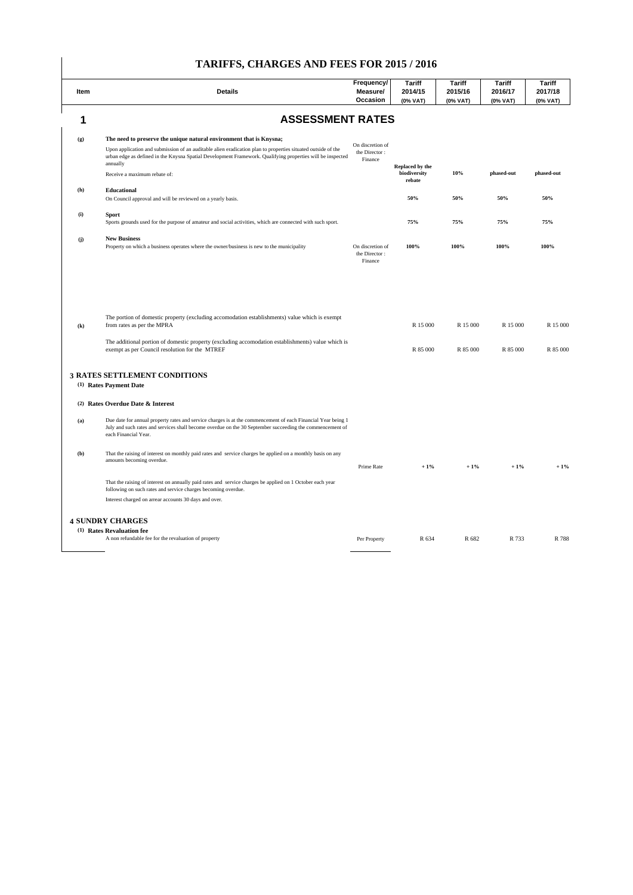# TARIFFS, CHARGES AND FEES FOR 2015 / 2016

| Item | Details | Frequency/ Measure/ Occasion | Tariff 2014/15 (0% VAT) | Tariff 2015/16 (0% VAT) | Tariff 2016/17 (0% VAT) | Tariff 2017/18 (0% VAT) |
|---|---|---|---|---|---|---|
| **1** | **ASSESSMENT RATES** | | | | | |
| **(g)** | **The need to preserve the unique natural environment that is Knysna;** | | | | | |
| | Upon application and submission of an auditable alien eradication plan to properties situated outside of the urban edge as defined in the Knysna Spatial Development Framework. Qualifying properties will be inspected annually | On discretion of the Director : Finance | | | | |
| | Receive a maximum rebate of: | | **Replaced by the biodiversity rebate** | **10%** | **phased-out** | **phased-out** |
| **(h)** | **Educational** | | | | | |
| | On Council approval and will be reviewed on a yearly basis. | | **50%** | **50%** | **50%** | **50%** |
| **(i)** | **Sport** | | | | | |
| | Sports grounds used for the purpose of amateur and social activities, which are connected with such sport. | | **75%** | **75%** | **75%** | **75%** |
| **(j)** | **New Business** | | | | | |
| | Property on which a business operates where the owner/business is new to the municipality | On discretion of the Director : Finance | **100%** | **100%** | **100%** | **100%** |
| **(k)** | The portion of domestic property (excluding accomodation establishments) value which is exempt from rates as per the MPRA | | R 15 000 | R 15 000 | R 15 000 | R 15 000 |
| | The additional portion of domestic property (excluding accomodation establishments) value which is exempt as per Council resolution for the MTREF | | R 85 000 | R 85 000 | R 85 000 | R 85 000 |
| **3** | **RATES SETTLEMENT CONDITIONS** | | | | | |
| (1) | **Rates Payment Date** | | | | | |
| (2) | **Rates Overdue Date & Interest** | | | | | |
| **(a)** | Due date for annual property rates and service charges is at the commencement of each Financial Year being 1 July and such rates and services shall become overdue on the 30 September succeeding the commencement of each Financial Year. | | | | | |
| **(b)** | That the raising of interest on monthly paid rates and service charges be applied on a monthly basis on any amounts becoming overdue. | Prime Rate | **+ 1%** | **+ 1%** | **+ 1%** | **+ 1%** |
| | That the raising of interest on annually paid rates and service charges be applied on 1 October each year following on such rates and service charges becoming overdue. | | | | | |
| | Interest charged on arrear accounts 30 days and over. | | | | | |
| **4** | **SUNDRY CHARGES** | | | | | |
| (1) | **Rates Revaluation fee** | | | | | |
| | A non refundable fee for the revaluation of property | Per Property | R 634 | R 682 | R 733 | R 788 |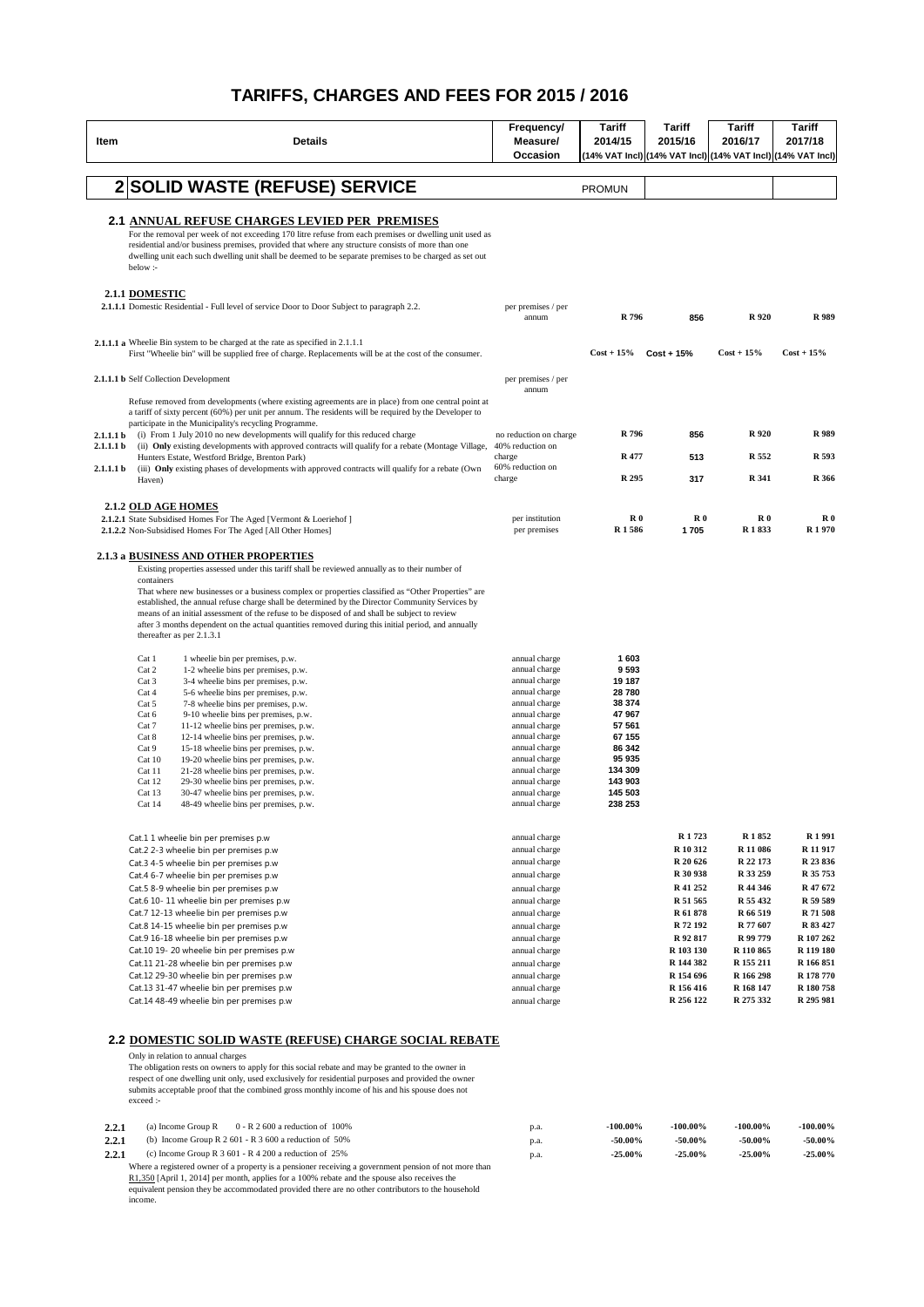# TARIFFS, CHARGES AND FEES FOR 2015 / 2016

| Item | Details | Frequency/ Measure/ Occasion | Tariff 2014/15 (14% VAT Incl) | Tariff 2015/16 (14% VAT Incl) | Tariff 2016/17 (14% VAT Incl) | Tariff 2017/18 (14% VAT Incl) |
|---|---|---|---|---|---|---|
| **2** | **SOLID WASTE (REFUSE) SERVICE** | | PROMUN | | | |
| **2.1** | **ANNUAL REFUSE CHARGES LEVIED PER PREMISES** | | | | | |
| | For the removal per week of not exceeding 170 litre refuse from each premises or dwelling unit used as residential and/or business premises, provided that where any structure consists of more than one dwelling unit each such dwelling unit shall be deemed to be separate premises to be charged as set out below :- | | | | | |
| **2.1.1** | **DOMESTIC** | | | | | |
| **2.1.1.1** | Domestic Residential - Full level of service Door to Door Subject to paragraph 2.2. | per premises / per annum | R 796 | 856 | R 920 | R 989 |
| **2.1.1.1 a** | Wheelie Bin system to be charged at the rate as specified in 2.1.1.1 First "Wheelie bin" will be supplied free of charge. Replacements will be at the cost of the consumer. | | Cost + 15% | Cost + 15% | Cost + 15% | Cost + 15% |
| **2.1.1.1 b** | Self Collection Development | per premises / per annum | | | | |
| | Refuse removed from developments (where existing agreements are in place) from one central point at a tariff of sixty percent (60%) per unit per annum. The residents will be required by the Developer to participate in the Municipality's recycling Programme. | | | | | |
| **2.1.1.1 b** | (i) From 1 July 2010 no new developments will qualify for this reduced charge | no reduction on charge | R 796 | 856 | R 920 | R 989 |
| **2.1.1.1 b** | (ii) **Only** existing developments with approved contracts will qualify for a rebate (Montage Village, Hunters Estate, Westford Bridge, Brenton Park) | 40% reduction on charge | R 477 | 513 | R 552 | R 593 |
| **2.1.1.1 b** | (iii) **Only** existing phases of developments with approved contracts will qualify for a rebate (Own Haven) | 60% reduction on charge | R 295 | 317 | R 341 | R 366 |
| **2.1.2** | **OLD AGE HOMES** | | | | | |
| **2.1.2.1** | State Subsidised Homes For The Aged [Vermont & Loeriehof ] | per institution | R 0 | R 0 | R 0 | R 0 |
| **2.1.2.2** | Non-Subsidised Homes For The Aged [All Other Homes] | per premises | R 1 586 | 1 705 | R 1 833 | R 1 970 |
| **2.1.3 a** | **BUSINESS AND OTHER PROPERTIES** | | | | | |
| | Existing properties assessed under this tariff shall be reviewed annually as to their number of containers That where new businesses or a business complex or properties classified as "Other Properties" are established, the annual refuse charge shall be determined by the Director Community Services by means of an initial assessment of the refuse to be disposed of and shall be subject to review after 3 months dependent on the actual quantities removed during this initial period, and annually thereafter as per 2.1.3.1 | | | | | |
| | Cat 1 — 1 wheelie bin per premises, p.w. | annual charge | 1 603 | | | |
| | Cat 2 — 1-2 wheelie bins per premises, p.w. | annual charge | 9 593 | | | |
| | Cat 3 — 3-4 wheelie bins per premises, p.w. | annual charge | 19 187 | | | |
| | Cat 4 — 5-6 wheelie bins per premises, p.w. | annual charge | 28 780 | | | |
| | Cat 5 — 7-8 wheelie bins per premises, p.w. | annual charge | 38 374 | | | |
| | Cat 6 — 9-10 wheelie bins per premises, p.w. | annual charge | 47 967 | | | |
| | Cat 7 — 11-12 wheelie bins per premises, p.w. | annual charge | 57 561 | | | |
| | Cat 8 — 12-14 wheelie bins per premises, p.w. | annual charge | 67 155 | | | |
| | Cat 9 — 15-18 wheelie bins per premises, p.w. | annual charge | 86 342 | | | |
| | Cat 10 — 19-20 wheelie bins per premises, p.w. | annual charge | 95 935 | | | |
| | Cat 11 — 21-28 wheelie bins per premises, p.w. | annual charge | 134 309 | | | |
| | Cat 12 — 29-30 wheelie bins per premises, p.w. | annual charge | 143 903 | | | |
| | Cat 13 — 30-47 wheelie bins per premises, p.w. | annual charge | 145 503 | | | |
| | Cat 14 — 48-49 wheelie bins per premises, p.w. | annual charge | 238 253 | | | |
| | Cat.1 1 wheelie bin per premises p.w | annual charge | | R 1 723 | R 1 852 | R 1 991 |
| | Cat.2 2-3 wheelie bin per premises p.w | annual charge | | R 10 312 | R 11 086 | R 11 917 |
| | Cat.3 4-5 wheelie bin per premises p.w | annual charge | | R 20 626 | R 22 173 | R 23 836 |
| | Cat.4 6-7 wheelie bin per premises p.w | annual charge | | R 30 938 | R 33 259 | R 35 753 |
| | Cat.5 8-9 wheelie bin per premises p.w | annual charge | | R 41 252 | R 44 346 | R 47 672 |
| | Cat.6 10- 11 wheelie bin per premises p.w | annual charge | | R 51 565 | R 55 432 | R 59 589 |
| | Cat.7 12-13 wheelie bin per premises p.w | annual charge | | R 61 878 | R 66 519 | R 71 508 |
| | Cat.8 14-15 wheelie bin per premises p.w | annual charge | | R 72 192 | R 77 607 | R 83 427 |
| | Cat.9 16-18 wheelie bin per premises p.w | annual charge | | R 92 817 | R 99 779 | R 107 262 |
| | Cat.10 19- 20 wheelie bin per premises p.w | annual charge | | R 103 130 | R 110 865 | R 119 180 |
| | Cat.11 21-28 wheelie bin per premises p.w | annual charge | | R 144 382 | R 155 211 | R 166 851 |
| | Cat.12 29-30 wheelie bin per premises p.w | annual charge | | R 154 696 | R 166 298 | R 178 770 |
| | Cat.13 31-47 wheelie bin per premises p.w | annual charge | | R 156 416 | R 168 147 | R 180 758 |
| | Cat.14 48-49 wheelie bin per premises p.w | annual charge | | R 256 122 | R 275 332 | R 295 981 |
| **2.2** | **DOMESTIC SOLID WASTE (REFUSE) CHARGE SOCIAL REBATE** | | | | | |
| | Only in relation to annual charges The obligation rests on owners to apply for this social rebate and may be granted to the owner in respect of one dwelling unit only, used exclusively for residential purposes and provided the owner submits acceptable proof that the combined gross monthly income of his and his spouse does not exceed :- | | | | | |
| **2.2.1** | (a) Income Group R 0 - R 2 600 a reduction of 100% | p.a. | -100.00% | -100.00% | -100.00% | -100.00% |
| **2.2.1** | (b) Income Group R 2 601 - R 3 600 a reduction of 50% | p.a. | -50.00% | -50.00% | -50.00% | -50.00% |
| **2.2.1** | (c) Income Group R 3 601 - R 4 200 a reduction of 25% | p.a. | -25.00% | -25.00% | -25.00% | -25.00% |
| | Where a registered owner of a property is a pensioner receiving a government pension of not more than R1,350 [April 1, 2014] per month, applies for a 100% rebate and the spouse also receives the equivalent pension they be accommodated provided there are no other contributors to the household income. | | | | | |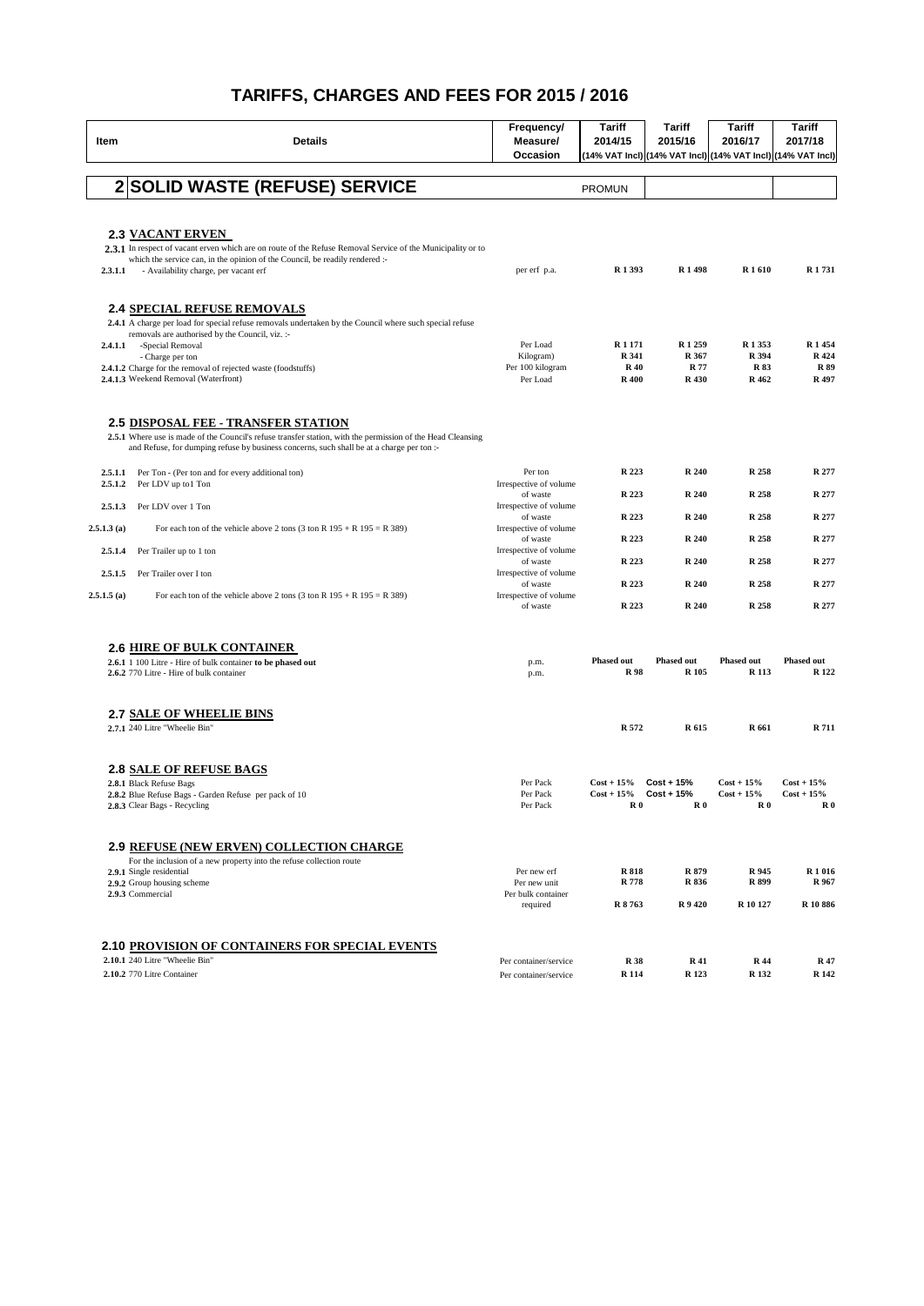# TARIFFS, CHARGES AND FEES FOR 2015 / 2016

| Item | Details | Frequency/ Measure/ Occasion | Tariff 2014/15 (14% VAT Incl) | Tariff 2015/16 (14% VAT Incl) | Tariff 2016/17 (14% VAT Incl) | Tariff 2017/18 (14% VAT Incl) |
|---|---|---|---|---|---|---|
| **2** | **SOLID WASTE (REFUSE) SERVICE** | | PROMUN | | | |
| **2.3** | **VACANT ERVEN** | | | | | |
| **2.3.1** | In respect of vacant erven which are on route of the Refuse Removal Service of the Municipality or to which the service can, in the opinion of the Council, be readily rendered :- | | | | | |
| 2.3.1.1 | - Availability charge, per vacant erf | per erf p.a. | R 1 393 | R 1 498 | R 1 610 | R 1 731 |
| **2.4** | **SPECIAL REFUSE REMOVALS** | | | | | |
| **2.4.1** | A charge per load for special refuse removals undertaken by the Council where such special refuse removals are authorised by the Council, viz. :- | | | | | |
| 2.4.1.1 | -Special Removal | Per Load | R 1 171 | R 1 259 | R 1 353 | R 1 454 |
| | - Charge per ton | Kilogram) | R 341 | R 367 | R 394 | R 424 |
| 2.4.1.2 | Charge for the removal of rejected waste (foodstuffs) | Per 100 kilogram | R 40 | R 77 | R 83 | R 89 |
| 2.4.1.3 | Weekend Removal (Waterfront) | Per Load | R 400 | R 430 | R 462 | R 497 |
| **2.5** | **DISPOSAL FEE - TRANSFER STATION** | | | | | |
| **2.5.1** | Where use is made of the Council's refuse transfer station, with the permission of the Head Cleansing and Refuse, for dumping refuse by business concerns, such shall be at a charge per ton :- | | | | | |
| 2.5.1.1 | Per Ton - (Per ton and for every additional ton) | Per ton | R 223 | R 240 | R 258 | R 277 |
| 2.5.1.2 | Per LDV up to1 Ton | Irrespective of volume of waste | R 223 | R 240 | R 258 | R 277 |
| 2.5.1.3 | Per LDV over 1 Ton | Irrespective of volume of waste | R 223 | R 240 | R 258 | R 277 |
| 2.5.1.3 (a) | For each ton of the vehicle above 2 tons (3 ton R 195 + R 195 = R 389) | Irrespective of volume of waste | R 223 | R 240 | R 258 | R 277 |
| 2.5.1.4 | Per Trailer up to 1 ton | Irrespective of volume of waste | R 223 | R 240 | R 258 | R 277 |
| 2.5.1.5 | Per Trailer over I ton | Irrespective of volume of waste | R 223 | R 240 | R 258 | R 277 |
| 2.5.1.5 (a) | For each ton of the vehicle above 2 tons (3 ton R 195 + R 195 = R 389) | Irrespective of volume of waste | R 223 | R 240 | R 258 | R 277 |
| **2.6** | **HIRE OF BULK CONTAINER** | | | | | |
| 2.6.1 | 1 100 Litre - Hire of bulk container **to be phased out** | p.m. | Phased out | Phased out | Phased out | Phased out |
| 2.6.2 | 770 Litre - Hire of bulk container | p.m. | R 98 | R 105 | R 113 | R 122 |
| **2.7** | **SALE OF WHEELIE BINS** | | | | | |
| 2.7.1 | 240 Litre "Wheelie Bin" | | R 572 | R 615 | R 661 | R 711 |
| **2.8** | **SALE OF REFUSE BAGS** | | | | | |
| 2.8.1 | Black Refuse Bags | Per Pack | Cost + 15% | Cost + 15% | Cost + 15% | Cost + 15% |
| 2.8.2 | Blue Refuse Bags - Garden Refuse per pack of 10 | Per Pack | Cost + 15% | Cost + 15% | Cost + 15% | Cost + 15% |
| 2.8.3 | Clear Bags - Recycling | Per Pack | R 0 | R 0 | R 0 | R 0 |
| **2.9** | **REFUSE (NEW ERVEN) COLLECTION CHARGE** | | | | | |
| | For the inclusion of a new property into the refuse collection route | | | | | |
| 2.9.1 | Single residential | Per new erf | R 818 | R 879 | R 945 | R 1 016 |
| 2.9.2 | Group housing scheme | Per new unit | R 778 | R 836 | R 899 | R 967 |
| 2.9.3 | Commercial | Per bulk container required | R 8 763 | R 9 420 | R 10 127 | R 10 886 |
| **2.10** | **PROVISION OF CONTAINERS FOR SPECIAL EVENTS** | | | | | |
| 2.10.1 | 240 Litre "Wheelie Bin" | Per container/service | R 38 | R 41 | R 44 | R 47 |
| 2.10.2 | 770 Litre Container | Per container/service | R 114 | R 123 | R 132 | R 142 |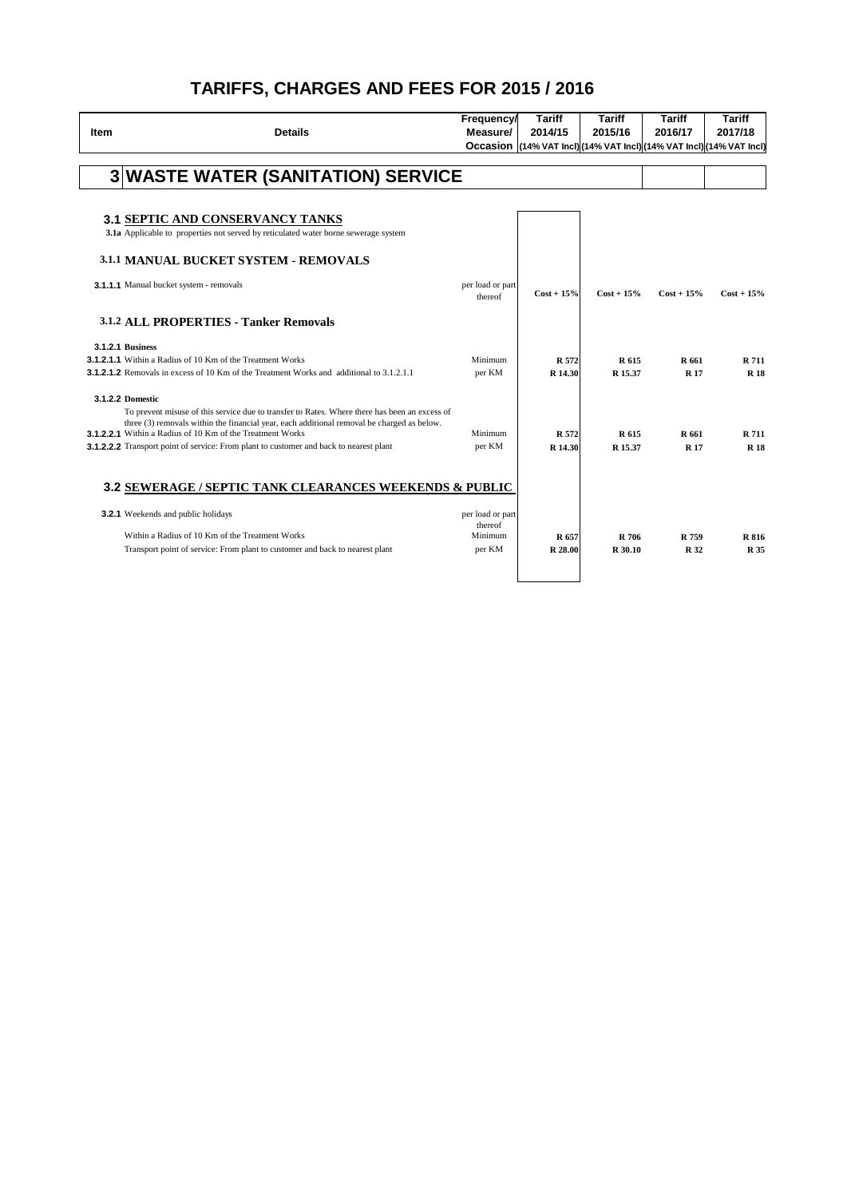# TARIFFS, CHARGES AND FEES FOR 2015 / 2016

| Item | Details | Frequency/ Measure/ Occasion | Tariff 2014/15 (14% VAT Incl) | Tariff 2015/16 (14% VAT Incl) | Tariff 2016/17 (14% VAT Incl) | Tariff 2017/18 (14% VAT Incl) |
|---|---|---|---|---|---|---|
| **3** | **WASTE WATER (SANITATION) SERVICE** | | | | | |
| **3.1** | **SEPTIC AND CONSERVANCY TANKS** | | | | | |
| **3.1a** | Applicable to properties not served by reticulated water borne sewerage system | | | | | |
| **3.1.1** | **MANUAL BUCKET SYSTEM - REMOVALS** | | | | | |
| **3.1.1.1** | Manual bucket system - removals | per load or part thereof | Cost + 15% | Cost + 15% | Cost + 15% | Cost + 15% |
| **3.1.2** | **ALL PROPERTIES - Tanker Removals** | | | | | |
| **3.1.2.1** | **Business** | | | | | |
| **3.1.2.1.1** | Within a Radius of 10 Km of the Treatment Works | Minimum | R 572 | R 615 | R 661 | R 711 |
| **3.1.2.1.2** | Removals in excess of 10 Km of the Treatment Works and additional to 3.1.2.1.1 | per KM | R 14.30 | R 15.37 | R 17 | R 18 |
| **3.1.2.2** | **Domestic** | | | | | |
| | To prevent misuse of this service due to transfer to Rates. Where there has been an excess of three (3) removals within the financial year, each additional removal be charged as below. | | | | | |
| **3.1.2.2.1** | Within a Radius of 10 Km of the Treatment Works | Minimum | R 572 | R 615 | R 661 | R 711 |
| **3.1.2.2.2** | Transport point of service: From plant to customer and back to nearest plant | per KM | R 14.30 | R 15.37 | R 17 | R 18 |
| **3.2** | **SEWERAGE / SEPTIC TANK CLEARANCES WEEKENDS & PUBLIC** | | | | | |
| **3.2.1** | Weekends and public holidays | per load or part thereof | | | | |
| | Within a Radius of 10 Km of the Treatment Works | Minimum | R 657 | R 706 | R 759 | R 816 |
| | Transport point of service: From plant to customer and back to nearest plant | per KM | R 28.00 | R 30.10 | R 32 | R 35 |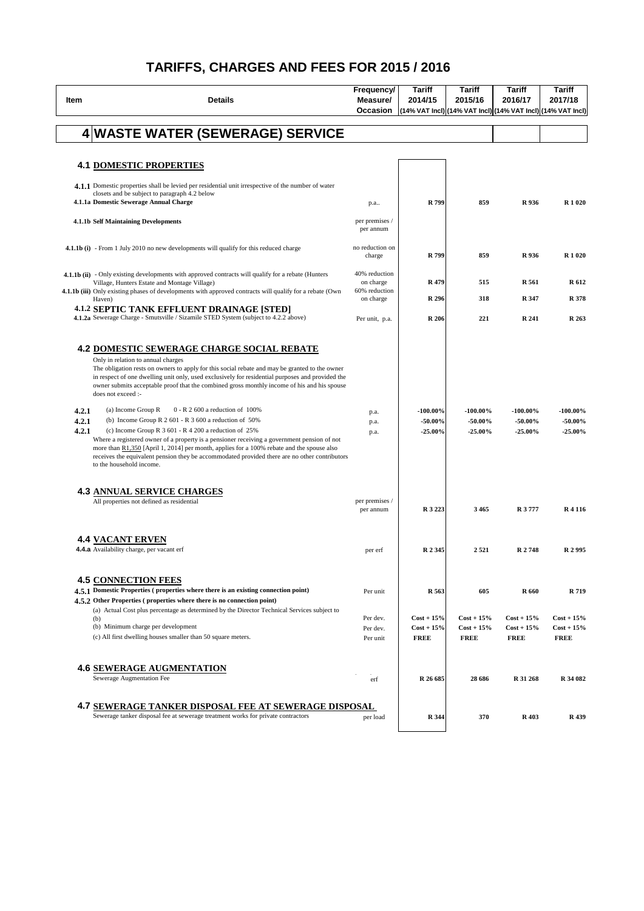# TARIFFS, CHARGES AND FEES FOR 2015 / 2016

| Item | Details | Frequency/ Measure/ Occasion | Tariff 2014/15 (14% VAT Incl) | Tariff 2015/16 (14% VAT Incl) | Tariff 2016/17 (14% VAT Incl) | Tariff 2017/18 (14% VAT Incl) |
|---|---|---|---|---|---|---|
| **4** | **WASTE WATER (SEWERAGE) SERVICE** | | | | | |
| **4.1** | **DOMESTIC PROPERTIES** | | | | | |
| **4.1.1** | Domestic properties shall be levied per residential unit irrespective of the number of water closets and be subject to paragraph 4.2 below | | | | | |
| **4.1.1a** | **Domestic Sewerage Annual Charge** | p.a.. | R 799 | 859 | R 936 | R 1 020 |
| **4.1.1b** | **Self Maintaining Developments** | per premises / per annum | | | | |
| **4.1.1b (i)** | - From 1 July 2010 no new developments will qualify for this reduced charge | no reduction on charge | R 799 | 859 | R 936 | R 1 020 |
| **4.1.1b (ii)** | - Only existing developments with approved contracts will qualify for a rebate (Hunters Village, Hunters Estate and Montage Village) | 40% reduction on charge | R 479 | 515 | R 561 | R 612 |
| **4.1.1b (iii)** | Only existing phases of developments with approved contracts will qualify for a rebate (Own Haven) | 60% reduction on charge | R 296 | 318 | R 347 | R 378 |
| **4.1.2** | **SEPTIC TANK EFFLUENT DRAINAGE [STED]** | | | | | |
| **4.1.2a** | Sewerage Charge - Smutsville / Sizamile STED System (subject to 4.2.2 above) | Per unit, p.a. | R 206 | 221 | R 241 | R 263 |
| **4.2** | **DOMESTIC SEWERAGE CHARGE SOCIAL REBATE**<br>Only in relation to annual charges<br>The obligation rests on owners to apply for this social rebate and may be granted to the owner in respect of one dwelling unit only, used exclusively for residential purposes and provided the owner submits acceptable proof that the combined gross monthly income of his and his spouse does not exceed :- | | | | | |
| **4.2.1** | (a) Income Group R 0 - R 2 600 a reduction of 100% | p.a. | -100.00% | -100.00% | -100.00% | -100.00% |
| **4.2.1** | (b) Income Group R 2 601 - R 3 600 a reduction of 50% | p.a. | -50.00% | -50.00% | -50.00% | -50.00% |
| **4.2.1** | (c) Income Group R 3 601 - R 4 200 a reduction of 25% | p.a. | -25.00% | -25.00% | -25.00% | -25.00% |
| | Where a registered owner of a property is a pensioner receiving a government pension of not more than R1,350 [April 1, 2014] per month, applies for a 100% rebate and the spouse also receives the equivalent pension they be accommodated provided there are no other contributors to the household income. | | | | | |
| **4.3** | **ANNUAL SERVICE CHARGES**<br>All properties not defined as residential | per premises / per annum | R 3 223 | 3 465 | R 3 777 | R 4 116 |
| **4.4** | **VACANT ERVEN** | | | | | |
| **4.4.a** | Availability charge, per vacant erf | per erf | R 2 345 | 2 521 | R 2 748 | R 2 995 |
| **4.5** | **CONNECTION FEES** | | | | | |
| **4.5.1** | **Domestic Properties ( properties where there is an existing connection point)** | Per unit | R 563 | 605 | R 660 | R 719 |
| **4.5.2** | **Other Properties ( properties where there is no connection point)** | | | | | |
| | (a) Actual Cost plus percentage as determined by the Director Technical Services subject to (b) | Per dev. | Cost + 15% | Cost + 15% | Cost + 15% | Cost + 15% |
| | (b) Minimum charge per development | Per dev. | Cost + 15% | Cost + 15% | Cost + 15% | Cost + 15% |
| | (c) All first dwelling houses smaller than 50 square meters. | Per unit | FREE | FREE | FREE | FREE |
| **4.6** | **SEWERAGE AUGMENTATION**<br>Sewerage Augmentation Fee | erf | R 26 685 | 28 686 | R 31 268 | R 34 082 |
| **4.7** | **SEWERAGE TANKER DISPOSAL FEE AT SEWERAGE DISPOSAL**<br>Sewerage tanker disposal fee at sewerage treatment works for private contractors | per load | R 344 | 370 | R 403 | R 439 |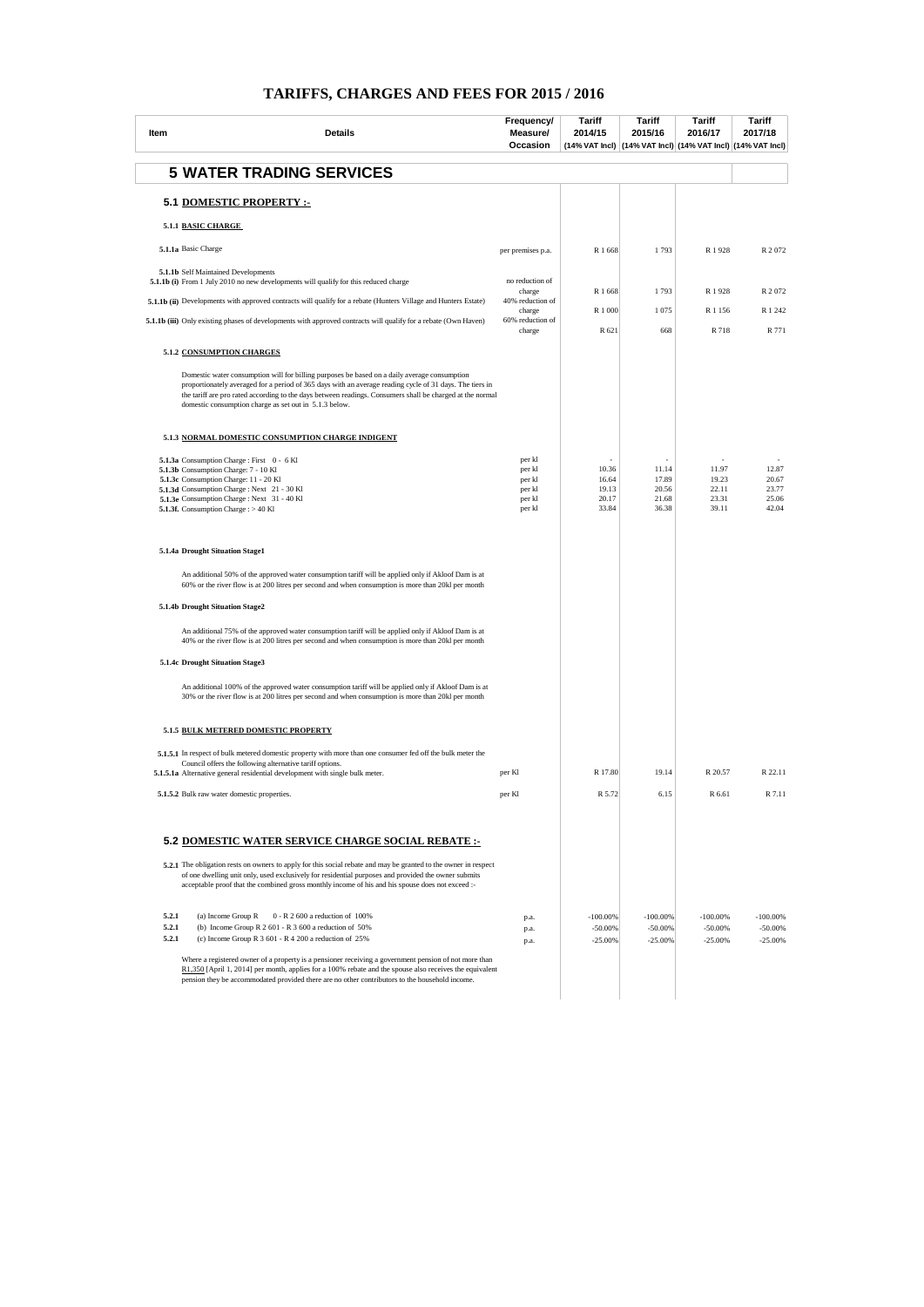# TARIFFS, CHARGES AND FEES FOR 2015 / 2016

| Item | Details | Frequency/ Measure/ Occasion | Tariff 2014/15 (14% VAT Incl) | Tariff 2015/16 (14% VAT Incl) | Tariff 2016/17 (14% VAT Incl) | Tariff 2017/18 (14% VAT Incl) |
|---|---|---|---|---|---|---|
| | **5 WATER TRADING SERVICES** | | | | | |
| | **5.1 DOMESTIC PROPERTY :-** | | | | | |
| **5.1.1** | **BASIC CHARGE** | | | | | |
| **5.1.1a** | Basic Charge | per premises p.a. | R 1 668 | 1 793 | R 1 928 | R 2 072 |
| **5.1.1b** | Self Maintained Developments | | | | | |
| **5.1.1b (i)** | From 1 July 2010 no new developments will qualify for this reduced charge | no reduction of charge | R 1 668 | 1 793 | R 1 928 | R 2 072 |
| **5.1.1b (ii)** | Developments with approved contracts will qualify for a rebate (Hunters Village and Hunters Estate) | 40% reduction of charge | R 1 000 | 1 075 | R 1 156 | R 1 242 |
| **5.1.1b (iii)** | Only existing phases of developments with approved contracts will qualify for a rebate (Own Haven) | 60% reduction of charge | R 621 | 668 | R 718 | R 771 |
| **5.1.2** | **CONSUMPTION CHARGES** | | | | | |
| | Domestic water consumption will for billing purposes be based on a daily average consumption proportionately averaged for a period of 365 days with an average reading cycle of 31 days. The tiers in the tariff are pro rated according to the days between readings. Consumers shall be charged at the normal domestic consumption charge as set out in 5.1.3 below. | | | | | |
| **5.1.3** | **NORMAL DOMESTIC CONSUMPTION CHARGE INDIGENT** | | | | | |
| **5.1.3a** | Consumption Charge : First 0 - 6 Kl | per kl | - | - | - | - |
| **5.1.3b** | Consumption Charge: 7 - 10 Kl | per kl | 10.36 | 11.14 | 11.97 | 12.87 |
| **5.1.3c** | Consumption Charge: 11 - 20 Kl | per kl | 16.64 | 17.89 | 19.23 | 20.67 |
| **5.1.3d** | Consumption Charge : Next 21 - 30 Kl | per kl | 19.13 | 20.56 | 22.11 | 23.77 |
| **5.1.3e** | Consumption Charge : Next 31 - 40 Kl | per kl | 20.17 | 21.68 | 23.31 | 25.06 |
| **5.1.3f.** | Consumption Charge : > 40 Kl | per kl | 33.84 | 36.38 | 39.11 | 42.04 |
| **5.1.4a** | **Drought Situation Stage1** | | | | | |
| | An additional 50% of the approved water consumption tariff will be applied only if Akloof Dam is at 60% or the river flow is at 200 litres per second and when consumption is more than 20kl per month | | | | | |
| **5.1.4b** | **Drought Situation Stage2** | | | | | |
| | An additional 75% of the approved water consumption tariff will be applied only if Akloof Dam is at 40% or the river flow is at 200 litres per second and when consumption is more than 20kl per month | | | | | |
| **5.1.4c** | **Drought Situation Stage3** | | | | | |
| | An additional 100% of the approved water consumption tariff will be applied only if Akloof Dam is at 30% or the river flow is at 200 litres per second and when consumption is more than 20kl per month | | | | | |
| **5.1.5** | **BULK METERED DOMESTIC PROPERTY** | | | | | |
| **5.1.5.1** | In respect of bulk metered domestic property with more than one consumer fed off the bulk meter the Council offers the following alternative tariff options. | | | | | |
| **5.1.5.1a** | Alternative general residential development with single bulk meter. | per Kl | R 17.80 | 19.14 | R 20.57 | R 22.11 |
| **5.1.5.2** | Bulk raw water domestic properties. | per Kl | R 5.72 | 6.15 | R 6.61 | R 7.11 |
| | **5.2 DOMESTIC WATER SERVICE CHARGE SOCIAL REBATE :-** | | | | | |
| **5.2.1** | The obligation rests on owners to apply for this social rebate and may be granted to the owner in respect of one dwelling unit only, used exclusively for residential purposes and provided the owner submits acceptable proof that the combined gross monthly income of his and his spouse does not exceed :- | | | | | |
| **5.2.1** | (a) Income Group R 0 - R 2 600 a reduction of 100% | p.a. | -100.00% | -100.00% | -100.00% | -100.00% |
| **5.2.1** | (b) Income Group R 2 601 - R 3 600 a reduction of 50% | p.a. | -50.00% | -50.00% | -50.00% | -50.00% |
| **5.2.1** | (c) Income Group R 3 601 - R 4 200 a reduction of 25% | p.a. | -25.00% | -25.00% | -25.00% | -25.00% |
| | Where a registered owner of a property is a pensioner receiving a government pension of not more than R1,350 [April 1, 2014] per month, applies for a 100% rebate and the spouse also receives the equivalent pension they be accommodated provided there are no other contributors to the household income. | | | | | |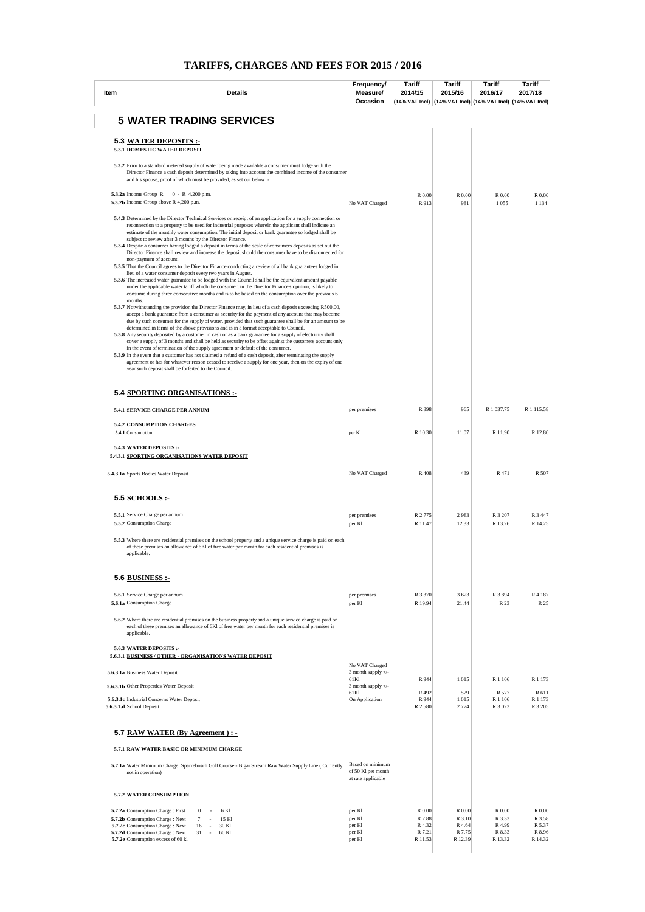# TARIFFS, CHARGES AND FEES FOR 2015 / 2016

| Item | Details | Frequency/ Measure/ Occasion | Tariff 2014/15 (14% VAT Incl) | Tariff 2015/16 (14% VAT Incl) | Tariff 2016/17 (14% VAT Incl) | Tariff 2017/18 (14% VAT Incl) |
|---|---|---|---|---|---|---|
| | **5 WATER TRADING SERVICES** | | | | | |
| | **5.3 WATER DEPOSITS :-** | | | | | |
| | **5.3.1 DOMESTIC WATER DEPOSIT** | | | | | |
| **5.3.2** | Prior to a standard metered supply of water being made available a consumer must lodge with the Director Finance a cash deposit determined by taking into account the combined income of the consumer and his spouse, proof of which must be provided, as set out below :- | | | | | |
| **5.3.2a** | Income Group R 0 - R 4,200 p.m. | | R 0.00 | R 0.00 | R 0.00 | R 0.00 |
| **5.3.2b** | Income Group above R 4,200 p.m. | No VAT Charged | R 913 | 981 | 1 055 | 1 134 |
| **5.4.3** | Determined by the Director Technical Services on receipt of an application for a supply connection or reconnection to a property to be used for industrial purposes wherein the applicant shall indicate an estimate of the monthly water consumption. The initial deposit or bank guarantee so lodged shall be subject to review after 3 months by the Director Finance. | | | | | |
| **5.3.4** | Despite a consumer having lodged a deposit in terms of the scale of consumers deposits as set out the Director Finance shall review and increase the deposit should the consumer have to be disconnected for non-payment of account. | | | | | |
| **5.3.5** | That the Council agrees to the Director Finance conducting a review of all bank guarantees lodged in lieu of a water consumer deposit every two years in August. | | | | | |
| **5.3.6** | The increased water guarantee to be lodged with the Council shall be the equivalent amount payable under the applicable water tariff which the consumer, in the Director Finance's opinion, is likely to consume during three consecutive months and is to be based on the consumption over the previous 6 months. | | | | | |
| **5.3.7** | Notwithstanding the provision the Director Finance may, in lieu of a cash deposit exceeding R500.00, accept a bank guarantee from a consumer as security for the payment of any account that may become due by such consumer for the supply of water, provided that such guarantee shall be for an amount to be determined in terms of the above provisions and is in a format acceptable to Council. | | | | | |
| **5.3.8** | Any security deposited by a customer in cash or as a bank guarantee for a supply of electricity shall cover a supply of 3 months and shall be held as security to be offset against the customers account only in the event of termination of the supply agreement or default of the consumer. | | | | | |
| **5.3.9** | In the event that a customer has not claimed a refund of a cash deposit, after terminating the supply agreement or has for whatever reason ceased to receive a supply for one year, then on the expiry of one year such deposit shall be forfeited to the Council. | | | | | |
| | **5.4 SPORTING ORGANISATIONS :-** | | | | | |
| | **5.4.1 SERVICE CHARGE PER ANNUM** | per premises | R 898 | 965 | R 1 037.75 | R 1 115.58 |
| | **5.4.2 CONSUMPTION CHARGES** | | | | | |
| **5.4.1** | Consumption | per Kl | R 10.30 | 11.07 | R 11.90 | R 12.80 |
| | **5.4.3 WATER DEPOSITS :-** | | | | | |
| **5.4.3.1** | **SPORTING ORGANISATIONS WATER DEPOSIT** | | | | | |
| **5.4.3.1a** | Sports Bodies Water Deposit | No VAT Charged | R 408 | 439 | R 471 | R 507 |
| | **5.5 SCHOOLS :-** | | | | | |
| **5.5.1** | Service Charge per annum | per premises | R 2 775 | 2 983 | R 3 207 | R 3 447 |
| **5.5.2** | Consumption Charge | per Kl | R 11.47 | 12.33 | R 13.26 | R 14.25 |
| **5.5.3** | Where there are residential premises on the school property and a unique service charge is paid on each of these premises an allowance of 6Kl of free water per month for each residential premises is applicable. | | | | | |
| | **5.6 BUSINESS :-** | | | | | |
| **5.6.1** | Service Charge per annum | per premises | R 3 370 | 3 623 | R 3 894 | R 4 187 |
| **5.6.1a** | Consumption Charge | per Kl | R 19.94 | 21.44 | R 23 | R 25 |
| **5.6.2** | Where there are residential premises on the business property and a unique service charge is paid on each of these premises an allowance of 6Kl of free water per month for each residential premises is applicable. | | | | | |
| | **5.6.3 WATER DEPOSITS :-** | | | | | |
| **5.6.3.1** | **BUSINESS / OTHER - ORGANISATIONS WATER DEPOSIT** | | | | | |
| **5.6.3.1a** | Business Water Deposit | No VAT Charged 3 month supply +/- 61Kl | R 944 | 1 015 | R 1 106 | R 1 173 |
| **5.6.3.1b** | Other Properties Water Deposit | 3 month supply +/- 61Kl | R 492 | 529 | R 577 | R 611 |
| **5.6.3.1c** | Industrial Concerns Water Deposit | On Application | R 944 | 1 015 | R 1 106 | R 1 173 |
| **5.6.3.1.d** | School Deposit | | R 2 580 | 2 774 | R 3 023 | R 3 205 |
| | **5.7 RAW WATER (By Agreement ) : -** | | | | | |
| | **5.7.1 RAW WATER BASIC OR MINIMUM CHARGE** | | | | | |
| **5.7.1a** | Water Minimum Charge: Sparrebosch Golf Course - Bigai Stream Raw Water Supply Line ( Currently not in operation) | Based on minimum of 50 Kl per month at rate applicable | | | | |
| | **5.7.2 WATER CONSUMPTION** | | | | | |
| **5.7.2a** | Consumption Charge : First 0 - 6 Kl | per Kl | R 0.00 | R 0.00 | R 0.00 | R 0.00 |
| **5.7.2b** | Consumption Charge : Next 7 - 15 Kl | per Kl | R 2.88 | R 3.10 | R 3.33 | R 3.58 |
| **5.7.2c** | Consumption Charge : Next 16 - 30 Kl | per Kl | R 4.32 | R 4.64 | R 4.99 | R 5.37 |
| **5.7.2d** | Consumption Charge : Next 31 - 60 Kl | per Kl | R 7.21 | R 7.75 | R 8.33 | R 8.96 |
| **5.7.2e** | Consumption excess of 60 kl | per Kl | R 11.53 | R 12.39 | R 13.32 | R 14.32 |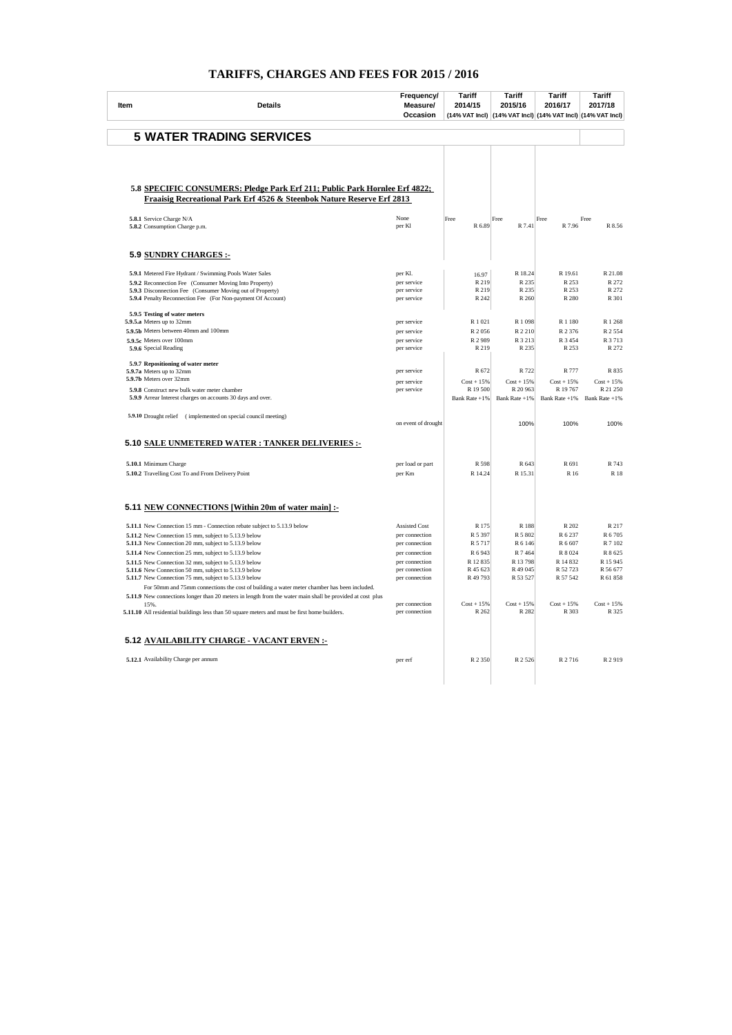# TARIFFS, CHARGES AND FEES FOR 2015 / 2016

| Item | Details | Frequency/ Measure/ Occasion | Tariff 2014/15 (14% VAT Incl) | Tariff 2015/16 (14% VAT Incl) | Tariff 2016/17 (14% VAT Incl) | Tariff 2017/18 (14% VAT Incl) |
|---|---|---|---|---|---|---|
| | **5 WATER TRADING SERVICES** | | | | | |
| **5.8** | **SPECIFIC CONSUMERS: Pledge Park Erf 211; Public Park Hornlee Erf 4822; Fraaisig Recreational Park Erf 4526 & Steenbok Nature Reserve Erf 2813** | | | | | |
| **5.8.1** | Service Charge N/A | None | Free | Free | Free | Free |
| **5.8.2** | Consumption Charge p.m. | per Kl | R 6.89 | R 7.41 | R 7.96 | R 8.56 |
| **5.9** | **SUNDRY CHARGES :-** | | | | | |
| **5.9.1** | Metered Fire Hydrant / Swimming Pools Water Sales | per Kl. | 16.97 | R 18.24 | R 19.61 | R 21.08 |
| **5.9.2** | Reconnection Fee (Consumer Moving Into Property) | per service | R 219 | R 235 | R 253 | R 272 |
| **5.9.3** | Disconnection Fee (Consumer Moving out of Property) | per service | R 219 | R 235 | R 253 | R 272 |
| **5.9.4** | Penalty Reconnection Fee (For Non-payment Of Account) | per service | R 242 | R 260 | R 280 | R 301 |
| **5.9.5** | **Testing of water meters** | | | | | |
| **5.9.5.a** | Meters up to 32mm | per service | R 1 021 | R 1 098 | R 1 180 | R 1 268 |
| **5.9.5b** | Meters between 40mm and 100mm | per service | R 2 056 | R 2 210 | R 2 376 | R 2 554 |
| **5.9.5c** | Meters over 100mm | per service | R 2 989 | R 3 213 | R 3 454 | R 3 713 |
| **5.9.6** | Special Reading | per service | R 219 | R 235 | R 253 | R 272 |
| **5.9.7** | **Repositioning of water meter** | | | | | |
| **5.9.7a** | Meters up to 32mm | per service | R 672 | R 722 | R 777 | R 835 |
| **5.9.7b** | Meters over 32mm | per service | Cost + 15% | Cost + 15% | Cost + 15% | Cost + 15% |
| **5.9.8** | Construct new bulk water meter chamber | per service | R 19 500 | R 20 963 | R 19 767 | R 21 250 |
| **5.9.9** | Arrear Interest charges on accounts 30 days and over. | | Bank Rate +1% | Bank Rate +1% | Bank Rate +1% | Bank Rate +1% |
| **5.9.10** | Drought relief (implemented on special council meeting) | on event of drought | | 100% | 100% | 100% |
| **5.10** | **SALE UNMETERED WATER : TANKER DELIVERIES :-** | | | | | |
| **5.10.1** | Minimum Charge | per load or part | R 598 | R 643 | R 691 | R 743 |
| **5.10.2** | Travelling Cost To and From Delivery Point | per Km | R 14.24 | R 15.31 | R 16 | R 18 |
| **5.11** | **NEW CONNECTIONS [Within 20m of water main] :-** | | | | | |
| **5.11.1** | New Connection 15 mm - Connection rebate subject to 5.13.9 below | Assisted Cost | R 175 | R 188 | R 202 | R 217 |
| **5.11.2** | New Connection 15 mm, subject to 5.13.9 below | per connection | R 5 397 | R 5 802 | R 6 237 | R 6 705 |
| **5.11.3** | New Connection 20 mm, subject to 5.13.9 below | per connection | R 5 717 | R 6 146 | R 6 607 | R 7 102 |
| **5.11.4** | New Connection 25 mm, subject to 5.13.9 below | per connection | R 6 943 | R 7 464 | R 8 024 | R 8 625 |
| **5.11.5** | New Connection 32 mm, subject to 5.13.9 below | per connection | R 12 835 | R 13 798 | R 14 832 | R 15 945 |
| **5.11.6** | New Connection 50 mm, subject to 5.13.9 below | per connection | R 45 623 | R 49 045 | R 52 723 | R 56 677 |
| **5.11.7** | New Connection 75 mm, subject to 5.13.9 below | per connection | R 49 793 | R 53 527 | R 57 542 | R 61 858 |
| | For 50mm and 75mm connections the cost of building a water meter chamber has been included. | | | | | |
| **5.11.9** | New connections longer than 20 meters in length from the water main shall be provided at cost plus 15%. | per connection | Cost + 15% | Cost + 15% | Cost + 15% | Cost + 15% |
| **5.11.10** | All residential buildings less than 50 square meters and must be first home builders. | per connection | R 262 | R 282 | R 303 | R 325 |
| **5.12** | **AVAILABILITY CHARGE - VACANT ERVEN :-** | | | | | |
| **5.12.1** | Availability Charge per annum | per erf | R 2 350 | R 2 526 | R 2 716 | R 2 919 |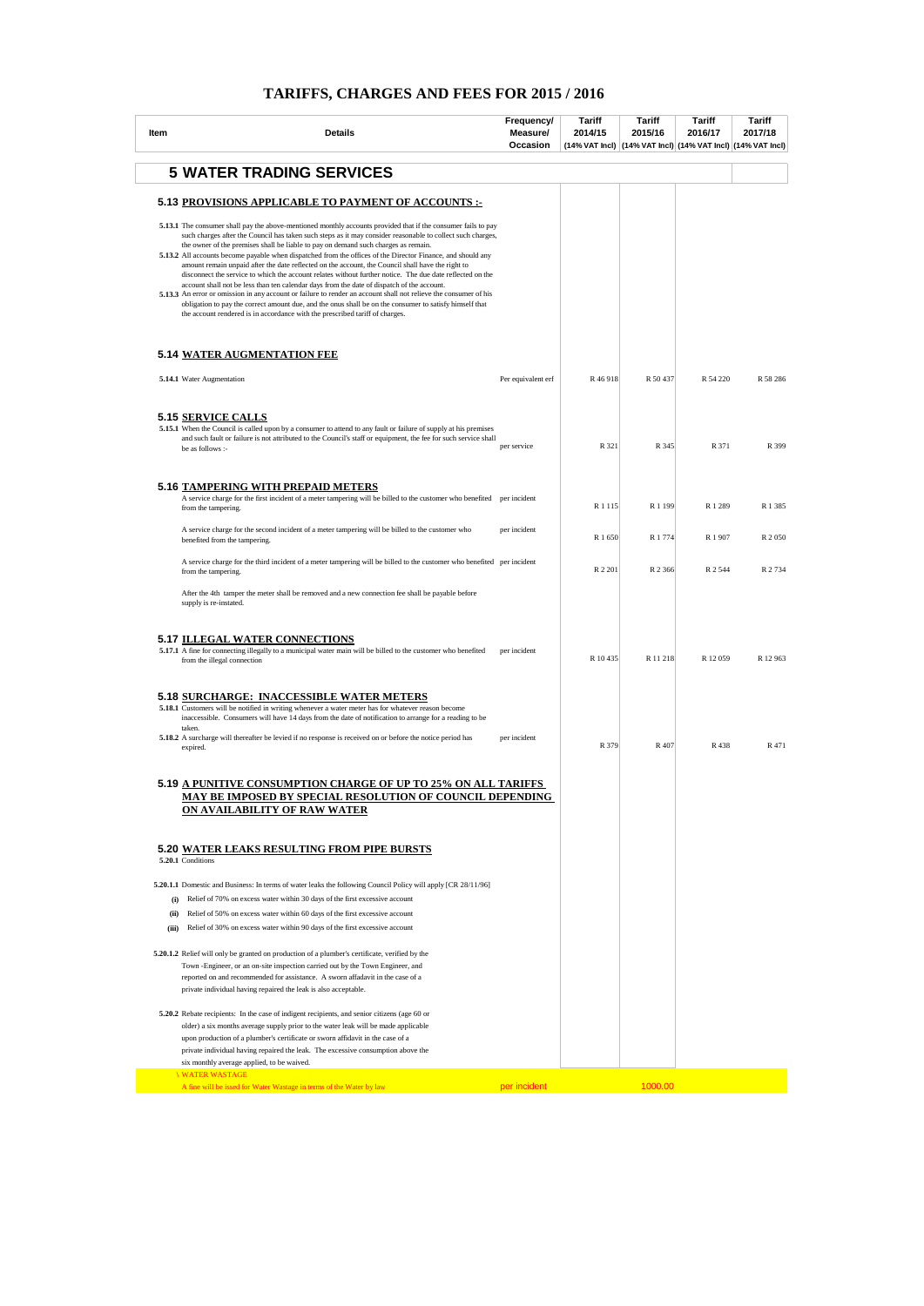# TARIFFS, CHARGES AND FEES FOR 2015 / 2016

| Item | Details | Frequency/ Measure/ Occasion | Tariff 2014/15 (14% VAT Incl) | Tariff 2015/16 (14% VAT Incl) | Tariff 2016/17 (14% VAT Incl) | Tariff 2017/18 (14% VAT Incl) |
|---|---|---|---|---|---|---|
| | **5 WATER TRADING SERVICES** | | | | | |
| **5.13** | **PROVISIONS APPLICABLE TO PAYMENT OF ACCOUNTS :-** | | | | | |
| **5.13.1** | The consumer shall pay the above-mentioned monthly accounts provided that if the consumer fails to pay such charges after the Council has taken such steps as it may consider reasonable to collect such charges, the owner of the premises shall be liable to pay on demand such charges as remain. | | | | | |
| **5.13.2** | All accounts become payable when dispatched from the offices of the Director Finance, and should any amount remain unpaid after the date reflected on the account, the Council shall have the right to disconnect the service to which the account relates without further notice. The due date reflected on the account shall not be less than ten calendar days from the date of dispatch of the account. | | | | | |
| **5.13.3** | An error or omission in any account or failure to render an account shall not relieve the consumer of his obligation to pay the correct amount due, and the onus shall be on the consumer to satisfy himself that the account rendered is in accordance with the prescribed tariff of charges. | | | | | |
| **5.14** | **WATER AUGMENTATION FEE** | | | | | |
| **5.14.1** | Water Augmentation | Per equivalent erf | R 46 918 | R 50 437 | R 54 220 | R 58 286 |
| **5.15** | **SERVICE CALLS** | | | | | |
| **5.15.1** | When the Council is called upon by a consumer to attend to any fault or failure of supply at his premises and such fault or failure is not attributed to the Council's staff or equipment, the fee for such service shall be as follows :- | per service | R 321 | R 345 | R 371 | R 399 |
| **5.16** | **TAMPERING WITH PREPAID METERS** | | | | | |
| | A service charge for the first incident of a meter tampering will be billed to the customer who benefited from the tampering. | per incident | R 1 115 | R 1 199 | R 1 289 | R 1 385 |
| | A service charge for the second incident of a meter tampering will be billed to the customer who benefited from the tampering. | per incident | R 1 650 | R 1 774 | R 1 907 | R 2 050 |
| | A service charge for the third incident of a meter tampering will be billed to the customer who benefited from the tampering. | per incident | R 2 201 | R 2 366 | R 2 544 | R 2 734 |
| | After the 4th tamper the meter shall be removed and a new connection fee shall be payable before supply is re-instated. | | | | | |
| **5.17** | **ILLEGAL WATER CONNECTIONS** | | | | | |
| **5.17.1** | A fine for connecting illegally to a municipal water main will be billed to the customer who benefited from the illegal connection | per incident | R 10 435 | R 11 218 | R 12 059 | R 12 963 |
| **5.18** | **SURCHARGE: INACCESSIBLE WATER METERS** | | | | | |
| **5.18.1** | Customers will be notified in writing whenever a water meter has for whatever reason become inaccessible. Consumers will have 14 days from the date of notification to arrange for a reading to be taken. | | | | | |
| **5.18.2** | A surcharge will thereafter be levied if no response is received on or before the notice period has expired. | per incident | R 379 | R 407 | R 438 | R 471 |
| **5.19** | **A PUNITIVE CONSUMPTION CHARGE OF UP TO 25% ON ALL TARIFFS MAY BE IMPOSED BY SPECIAL RESOLUTION OF COUNCIL DEPENDING ON AVAILABILITY OF RAW WATER** | | | | | |
| **5.20** | **WATER LEAKS RESULTING FROM PIPE BURSTS** | | | | | |
| **5.20.1** | Conditions | | | | | |
| **5.20.1.1** | Domestic and Business: In terms of water leaks the following Council Policy will apply [CR 28/11/96] | | | | | |
| **(i)** | Relief of 70% on excess water within 30 days of the first excessive account | | | | | |
| **(ii)** | Relief of 50% on excess water within 60 days of the first excessive account | | | | | |
| **(iii)** | Relief of 30% on excess water within 90 days of the first excessive account | | | | | |
| **5.20.1.2** | Relief will only be granted on production of a plumber's certificate, verified by the Town -Engineer, or an on-site inspection carried out by the Town Engineer, and reported on and recommended for assistance. A sworn affadavit in the case of a private individual having repaired the leak is also acceptable. | | | | | |
| **5.20.2** | Rebate recipients: In the case of indigent recipients, and senior citizens (age 60 or older) a six months average supply prior to the water leak will be made applicable upon production of a plumber's certificate or sworn affidavit in the case of a private individual having repaired the leak. The excessive consumption above the six monthly average applied, to be waived. | | | | | |
| | \ WATER WASTAGE | | | | | |
| | A fine will be issed for Water Wastage in terms of the Water by law | per incident | | 1000.00 | | |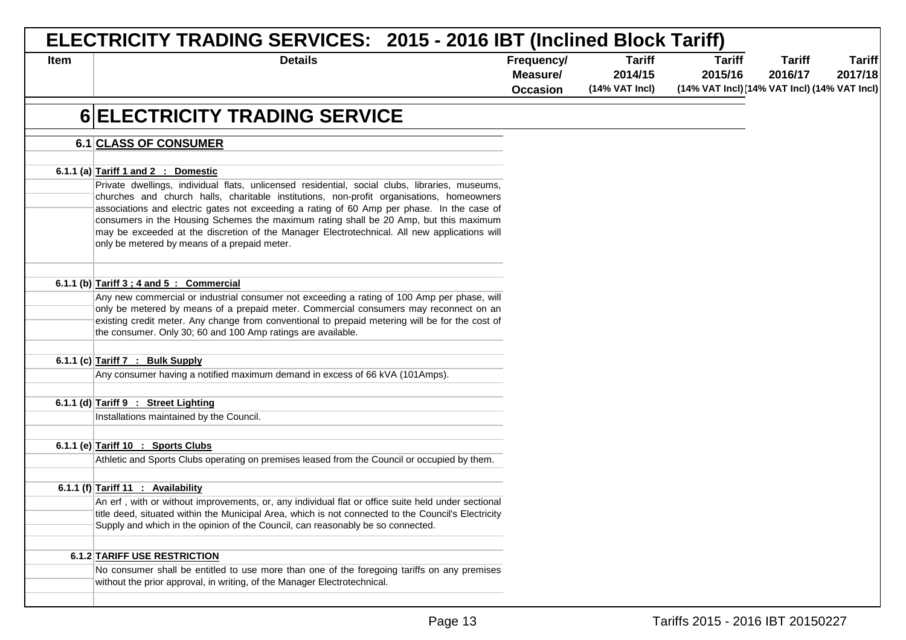# ELECTRICITY TRADING SERVICES: 2015 - 2016 IBT (Inclined Block Tariff)

| Item | Details | Frequency/ Measure/ Occasion | Tariff 2014/15 (14% VAT Incl) | Tariff 2015/16 (14% VAT Incl) | Tariff 2016/17 (14% VAT Incl) | Tariff 2017/18 (14% VAT Incl) |
|---|---|---|---|---|---|---|
| **6** | **ELECTRICITY TRADING SERVICE** | | | | | |
| **6.1** | **CLASS OF CONSUMER** | | | | | |
| **6.1.1 (a)** | **Tariff 1 and 2 : Domestic** | | | | | |
| | Private dwellings, individual flats, unlicensed residential, social clubs, libraries, museums, churches and church halls, charitable institutions, non-profit organisations, homeowners associations and electric gates not exceeding a rating of 60 Amp per phase. In the case of consumers in the Housing Schemes the maximum rating shall be 20 Amp, but this maximum may be exceeded at the discretion of the Manager Electrotechnical. All new applications will only be metered by means of a prepaid meter. | | | | | |
| **6.1.1 (b)** | **Tariff 3 ; 4 and 5 : Commercial** | | | | | |
| | Any new commercial or industrial consumer not exceeding a rating of 100 Amp per phase, will only be metered by means of a prepaid meter. Commercial consumers may reconnect on an existing credit meter. Any change from conventional to prepaid metering will be for the cost of the consumer. Only 30; 60 and 100 Amp ratings are available. | | | | | |
| **6.1.1 (c)** | **Tariff 7 : Bulk Supply** | | | | | |
| | Any consumer having a notified maximum demand in excess of 66 kVA (101Amps). | | | | | |
| **6.1.1 (d)** | **Tariff 9 : Street Lighting** | | | | | |
| | Installations maintained by the Council. | | | | | |
| **6.1.1 (e)** | **Tariff 10 : Sports Clubs** | | | | | |
| | Athletic and Sports Clubs operating on premises leased from the Council or occupied by them. | | | | | |
| **6.1.1 (f)** | **Tariff 11 : Availability** | | | | | |
| | An erf , with or without improvements, or, any individual flat or office suite held under sectional title deed, situated within the Municipal Area, which is not connected to the Council's Electricity Supply and which in the opinion of the Council, can reasonably be so connected. | | | | | |
| **6.1.2** | **TARIFF USE RESTRICTION** | | | | | |
| | No consumer shall be entitled to use more than one of the foregoing tariffs on any premises without the prior approval, in writing, of the Manager Electrotechnical. | | | | | |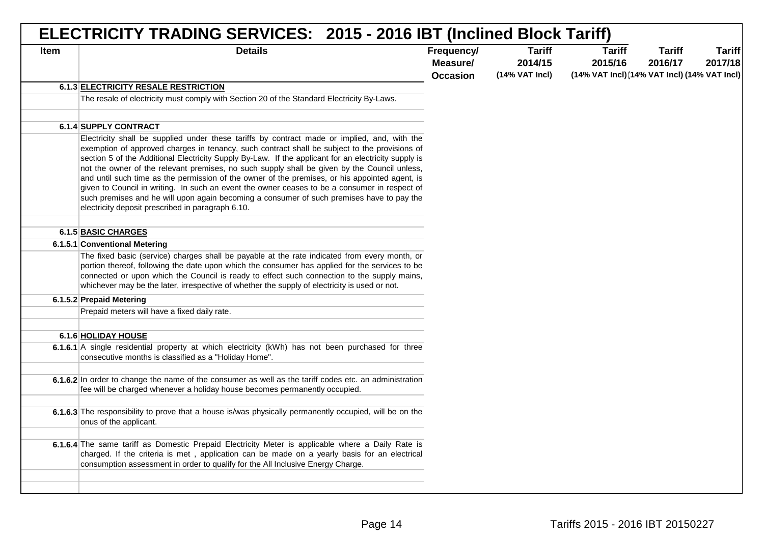# ELECTRICITY TRADING SERVICES: 2015 - 2016 IBT (Inclined Block Tariff)

| Item | Details | Frequency/ Measure/ Occasion | Tariff 2014/15 (14% VAT Incl) | Tariff 2015/16 (14% VAT Incl) | Tariff 2016/17 (14% VAT Incl) | Tariff 2017/18 (14% VAT Incl) |
|---|---|---|---|---|---|---|
| 6.1.3 | **ELECTRICITY RESALE RESTRICTION** | | | | | |
| | The resale of electricity must comply with Section 20 of the Standard Electricity By-Laws. | | | | | |
| | | | | | | |
| 6.1.4 | **SUPPLY CONTRACT** | | | | | |
| | Electricity shall be supplied under these tariffs by contract made or implied, and, with the exemption of approved charges in tenancy, such contract shall be subject to the provisions of section 5 of the Additional Electricity Supply By-Law. If the applicant for an electricity supply is not the owner of the relevant premises, no such supply shall be given by the Council unless, and until such time as the permission of the owner of the premises, or his appointed agent, is given to Council in writing. In such an event the owner ceases to be a consumer in respect of such premises and he will upon again becoming a consumer of such premises have to pay the electricity deposit prescribed in paragraph 6.10. | | | | | |
| | | | | | | |
| 6.1.5 | **BASIC CHARGES** | | | | | |
| 6.1.5.1 | **Conventional Metering** | | | | | |
| | The fixed basic (service) charges shall be payable at the rate indicated from every month, or portion thereof, following the date upon which the consumer has applied for the services to be connected or upon which the Council is ready to effect such connection to the supply mains, whichever may be the later, irrespective of whether the supply of electricity is used or not. | | | | | |
| 6.1.5.2 | **Prepaid Metering** | | | | | |
| | Prepaid meters will have a fixed daily rate. | | | | | |
| | | | | | | |
| 6.1.6 | **HOLIDAY HOUSE** | | | | | |
| 6.1.6.1 | A single residential property at which electricity (kWh) has not been purchased for three consecutive months is classified as a "Holiday Home". | | | | | |
| | | | | | | |
| 6.1.6.2 | In order to change the name of the consumer as well as the tariff codes etc. an administration fee will be charged whenever a holiday house becomes permanently occupied. | | | | | |
| | | | | | | |
| 6.1.6.3 | The responsibility to prove that a house is/was physically permanently occupied, will be on the onus of the applicant. | | | | | |
| | | | | | | |
| 6.1.6.4 | The same tariff as Domestic Prepaid Electricity Meter is applicable where a Daily Rate is charged. If the criteria is met , application can be made on a yearly basis for an electrical consumption assessment in order to qualify for the All Inclusive Energy Charge. | | | | | |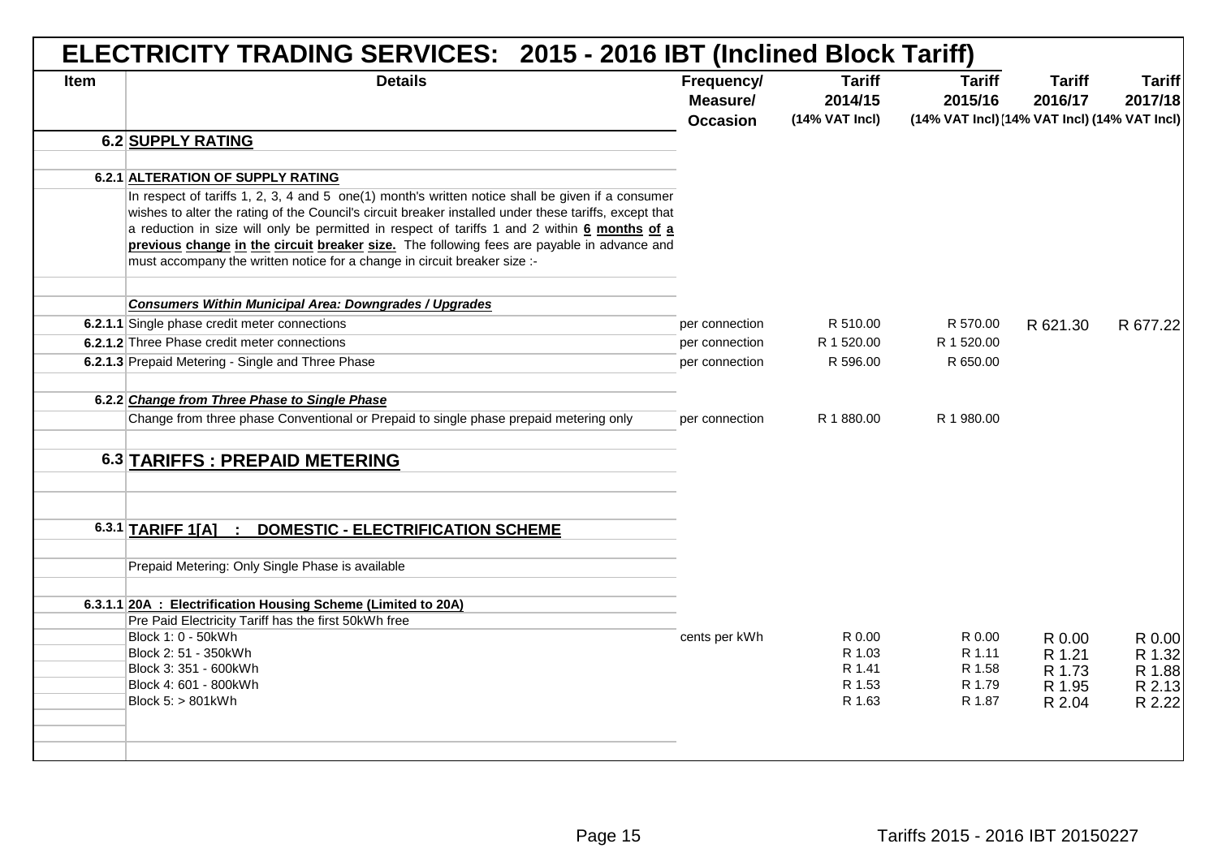# ELECTRICITY TRADING SERVICES: 2015 - 2016 IBT (Inclined Block Tariff)

| Item | Details | Frequency/ Measure/ Occasion | Tariff 2014/15 (14% VAT Incl) | Tariff 2015/16 (14% VAT Incl) | Tariff 2016/17 (14% VAT Incl) | Tariff 2017/18 (14% VAT Incl) |
|---|---|---|---|---|---|---|
| 6.2 | **SUPPLY RATING** | | | | | |
| 6.2.1 | **ALTERATION OF SUPPLY RATING** | | | | | |
| | In respect of tariffs 1, 2, 3, 4 and 5 one(1) month's written notice shall be given if a consumer wishes to alter the rating of the Council's circuit breaker installed under these tariffs, except that a reduction in size will only be permitted in respect of tariffs 1 and 2 within **6 months of a previous change in the circuit breaker size.** The following fees are payable in advance and must accompany the written notice for a change in circuit breaker size :- | | | | | |
| | ***Consumers Within Municipal Area: Downgrades / Upgrades*** | | | | | |
| 6.2.1.1 | Single phase credit meter connections | per connection | R 510.00 | R 570.00 | R 621.30 | R 677.22 |
| 6.2.1.2 | Three Phase credit meter connections | per connection | R 1 520.00 | R 1 520.00 | | |
| 6.2.1.3 | Prepaid Metering - Single and Three Phase | per connection | R 596.00 | R 650.00 | | |
| 6.2.2 | ***Change from Three Phase to Single Phase*** | | | | | |
| | Change from three phase Conventional or Prepaid to single phase prepaid metering only | per connection | R 1 880.00 | R 1 980.00 | | |
| 6.3 | **TARIFFS : PREPAID METERING** | | | | | |
| 6.3.1 | **TARIFF 1[A] : DOMESTIC - ELECTRIFICATION SCHEME** | | | | | |
| | Prepaid Metering: Only Single Phase is available | | | | | |
| 6.3.1.1 | **20A : Electrification Housing Scheme (Limited to 20A)** | | | | | |
| | Pre Paid Electricity Tariff has the first 50kWh free | | | | | |
| | Block 1: 0 - 50kWh | cents per kWh | R 0.00 | R 0.00 | R 0.00 | R 0.00 |
| | Block 2: 51 - 350kWh | | R 1.03 | R 1.11 | R 1.21 | R 1.32 |
| | Block 3: 351 - 600kWh | | R 1.41 | R 1.58 | R 1.73 | R 1.88 |
| | Block 4: 601 - 800kWh | | R 1.53 | R 1.79 | R 1.95 | R 2.13 |
| | Block 5: > 801kWh | | R 1.63 | R 1.87 | R 2.04 | R 2.22 |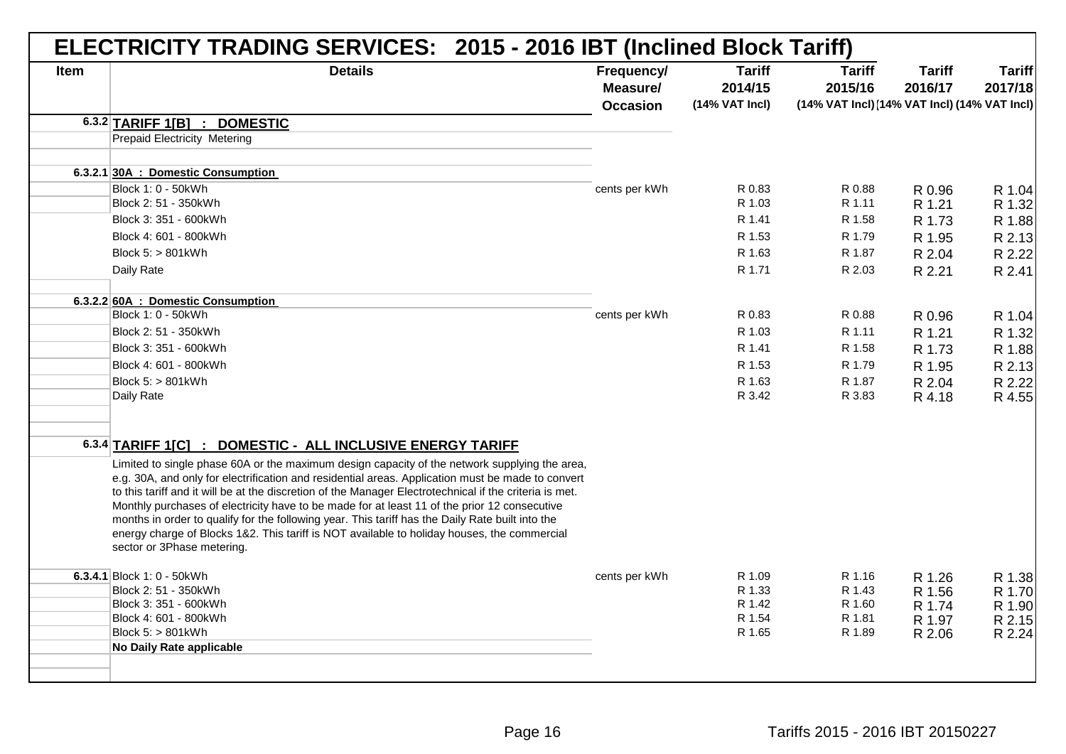# ELECTRICITY TRADING SERVICES: 2015 - 2016 IBT (Inclined Block Tariff)

| Item | Details | Frequency/ Measure/ Occasion | Tariff 2014/15 (14% VAT Incl) | Tariff 2015/16 (14% VAT Incl) | Tariff 2016/17 (14% VAT Incl) | Tariff 2017/18 (14% VAT Incl) |
|---|---|---|---|---|---|---|
| 6.3.2 | **TARIFF 1[B] : DOMESTIC** | | | | | |
| | Prepaid Electricity Metering | | | | | |
| | | | | | | |
| 6.3.2.1 | **30A : Domestic Consumption** | | | | | |
| | Block 1: 0 - 50kWh | cents per kWh | R 0.83 | R 0.88 | R 0.96 | R 1.04 |
| | Block 2: 51 - 350kWh | | R 1.03 | R 1.11 | R 1.21 | R 1.32 |
| | Block 3: 351 - 600kWh | | R 1.41 | R 1.58 | R 1.73 | R 1.88 |
| | Block 4: 601 - 800kWh | | R 1.53 | R 1.79 | R 1.95 | R 2.13 |
| | Block 5: > 801kWh | | R 1.63 | R 1.87 | R 2.04 | R 2.22 |
| | Daily Rate | | R 1.71 | R 2.03 | R 2.21 | R 2.41 |
| | | | | | | |
| 6.3.2.2 | **60A : Domestic Consumption** | | | | | |
| | Block 1: 0 - 50kWh | cents per kWh | R 0.83 | R 0.88 | R 0.96 | R 1.04 |
| | Block 2: 51 - 350kWh | | R 1.03 | R 1.11 | R 1.21 | R 1.32 |
| | Block 3: 351 - 600kWh | | R 1.41 | R 1.58 | R 1.73 | R 1.88 |
| | Block 4: 601 - 800kWh | | R 1.53 | R 1.79 | R 1.95 | R 2.13 |
| | Block 5: > 801kWh | | R 1.63 | R 1.87 | R 2.04 | R 2.22 |
| | Daily Rate | | R 3.42 | R 3.83 | R 4.18 | R 4.55 |
| | | | | | | |
| 6.3.4 | **TARIFF 1[C] : DOMESTIC - ALL INCLUSIVE ENERGY TARIFF** | | | | | |
| | Limited to single phase 60A or the maximum design capacity of the network supplying the area, e.g. 30A, and only for electrification and residential areas. Application must be made to convert to this tariff and it will be at the discretion of the Manager Electrotechnical if the criteria is met. Monthly purchases of electricity have to be made for at least 11 of the prior 12 consecutive months in order to qualify for the following year. This tariff has the Daily Rate built into the energy charge of Blocks 1&2. This tariff is NOT available to holiday houses, the commercial sector or 3Phase metering. | | | | | |
| 6.3.4.1 | Block 1: 0 - 50kWh | cents per kWh | R 1.09 | R 1.16 | R 1.26 | R 1.38 |
| | Block 2: 51 - 350kWh | | R 1.33 | R 1.43 | R 1.56 | R 1.70 |
| | Block 3: 351 - 600kWh | | R 1.42 | R 1.60 | R 1.74 | R 1.90 |
| | Block 4: 601 - 800kWh | | R 1.54 | R 1.81 | R 1.97 | R 2.15 |
| | Block 5: > 801kWh | | R 1.65 | R 1.89 | R 2.06 | R 2.24 |
| | **No Daily Rate applicable** | | | | | |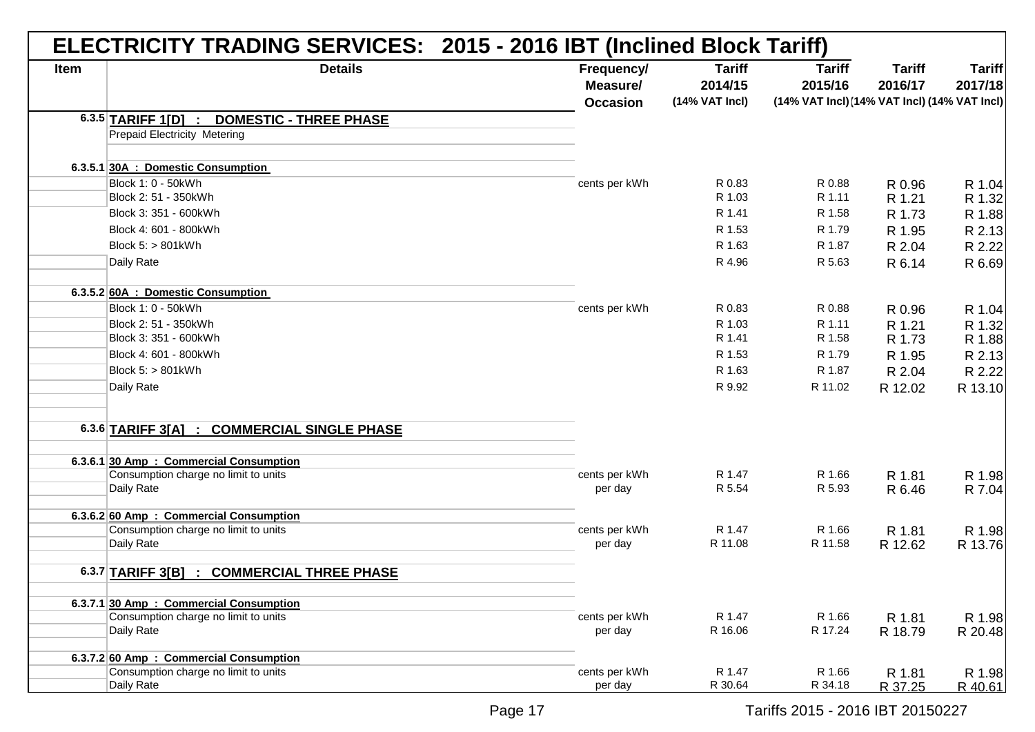# ELECTRICITY TRADING SERVICES: 2015 - 2016 IBT (Inclined Block Tariff)

| Item | Details | Frequency/ Measure/ Occasion | Tariff 2014/15 (14% VAT Incl) | Tariff 2015/16 (14% VAT Incl) | Tariff 2016/17 (14% VAT Incl) | Tariff 2017/18 (14% VAT Incl) |
|---|---|---|---|---|---|---|
| 6.3.5 | **TARIFF 1[D] : DOMESTIC - THREE PHASE** | | | | | |
| | Prepaid Electricity Metering | | | | | |
| 6.3.5.1 | **30A : Domestic Consumption** | | | | | |
| | Block 1: 0 - 50kWh | cents per kWh | R 0.83 | R 0.88 | R 0.96 | R 1.04 |
| | Block 2: 51 - 350kWh | | R 1.03 | R 1.11 | R 1.21 | R 1.32 |
| | Block 3: 351 - 600kWh | | R 1.41 | R 1.58 | R 1.73 | R 1.88 |
| | Block 4: 601 - 800kWh | | R 1.53 | R 1.79 | R 1.95 | R 2.13 |
| | Block 5: > 801kWh | | R 1.63 | R 1.87 | R 2.04 | R 2.22 |
| | Daily Rate | | R 4.96 | R 5.63 | R 6.14 | R 6.69 |
| 6.3.5.2 | **60A : Domestic Consumption** | | | | | |
| | Block 1: 0 - 50kWh | cents per kWh | R 0.83 | R 0.88 | R 0.96 | R 1.04 |
| | Block 2: 51 - 350kWh | | R 1.03 | R 1.11 | R 1.21 | R 1.32 |
| | Block 3: 351 - 600kWh | | R 1.41 | R 1.58 | R 1.73 | R 1.88 |
| | Block 4: 601 - 800kWh | | R 1.53 | R 1.79 | R 1.95 | R 2.13 |
| | Block 5: > 801kWh | | R 1.63 | R 1.87 | R 2.04 | R 2.22 |
| | Daily Rate | | R 9.92 | R 11.02 | R 12.02 | R 13.10 |
| 6.3.6 | **TARIFF 3[A] : COMMERCIAL SINGLE PHASE** | | | | | |
| 6.3.6.1 | **30 Amp : Commercial Consumption** | | | | | |
| | Consumption charge no limit to units | cents per kWh | R 1.47 | R 1.66 | R 1.81 | R 1.98 |
| | Daily Rate | per day | R 5.54 | R 5.93 | R 6.46 | R 7.04 |
| 6.3.6.2 | **60 Amp : Commercial Consumption** | | | | | |
| | Consumption charge no limit to units | cents per kWh | R 1.47 | R 1.66 | R 1.81 | R 1.98 |
| | Daily Rate | per day | R 11.08 | R 11.58 | R 12.62 | R 13.76 |
| 6.3.7 | **TARIFF 3[B] : COMMERCIAL THREE PHASE** | | | | | |
| 6.3.7.1 | **30 Amp : Commercial Consumption** | | | | | |
| | Consumption charge no limit to units | cents per kWh | R 1.47 | R 1.66 | R 1.81 | R 1.98 |
| | Daily Rate | per day | R 16.06 | R 17.24 | R 18.79 | R 20.48 |
| 6.3.7.2 | **60 Amp : Commercial Consumption** | | | | | |
| | Consumption charge no limit to units | cents per kWh | R 1.47 | R 1.66 | R 1.81 | R 1.98 |
| | Daily Rate | per day | R 30.64 | R 34.18 | R 37.25 | R 40.61 |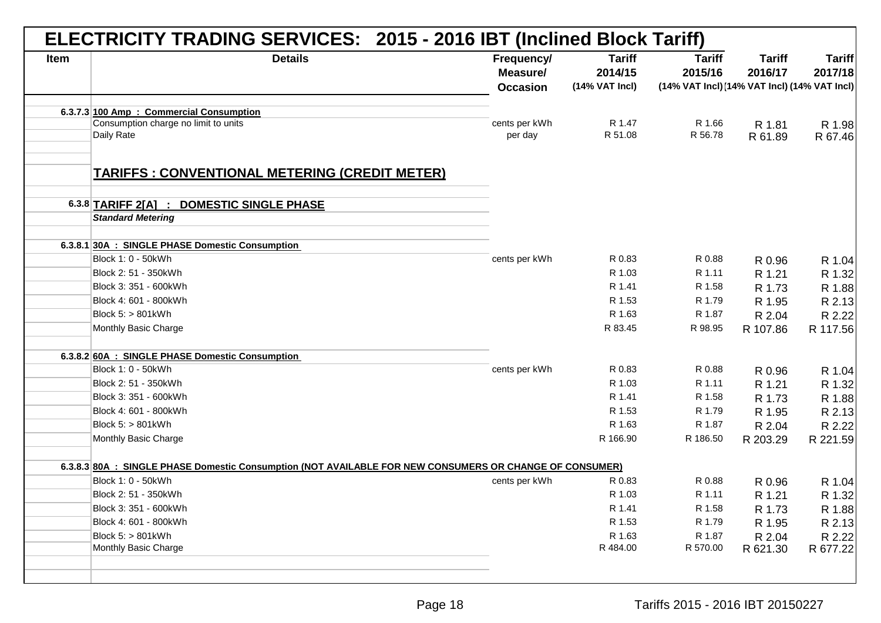# ELECTRICITY TRADING SERVICES: 2015 - 2016 IBT (Inclined Block Tariff)

| Item | Details | Frequency/ Measure/ Occasion | Tariff 2014/15 (14% VAT Incl) | Tariff 2015/16 (14% VAT Incl) | Tariff 2016/17 (14% VAT Incl) | Tariff 2017/18 (14% VAT Incl) |
|---|---|---|---|---|---|---|
| 6.3.7.3 | **100 Amp : Commercial Consumption** | | | | | |
| | Consumption charge no limit to units | cents per kWh | R 1.47 | R 1.66 | R 1.81 | R 1.98 |
| | Daily Rate | per day | R 51.08 | R 56.78 | R 61.89 | R 67.46 |
| | **TARIFFS : CONVENTIONAL METERING (CREDIT METER)** | | | | | |
| 6.3.8 | **TARIFF 2[A] : DOMESTIC SINGLE PHASE** | | | | | |
| | ***Standard Metering*** | | | | | |
| 6.3.8.1 | **30A : SINGLE PHASE Domestic Consumption** | | | | | |
| | Block 1: 0 - 50kWh | cents per kWh | R 0.83 | R 0.88 | R 0.96 | R 1.04 |
| | Block 2: 51 - 350kWh | | R 1.03 | R 1.11 | R 1.21 | R 1.32 |
| | Block 3: 351 - 600kWh | | R 1.41 | R 1.58 | R 1.73 | R 1.88 |
| | Block 4: 601 - 800kWh | | R 1.53 | R 1.79 | R 1.95 | R 2.13 |
| | Block 5: > 801kWh | | R 1.63 | R 1.87 | R 2.04 | R 2.22 |
| | Monthly Basic Charge | | R 83.45 | R 98.95 | R 107.86 | R 117.56 |
| 6.3.8.2 | **60A : SINGLE PHASE Domestic Consumption** | | | | | |
| | Block 1: 0 - 50kWh | cents per kWh | R 0.83 | R 0.88 | R 0.96 | R 1.04 |
| | Block 2: 51 - 350kWh | | R 1.03 | R 1.11 | R 1.21 | R 1.32 |
| | Block 3: 351 - 600kWh | | R 1.41 | R 1.58 | R 1.73 | R 1.88 |
| | Block 4: 601 - 800kWh | | R 1.53 | R 1.79 | R 1.95 | R 2.13 |
| | Block 5: > 801kWh | | R 1.63 | R 1.87 | R 2.04 | R 2.22 |
| | Monthly Basic Charge | | R 166.90 | R 186.50 | R 203.29 | R 221.59 |
| 6.3.8.3 | **80A : SINGLE PHASE Domestic Consumption (NOT AVAILABLE FOR NEW CONSUMERS OR CHANGE OF CONSUMER)** | | | | | |
| | Block 1: 0 - 50kWh | cents per kWh | R 0.83 | R 0.88 | R 0.96 | R 1.04 |
| | Block 2: 51 - 350kWh | | R 1.03 | R 1.11 | R 1.21 | R 1.32 |
| | Block 3: 351 - 600kWh | | R 1.41 | R 1.58 | R 1.73 | R 1.88 |
| | Block 4: 601 - 800kWh | | R 1.53 | R 1.79 | R 1.95 | R 2.13 |
| | Block 5: > 801kWh | | R 1.63 | R 1.87 | R 2.04 | R 2.22 |
| | Monthly Basic Charge | | R 484.00 | R 570.00 | R 621.30 | R 677.22 |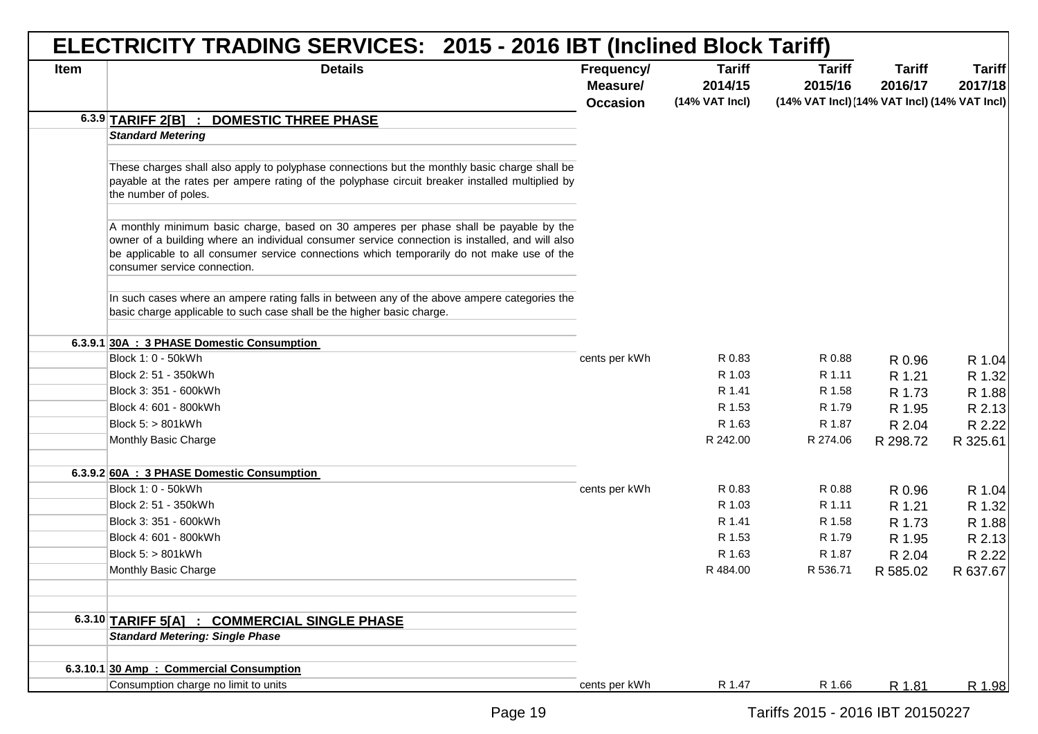# ELECTRICITY TRADING SERVICES: 2015 - 2016 IBT (Inclined Block Tariff)

| Item | Details | Frequency/ Measure/ Occasion | Tariff 2014/15 (14% VAT Incl) | Tariff 2015/16 (14% VAT Incl) | Tariff 2016/17 (14% VAT Incl) | Tariff 2017/18 (14% VAT Incl) |
|---|---|---|---|---|---|---|
| 6.3.9 | **TARIFF 2[B] : DOMESTIC THREE PHASE** | | | | | |
| | ***Standard Metering*** | | | | | |
| | These charges shall also apply to polyphase connections but the monthly basic charge shall be payable at the rates per ampere rating of the polyphase circuit breaker installed multiplied by the number of poles. | | | | | |
| | A monthly minimum basic charge, based on 30 amperes per phase shall be payable by the owner of a building where an individual consumer service connection is installed, and will also be applicable to all consumer service connections which temporarily do not make use of the consumer service connection. | | | | | |
| | In such cases where an ampere rating falls in between any of the above ampere categories the basic charge applicable to such case shall be the higher basic charge. | | | | | |
| 6.3.9.1 | **30A : 3 PHASE Domestic Consumption** | | | | | |
| | Block 1: 0 - 50kWh | cents per kWh | R 0.83 | R 0.88 | R 0.96 | R 1.04 |
| | Block 2: 51 - 350kWh | | R 1.03 | R 1.11 | R 1.21 | R 1.32 |
| | Block 3: 351 - 600kWh | | R 1.41 | R 1.58 | R 1.73 | R 1.88 |
| | Block 4: 601 - 800kWh | | R 1.53 | R 1.79 | R 1.95 | R 2.13 |
| | Block 5: > 801kWh | | R 1.63 | R 1.87 | R 2.04 | R 2.22 |
| | Monthly Basic Charge | | R 242.00 | R 274.06 | R 298.72 | R 325.61 |
| 6.3.9.2 | **60A : 3 PHASE Domestic Consumption** | | | | | |
| | Block 1: 0 - 50kWh | cents per kWh | R 0.83 | R 0.88 | R 0.96 | R 1.04 |
| | Block 2: 51 - 350kWh | | R 1.03 | R 1.11 | R 1.21 | R 1.32 |
| | Block 3: 351 - 600kWh | | R 1.41 | R 1.58 | R 1.73 | R 1.88 |
| | Block 4: 601 - 800kWh | | R 1.53 | R 1.79 | R 1.95 | R 2.13 |
| | Block 5: > 801kWh | | R 1.63 | R 1.87 | R 2.04 | R 2.22 |
| | Monthly Basic Charge | | R 484.00 | R 536.71 | R 585.02 | R 637.67 |
| 6.3.10 | **TARIFF 5[A] : COMMERCIAL SINGLE PHASE** | | | | | |
| | ***Standard Metering: Single Phase*** | | | | | |
| 6.3.10.1 | **30 Amp : Commercial Consumption** | | | | | |
| | Consumption charge no limit to units | cents per kWh | R 1.47 | R 1.66 | R 1.81 | R 1.98 |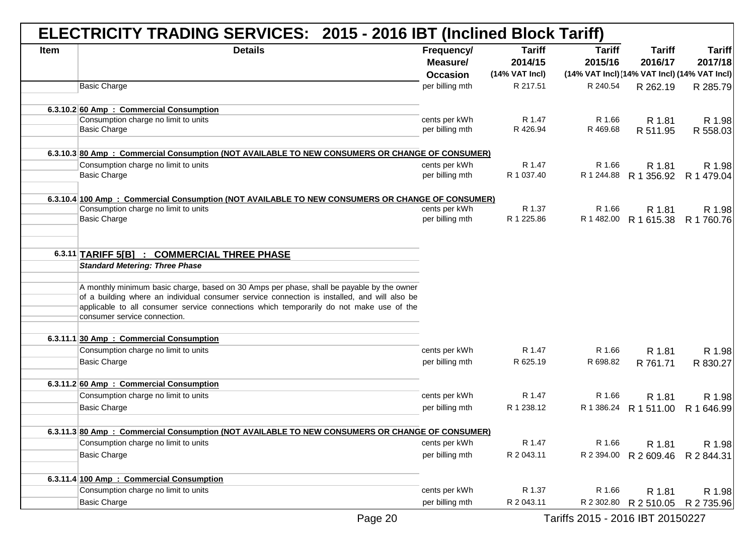# ELECTRICITY TRADING SERVICES: 2015 - 2016 IBT (Inclined Block Tariff)

| Item | Details | Frequency/ Measure/ Occasion | Tariff 2014/15 (14% VAT Incl) | Tariff 2015/16 (14% VAT Incl) | Tariff 2016/17 (14% VAT Incl) | Tariff 2017/18 (14% VAT Incl) |
|---|---|---|---|---|---|---|
| | Basic Charge | per billing mth | R 217.51 | R 240.54 | R 262.19 | R 285.79 |
| | | | | | | |
| 6.3.10.2 | **60 Amp : Commercial Consumption** | | | | | |
| | Consumption charge no limit to units | cents per kWh | R 1.47 | R 1.66 | R 1.81 | R 1.98 |
| | Basic Charge | per billing mth | R 426.94 | R 469.68 | R 511.95 | R 558.03 |
| | | | | | | |
| 6.3.10.3 | **80 Amp : Commercial Consumption (NOT AVAILABLE TO NEW CONSUMERS OR CHANGE OF CONSUMER)** | | | | | |
| | Consumption charge no limit to units | cents per kWh | R 1.47 | R 1.66 | R 1.81 | R 1.98 |
| | Basic Charge | per billing mth | R 1 037.40 | R 1 244.88 | R 1 356.92 | R 1 479.04 |
| | | | | | | |
| 6.3.10.4 | **100 Amp : Commercial Consumption (NOT AVAILABLE TO NEW CONSUMERS OR CHANGE OF CONSUMER)** | | | | | |
| | Consumption charge no limit to units | cents per kWh | R 1.37 | R 1.66 | R 1.81 | R 1.98 |
| | Basic Charge | per billing mth | R 1 225.86 | R 1 482.00 | R 1 615.38 | R 1 760.76 |
| | | | | | | |
| 6.3.11 | **TARIFF 5[B] : COMMERCIAL THREE PHASE** | | | | | |
| | ***Standard Metering: Three Phase*** | | | | | |
| | | | | | | |
| | A monthly minimum basic charge, based on 30 Amps per phase, shall be payable by the owner of a building where an individual consumer service connection is installed, and will also be applicable to all consumer service connections which temporarily do not make use of the consumer service connection. | | | | | |
| | | | | | | |
| 6.3.11.1 | **30 Amp : Commercial Consumption** | | | | | |
| | Consumption charge no limit to units | cents per kWh | R 1.47 | R 1.66 | R 1.81 | R 1.98 |
| | Basic Charge | per billing mth | R 625.19 | R 698.82 | R 761.71 | R 830.27 |
| | | | | | | |
| 6.3.11.2 | **60 Amp : Commercial Consumption** | | | | | |
| | Consumption charge no limit to units | cents per kWh | R 1.47 | R 1.66 | R 1.81 | R 1.98 |
| | Basic Charge | per billing mth | R 1 238.12 | R 1 386.24 | R 1 511.00 | R 1 646.99 |
| | | | | | | |
| 6.3.11.3 | **80 Amp : Commercial Consumption (NOT AVAILABLE TO NEW CONSUMERS OR CHANGE OF CONSUMER)** | | | | | |
| | Consumption charge no limit to units | cents per kWh | R 1.47 | R 1.66 | R 1.81 | R 1.98 |
| | Basic Charge | per billing mth | R 2 043.11 | R 2 394.00 | R 2 609.46 | R 2 844.31 |
| | | | | | | |
| 6.3.11.4 | **100 Amp : Commercial Consumption** | | | | | |
| | Consumption charge no limit to units | cents per kWh | R 1.37 | R 1.66 | R 1.81 | R 1.98 |
| | Basic Charge | per billing mth | R 2 043.11 | R 2 302.80 | R 2 510.05 | R 2 735.96 |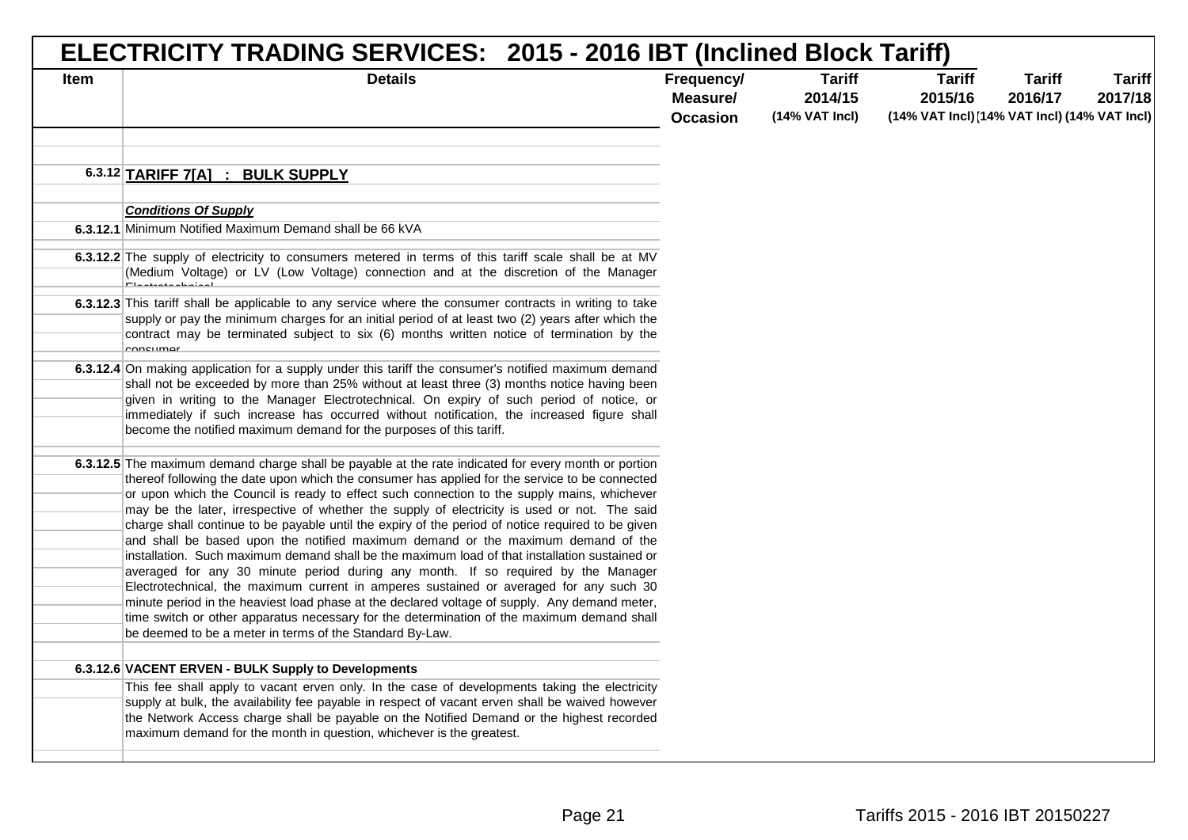# ELECTRICITY TRADING SERVICES: 2015 - 2016 IBT (Inclined Block Tariff)

| Item | Details | Frequency/ Measure/ Occasion | Tariff 2014/15 (14% VAT Incl) | Tariff 2015/16 (14% VAT Incl) | Tariff 2016/17 (14% VAT Incl) | Tariff 2017/18 (14% VAT Incl) |
|---|---|---|---|---|---|---|
| 6.3.12 | **TARIFF 7[A] : BULK SUPPLY** | | | | | |
| | ***Conditions Of Supply*** | | | | | |
| 6.3.12.1 | Minimum Notified Maximum Demand shall be 66 kVA | | | | | |
| 6.3.12.2 | The supply of electricity to consumers metered in terms of this tariff scale shall be at MV (Medium Voltage) or LV (Low Voltage) connection and at the discretion of the Manager Electrotechnical. | | | | | |
| 6.3.12.3 | This tariff shall be applicable to any service where the consumer contracts in writing to take supply or pay the minimum charges for an initial period of at least two (2) years after which the contract may be terminated subject to six (6) months written notice of termination by the consumer. | | | | | |
| 6.3.12.4 | On making application for a supply under this tariff the consumer's notified maximum demand shall not be exceeded by more than 25% without at least three (3) months notice having been given in writing to the Manager Electrotechnical. On expiry of such period of notice, or immediately if such increase has occurred without notification, the increased figure shall become the notified maximum demand for the purposes of this tariff. | | | | | |
| 6.3.12.5 | The maximum demand charge shall be payable at the rate indicated for every month or portion thereof following the date upon which the consumer has applied for the service to be connected or upon which the Council is ready to effect such connection to the supply mains, whichever may be the later, irrespective of whether the supply of electricity is used or not. The said charge shall continue to be payable until the expiry of the period of notice required to be given and shall be based upon the notified maximum demand or the maximum demand of the installation. Such maximum demand shall be the maximum load of that installation sustained or averaged for any 30 minute period during any month. If so required by the Manager Electrotechnical, the maximum current in amperes sustained or averaged for any such 30 minute period in the heaviest load phase at the declared voltage of supply. Any demand meter, time switch or other apparatus necessary for the determination of the maximum demand shall be deemed to be a meter in terms of the Standard By-Law. | | | | | |
| 6.3.12.6 | **VACENT ERVEN - BULK Supply to Developments** | | | | | |
| | This fee shall apply to vacant erven only. In the case of developments taking the electricity supply at bulk, the availability fee payable in respect of vacant erven shall be waived however the Network Access charge shall be payable on the Notified Demand or the highest recorded maximum demand for the month in question, whichever is the greatest. | | | | | |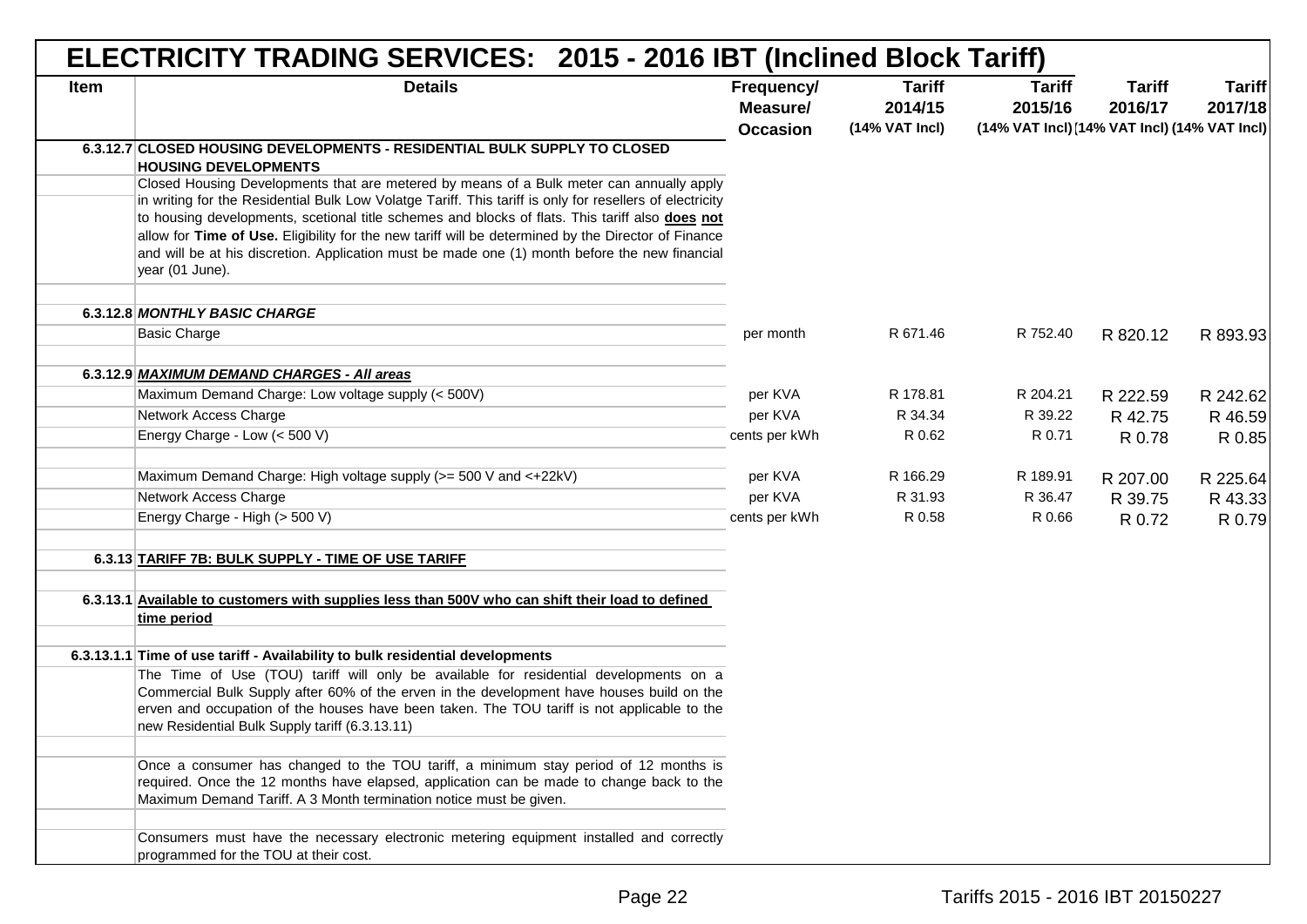# ELECTRICITY TRADING SERVICES: 2015 - 2016 IBT (Inclined Block Tariff)

| Item | Details | Frequency/ Measure/ Occasion | Tariff 2014/15 (14% VAT Incl) | Tariff 2015/16 (14% VAT Incl) | Tariff 2016/17 (14% VAT Incl) | Tariff 2017/18 (14% VAT Incl) |
|---|---|---|---|---|---|---|
| 6.3.12.7 | **CLOSED HOUSING DEVELOPMENTS - RESIDENTIAL BULK SUPPLY TO CLOSED HOUSING DEVELOPMENTS** | | | | | |
| | Closed Housing Developments that are metered by means of a Bulk meter can annually apply in writing for the Residential Bulk Low Volatge Tariff. This tariff is only for resellers of electricity to housing developments, scetional title schemes and blocks of flats. This tariff also **does not** allow for **Time of Use.** Eligibility for the new tariff will be determined by the Director of Finance and will be at his discretion. Application must be made one (1) month before the new financial year (01 June). | | | | | |
| | | | | | | |
| 6.3.12.8 | ***MONTHLY BASIC CHARGE*** | | | | | |
| | Basic Charge | per month | R 671.46 | R 752.40 | R 820.12 | R 893.93 |
| | | | | | | |
| 6.3.12.9 | ***MAXIMUM DEMAND CHARGES - All areas*** | | | | | |
| | Maximum Demand Charge: Low voltage supply (< 500V) | per KVA | R 178.81 | R 204.21 | R 222.59 | R 242.62 |
| | Network Access Charge | per KVA | R 34.34 | R 39.22 | R 42.75 | R 46.59 |
| | Energy Charge - Low (< 500 V) | cents per kWh | R 0.62 | R 0.71 | R 0.78 | R 0.85 |
| | | | | | | |
| | Maximum Demand Charge: High voltage supply (>= 500 V and <+22kV) | per KVA | R 166.29 | R 189.91 | R 207.00 | R 225.64 |
| | Network Access Charge | per KVA | R 31.93 | R 36.47 | R 39.75 | R 43.33 |
| | Energy Charge - High (> 500 V) | cents per kWh | R 0.58 | R 0.66 | R 0.72 | R 0.79 |
| | | | | | | |
| 6.3.13 | **TARIFF 7B: BULK SUPPLY - TIME OF USE TARIFF** | | | | | |
| | | | | | | |
| 6.3.13.1 | **Available to customers with supplies less than 500V who can shift their load to defined time period** | | | | | |
| | | | | | | |
| 6.3.13.1.1 | **Time of use tariff - Availability to bulk residential developments** | | | | | |
| | The Time of Use (TOU) tariff will only be available for residential developments on a Commercial Bulk Supply after 60% of the erven in the development have houses build on the erven and occupation of the houses have been taken. The TOU tariff is not applicable to the new Residential Bulk Supply tariff (6.3.13.11) | | | | | |
| | | | | | | |
| | Once a consumer has changed to the TOU tariff, a minimum stay period of 12 months is required. Once the 12 months have elapsed, application can be made to change back to the Maximum Demand Tariff. A 3 Month termination notice must be given. | | | | | |
| | | | | | | |
| | Consumers must have the necessary electronic metering equipment installed and correctly programmed for the TOU at their cost. | | | | | |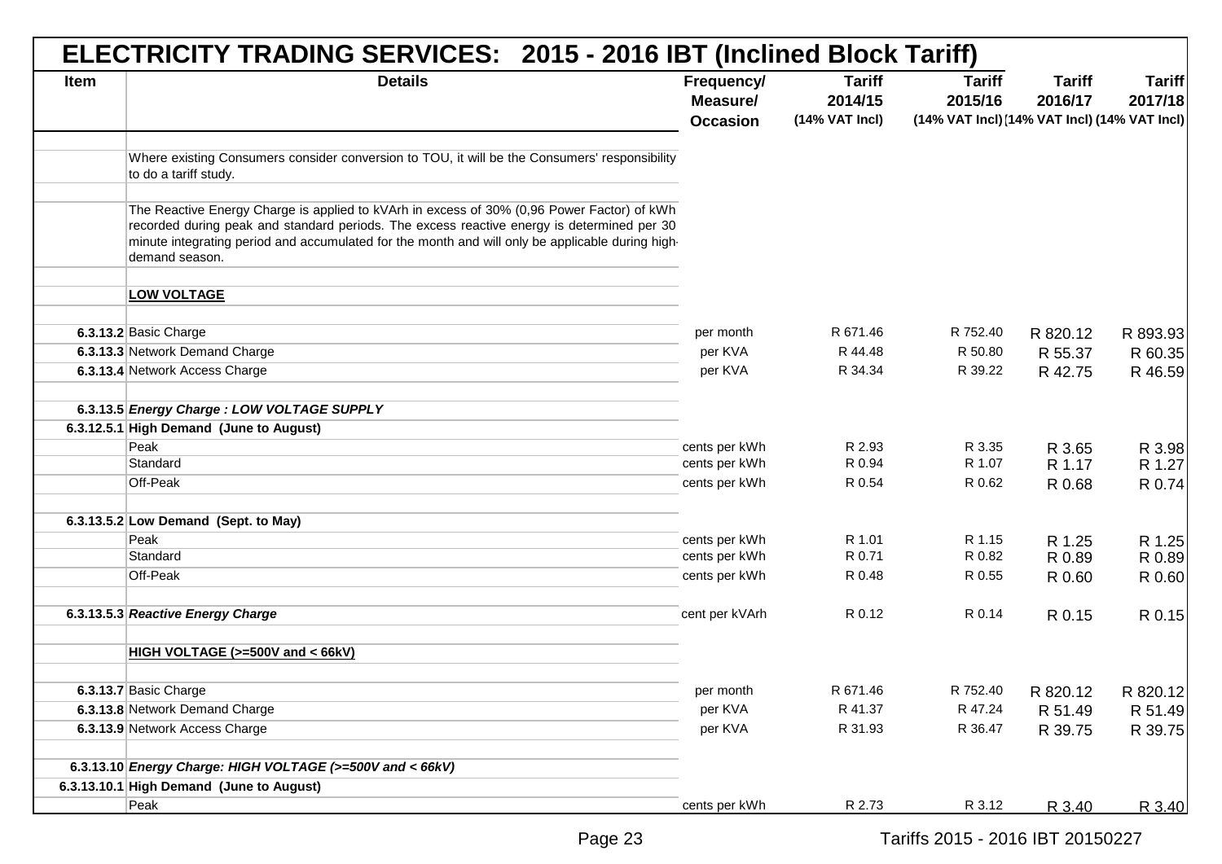# ELECTRICITY TRADING SERVICES: 2015 - 2016 IBT (Inclined Block Tariff)

| Item | Details | Frequency/ Measure/ Occasion | Tariff 2014/15 (14% VAT Incl) | Tariff 2015/16 (14% VAT Incl) | Tariff 2016/17 (14% VAT Incl) | Tariff 2017/18 (14% VAT Incl) |
|---|---|---|---|---|---|---|
| | Where existing Consumers consider conversion to TOU, it will be the Consumers' responsibility to do a tariff study. | | | | | |
| | The Reactive Energy Charge is applied to kVArh in excess of 30% (0,96 Power Factor) of kWh recorded during peak and standard periods. The excess reactive energy is determined per 30 minute integrating period and accumulated for the month and will only be applicable during high-demand season. | | | | | |
| | **LOW VOLTAGE** | | | | | |
| **6.3.13.2** | Basic Charge | per month | R 671.46 | R 752.40 | R 820.12 | R 893.93 |
| **6.3.13.3** | Network Demand Charge | per KVA | R 44.48 | R 50.80 | R 55.37 | R 60.35 |
| **6.3.13.4** | Network Access Charge | per KVA | R 34.34 | R 39.22 | R 42.75 | R 46.59 |
| **6.3.13.5** | ***Energy Charge : LOW VOLTAGE SUPPLY*** | | | | | |
| **6.3.12.5.1** | **High Demand (June to August)** | | | | | |
| | Peak | cents per kWh | R 2.93 | R 3.35 | R 3.65 | R 3.98 |
| | Standard | cents per kWh | R 0.94 | R 1.07 | R 1.17 | R 1.27 |
| | Off-Peak | cents per kWh | R 0.54 | R 0.62 | R 0.68 | R 0.74 |
| **6.3.13.5.2** | **Low Demand (Sept. to May)** | | | | | |
| | Peak | cents per kWh | R 1.01 | R 1.15 | R 1.25 | R 1.25 |
| | Standard | cents per kWh | R 0.71 | R 0.82 | R 0.89 | R 0.89 |
| | Off-Peak | cents per kWh | R 0.48 | R 0.55 | R 0.60 | R 0.60 |
| **6.3.13.5.3** | ***Reactive Energy Charge*** | cent per kVArh | R 0.12 | R 0.14 | R 0.15 | R 0.15 |
| | **HIGH VOLTAGE (>=500V and < 66kV)** | | | | | |
| **6.3.13.7** | Basic Charge | per month | R 671.46 | R 752.40 | R 820.12 | R 820.12 |
| **6.3.13.8** | Network Demand Charge | per KVA | R 41.37 | R 47.24 | R 51.49 | R 51.49 |
| **6.3.13.9** | Network Access Charge | per KVA | R 31.93 | R 36.47 | R 39.75 | R 39.75 |
| **6.3.13.10** | ***Energy Charge: HIGH VOLTAGE (>=500V and < 66kV)*** | | | | | |
| **6.3.13.10.1** | **High Demand (June to August)** | | | | | |
| | Peak | cents per kWh | R 2.73 | R 3.12 | R 3.40 | R 3.40 |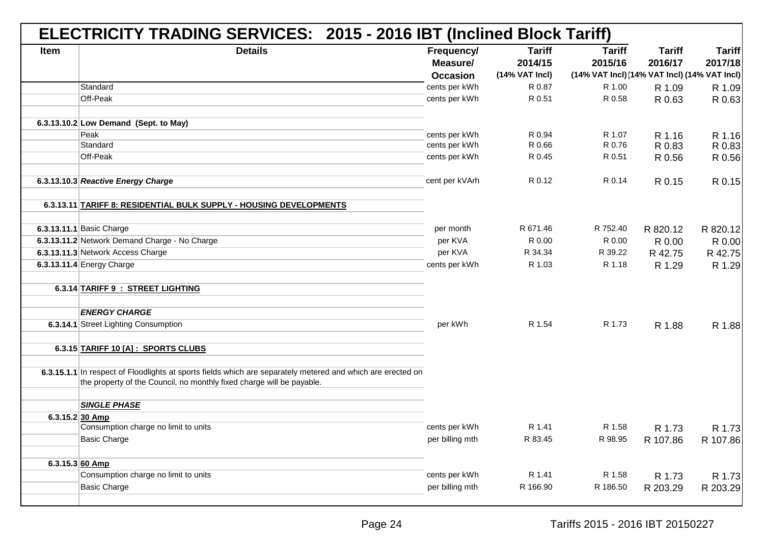## ELECTRICITY TRADING SERVICES: 2015 - 2016 IBT (Inclined Block Tariff)

| Item | Details | Frequency/ Measure/ Occasion | Tariff 2014/15 (14% VAT Incl) | Tariff 2015/16 (14% VAT Incl) | Tariff 2016/17 (14% VAT Incl) | Tariff 2017/18 (14% VAT Incl) |
|---|---|---|---|---|---|---|
| | Standard | cents per kWh | R 0.87 | R 1.00 | R 1.09 | R 1.09 |
| | Off-Peak | cents per kWh | R 0.51 | R 0.58 | R 0.63 | R 0.63 |
| | | | | | | |
| **6.3.13.10.2** | **Low Demand (Sept. to May)** | | | | | |
| | Peak | cents per kWh | R 0.94 | R 1.07 | R 1.16 | R 1.16 |
| | Standard | cents per kWh | R 0.66 | R 0.76 | R 0.83 | R 0.83 |
| | Off-Peak | cents per kWh | R 0.45 | R 0.51 | R 0.56 | R 0.56 |
| | | | | | | |
| **6.3.13.10.3** | ***Reactive Energy Charge*** | cent per kVArh | R 0.12 | R 0.14 | R 0.15 | R 0.15 |
| | | | | | | |
| **6.3.13.11** | **TARIFF 8: RESIDENTIAL BULK SUPPLY - HOUSING DEVELOPMENTS** | | | | | |
| | | | | | | |
| **6.3.13.11.1** | Basic Charge | per month | R 671.46 | R 752.40 | R 820.12 | R 820.12 |
| **6.3.13.11.2** | Network Demand Charge - No Charge | per KVA | R 0.00 | R 0.00 | R 0.00 | R 0.00 |
| **6.3.13.11.3** | Network Access Charge | per KVA | R 34.34 | R 39.22 | R 42.75 | R 42.75 |
| **6.3.13.11.4** | Energy Charge | cents per kWh | R 1.03 | R 1.18 | R 1.29 | R 1.29 |
| | | | | | | |
| **6.3.14** | **TARIFF 9 : STREET LIGHTING** | | | | | |
| | | | | | | |
| | ***ENERGY CHARGE*** | | | | | |
| **6.3.14.1** | Street Lighting Consumption | per kWh | R 1.54 | R 1.73 | R 1.88 | R 1.88 |
| | | | | | | |
| **6.3.15** | **TARIFF 10 [A] : SPORTS CLUBS** | | | | | |
| | | | | | | |
| **6.3.15.1.1** | In respect of Floodlights at sports fields which are separately metered and which are erected on the property of the Council, no monthly fixed charge will be payable. | | | | | |
| | | | | | | |
| | ***SINGLE PHASE*** | | | | | |
| **6.3.15.2** | **30 Amp** | | | | | |
| | Consumption charge no limit to units | cents per kWh | R 1.41 | R 1.58 | R 1.73 | R 1.73 |
| | Basic Charge | per billing mth | R 83.45 | R 98.95 | R 107.86 | R 107.86 |
| | | | | | | |
| **6.3.15.3** | **60 Amp** | | | | | |
| | Consumption charge no limit to units | cents per kWh | R 1.41 | R 1.58 | R 1.73 | R 1.73 |
| | Basic Charge | per billing mth | R 166.90 | R 186.50 | R 203.29 | R 203.29 |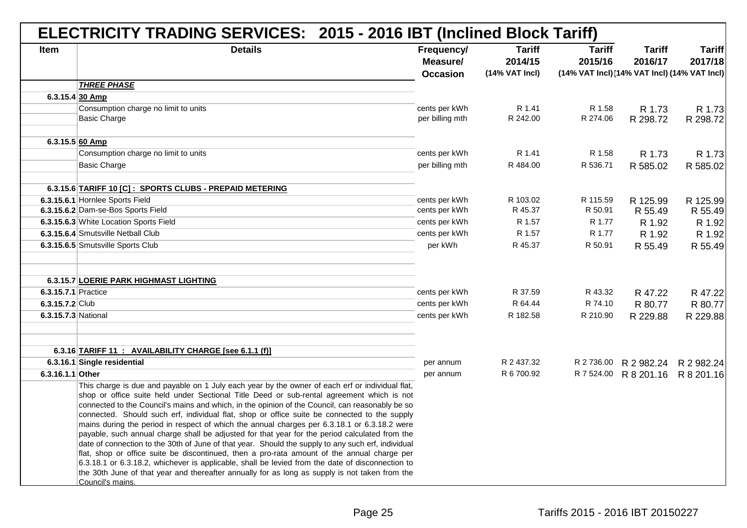# ELECTRICITY TRADING SERVICES: 2015 - 2016 IBT (Inclined Block Tariff)

| Item | Details | Frequency/ Measure/ Occasion | Tariff 2014/15 (14% VAT Incl) | Tariff 2015/16 (14% VAT Incl) | Tariff 2016/17 (14% VAT Incl) | Tariff 2017/18 (14% VAT Incl) |
|---|---|---|---|---|---|---|
| | ***THREE PHASE*** | | | | | |
| 6.3.15.4 | **30 Amp** | | | | | |
| | Consumption charge no limit to units | cents per kWh | R 1.41 | R 1.58 | R 1.73 | R 1.73 |
| | Basic Charge | per billing mth | R 242.00 | R 274.06 | R 298.72 | R 298.72 |
| | | | | | | |
| 6.3.15.5 | **60 Amp** | | | | | |
| | Consumption charge no limit to units | cents per kWh | R 1.41 | R 1.58 | R 1.73 | R 1.73 |
| | Basic Charge | per billing mth | R 484.00 | R 536.71 | R 585.02 | R 585.02 |
| | | | | | | |
| 6.3.15.6 | **TARIFF 10 [C] : SPORTS CLUBS - PREPAID METERING** | | | | | |
| 6.3.15.6.1 | Hornlee Sports Field | cents per kWh | R 103.02 | R 115.59 | R 125.99 | R 125.99 |
| 6.3.15.6.2 | Dam-se-Bos Sports Field | cents per kWh | R 45.37 | R 50.91 | R 55.49 | R 55.49 |
| 6.3.15.6.3 | White Location Sports Field | cents per kWh | R 1.57 | R 1.77 | R 1.92 | R 1.92 |
| 6.3.15.6.4 | Smutsville Netball Club | cents per kWh | R 1.57 | R 1.77 | R 1.92 | R 1.92 |
| 6.3.15.6.5 | Smutsville Sports Club | per kWh | R 45.37 | R 50.91 | R 55.49 | R 55.49 |
| | | | | | | |
| | | | | | | |
| 6.3.15.7 | **LOERIE PARK HIGHMAST LIGHTING** | | | | | |
| 6.3.15.7.1 | Practice | cents per kWh | R 37.59 | R 43.32 | R 47.22 | R 47.22 |
| 6.3.15.7.2 | Club | cents per kWh | R 64.44 | R 74.10 | R 80.77 | R 80.77 |
| 6.3.15.7.3 | National | cents per kWh | R 182.58 | R 210.90 | R 229.88 | R 229.88 |
| | | | | | | |
| | | | | | | |
| 6.3.16 | **TARIFF 11 : AVAILABILITY CHARGE [see 6.1.1 (f)]** | | | | | |
| 6.3.16.1 | **Single residential** | per annum | R 2 437.32 | R 2 736.00 | R 2 982.24 | R 2 982.24 |
| 6.3.16.1.1 | **Other** | per annum | R 6 700.92 | R 7 524.00 | R 8 201.16 | R 8 201.16 |
| | This charge is due and payable on 1 July each year by the owner of each erf or individual flat, shop or office suite held under Sectional Title Deed or sub-rental agreement which is not connected to the Council's mains and which, in the opinion of the Council, can reasonably be so connected. Should such erf, individual flat, shop or office suite be connected to the supply mains during the period in respect of which the annual charges per 6.3.18.1 or 6.3.18.2 were payable, such annual charge shall be adjusted for that year for the period calculated from the date of connection to the 30th of June of that year. Should the supply to any such erf, individual flat, shop or office suite be discontinued, then a pro-rata amount of the annual charge per 6.3.18.1 or 6.3.18.2, whichever is applicable, shall be levied from the date of disconnection to the 30th June of that year and thereafter annually for as long as supply is not taken from the Council's mains. | | | | | |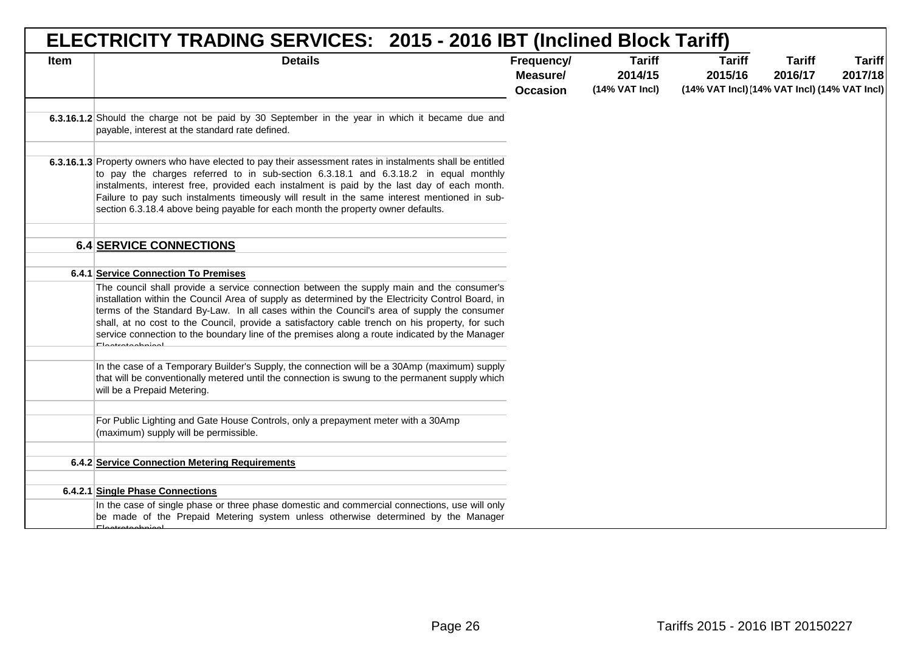# ELECTRICITY TRADING SERVICES: 2015 - 2016 IBT (Inclined Block Tariff)

| Item | Details | Frequency/ Measure/ Occasion | Tariff 2014/15 (14% VAT Incl) | Tariff 2015/16 (14% VAT Incl) | Tariff 2016/17 (14% VAT Incl) | Tariff 2017/18 (14% VAT Incl) |
|---|---|---|---|---|---|---|
| 6.3.16.1.2 | Should the charge not be paid by 30 September in the year in which it became due and payable, interest at the standard rate defined. | | | | | |
| 6.3.16.1.3 | Property owners who have elected to pay their assessment rates in instalments shall be entitled to pay the charges referred to in sub-section 6.3.18.1 and 6.3.18.2 in equal monthly instalments, interest free, provided each instalment is paid by the last day of each month. Failure to pay such instalments timeously will result in the same interest mentioned in sub-section 6.3.18.4 above being payable for each month the property owner defaults. | | | | | |
| **6.4** | **SERVICE CONNECTIONS** | | | | | |
| **6.4.1** | **Service Connection To Premises** | | | | | |
| | The council shall provide a service connection between the supply main and the consumer's installation within the Council Area of supply as determined by the Electricity Control Board, in terms of the Standard By-Law. In all cases within the Council's area of supply the consumer shall, at no cost to the Council, provide a satisfactory cable trench on his property, for such service connection to the boundary line of the premises along a route indicated by the Manager Electrotechnical | | | | | |
| | In the case of a Temporary Builder's Supply, the connection will be a 30Amp (maximum) supply that will be conventionally metered until the connection is swung to the permanent supply which will be a Prepaid Metering. | | | | | |
| | For Public Lighting and Gate House Controls, only a prepayment meter with a 30Amp (maximum) supply will be permissible. | | | | | |
| **6.4.2** | **Service Connection Metering Requirements** | | | | | |
| **6.4.2.1** | **Single Phase Connections** | | | | | |
| | In the case of single phase or three phase domestic and commercial connections, use will only be made of the Prepaid Metering system unless otherwise determined by the Manager Electrotechnical | | | | | |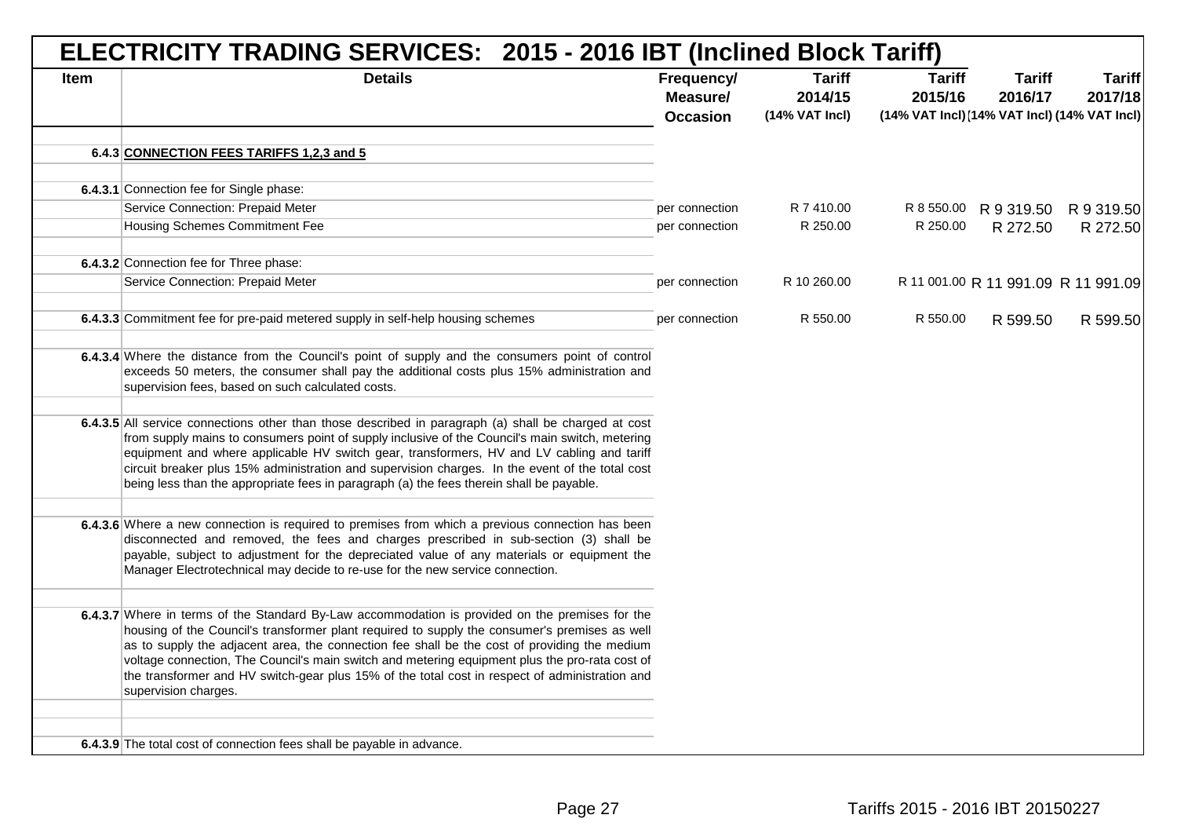# ELECTRICITY TRADING SERVICES: 2015 - 2016 IBT (Inclined Block Tariff)

| Item | Details | Frequency/ Measure/ Occasion | Tariff 2014/15 (14% VAT Incl) | Tariff 2015/16 (14% VAT Incl) | Tariff 2016/17 (14% VAT Incl) | Tariff 2017/18 (14% VAT Incl) |
|---|---|---|---|---|---|---|
| 6.4.3 | **CONNECTION FEES TARIFFS 1,2,3 and 5** | | | | | |
| 6.4.3.1 | Connection fee for Single phase: | | | | | |
| | Service Connection: Prepaid Meter | per connection | R 7 410.00 | R 8 550.00 | R 9 319.50 | R 9 319.50 |
| | Housing Schemes Commitment Fee | per connection | R 250.00 | R 250.00 | R 272.50 | R 272.50 |
| 6.4.3.2 | Connection fee for Three phase: | | | | | |
| | Service Connection: Prepaid Meter | per connection | R 10 260.00 | R 11 001.00 | R 11 991.09 | R 11 991.09 |
| 6.4.3.3 | Commitment fee for pre-paid metered supply in self-help housing schemes | per connection | R 550.00 | R 550.00 | R 599.50 | R 599.50 |
| 6.4.3.4 | Where the distance from the Council's point of supply and the consumers point of control exceeds 50 meters, the consumer shall pay the additional costs plus 15% administration and supervision fees, based on such calculated costs. | | | | | |
| 6.4.3.5 | All service connections other than those described in paragraph (a) shall be charged at cost from supply mains to consumers point of supply inclusive of the Council's main switch, metering equipment and where applicable HV switch gear, transformers, HV and LV cabling and tariff circuit breaker plus 15% administration and supervision charges. In the event of the total cost being less than the appropriate fees in paragraph (a) the fees therein shall be payable. | | | | | |
| 6.4.3.6 | Where a new connection is required to premises from which a previous connection has been disconnected and removed, the fees and charges prescribed in sub-section (3) shall be payable, subject to adjustment for the depreciated value of any materials or equipment the Manager Electrotechnical may decide to re-use for the new service connection. | | | | | |
| 6.4.3.7 | Where in terms of the Standard By-Law accommodation is provided on the premises for the housing of the Council's transformer plant required to supply the consumer's premises as well as to supply the adjacent area, the connection fee shall be the cost of providing the medium voltage connection, The Council's main switch and metering equipment plus the pro-rata cost of the transformer and HV switch-gear plus 15% of the total cost in respect of administration and supervision charges. | | | | | |
| 6.4.3.9 | The total cost of connection fees shall be payable in advance. | | | | | |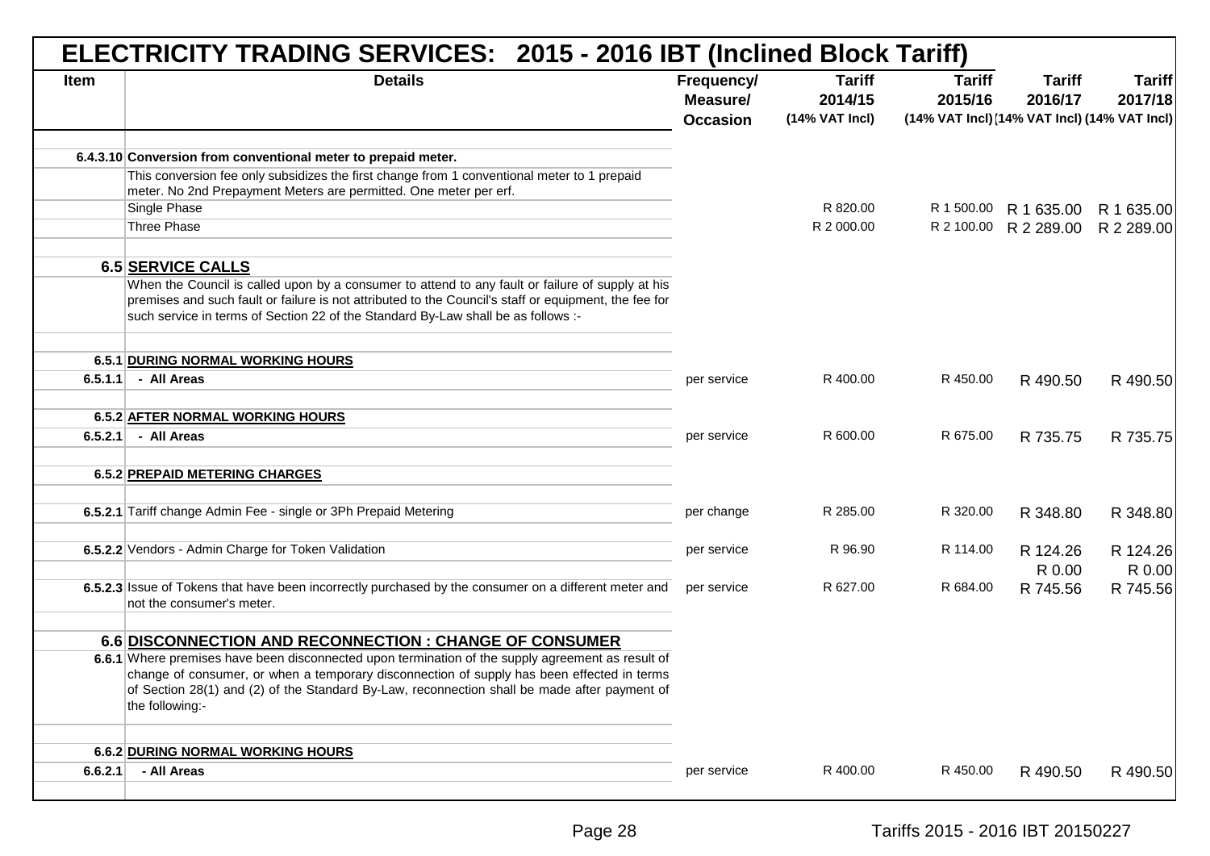# ELECTRICITY TRADING SERVICES: 2015 - 2016 IBT (Inclined Block Tariff)

| Item | Details | Frequency/ Measure/ Occasion | Tariff 2014/15 (14% VAT Incl) | Tariff 2015/16 (14% VAT Incl) | Tariff 2016/17 (14% VAT Incl) | Tariff 2017/18 (14% VAT Incl) |
|---|---|---|---|---|---|---|
| 6.4.3.10 | **Conversion from conventional meter to prepaid meter.** | | | | | |
| | This conversion fee only subsidizes the first change from 1 conventional meter to 1 prepaid meter. No 2nd Prepayment Meters are permitted. One meter per erf. | | | | | |
| | Single Phase | | R 820.00 | R 1 500.00 | R 1 635.00 | R 1 635.00 |
| | Three Phase | | R 2 000.00 | R 2 100.00 | R 2 289.00 | R 2 289.00 |
| **6.5** | **SERVICE CALLS** | | | | | |
| | When the Council is called upon by a consumer to attend to any fault or failure of supply at his premises and such fault or failure is not attributed to the Council's staff or equipment, the fee for such service in terms of Section 22 of the Standard By-Law shall be as follows :- | | | | | |
| **6.5.1** | **DURING NORMAL WORKING HOURS** | | | | | |
| **6.5.1.1** | **- All Areas** | per service | R 400.00 | R 450.00 | R 490.50 | R 490.50 |
| **6.5.2** | **AFTER NORMAL WORKING HOURS** | | | | | |
| **6.5.2.1** | **- All Areas** | per service | R 600.00 | R 675.00 | R 735.75 | R 735.75 |
| **6.5.2** | **PREPAID METERING CHARGES** | | | | | |
| **6.5.2.1** | Tariff change Admin Fee - single or 3Ph Prepaid Metering | per change | R 285.00 | R 320.00 | R 348.80 | R 348.80 |
| **6.5.2.2** | Vendors - Admin Charge for Token Validation | per service | R 96.90 | R 114.00 | R 124.26 | R 124.26 |
| | | | | | R 0.00 | R 0.00 |
| **6.5.2.3** | Issue of Tokens that have been incorrectly purchased by the consumer on a different meter and not the consumer's meter. | per service | R 627.00 | R 684.00 | R 745.56 | R 745.56 |
| **6.6** | **DISCONNECTION AND RECONNECTION : CHANGE OF CONSUMER** | | | | | |
| **6.6.1** | Where premises have been disconnected upon termination of the supply agreement as result of change of consumer, or when a temporary disconnection of supply has been effected in terms of Section 28(1) and (2) of the Standard By-Law, reconnection shall be made after payment of the following:- | | | | | |
| **6.6.2** | **DURING NORMAL WORKING HOURS** | | | | | |
| **6.6.2.1** | **- All Areas** | per service | R 400.00 | R 450.00 | R 490.50 | R 490.50 |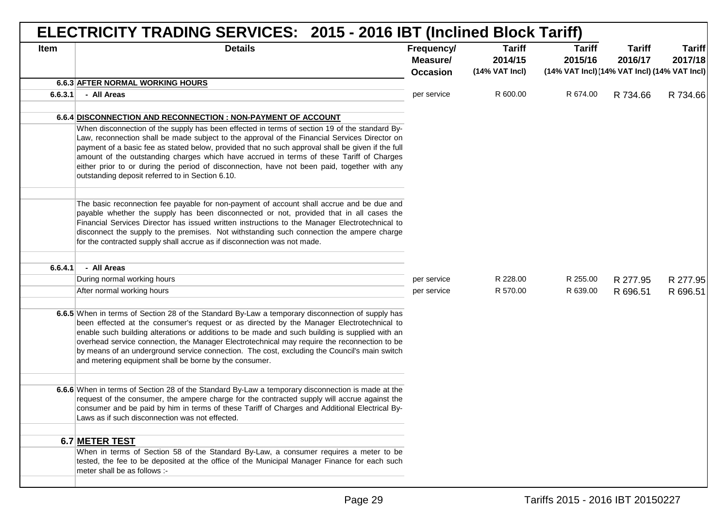# ELECTRICITY TRADING SERVICES: 2015 - 2016 IBT (Inclined Block Tariff)

| Item | Details | Frequency/ Measure/ Occasion | Tariff 2014/15 (14% VAT Incl) | Tariff 2015/16 (14% VAT Incl) | Tariff 2016/17 (14% VAT Incl) | Tariff 2017/18 (14% VAT Incl) |
|---|---|---|---|---|---|---|
| 6.6.3 | **AFTER NORMAL WORKING HOURS** | | | | | |
| 6.6.3.1 | **- All Areas** | per service | R 600.00 | R 674.00 | R 734.66 | R 734.66 |
| 6.6.4 | **DISCONNECTION AND RECONNECTION : NON-PAYMENT OF ACCOUNT** | | | | | |
| | When disconnection of the supply has been effected in terms of section 19 of the standard By-Law, reconnection shall be made subject to the approval of the Financial Services Director on payment of a basic fee as stated below, provided that no such approval shall be given if the full amount of the outstanding charges which have accrued in terms of these Tariff of Charges either prior to or during the period of disconnection, have not been paid, together with any outstanding deposit referred to in Section 6.10. | | | | | |
| | The basic reconnection fee payable for non-payment of account shall accrue and be due and payable whether the supply has been disconnected or not, provided that in all cases the Financial Services Director has issued written instructions to the Manager Electrotechnical to disconnect the supply to the premises. Not withstanding such connection the ampere charge for the contracted supply shall accrue as if disconnection was not made. | | | | | |
| 6.6.4.1 | **- All Areas** | | | | | |
| | During normal working hours | per service | R 228.00 | R 255.00 | R 277.95 | R 277.95 |
| | After normal working hours | per service | R 570.00 | R 639.00 | R 696.51 | R 696.51 |
| 6.6.5 | When in terms of Section 28 of the Standard By-Law a temporary disconnection of supply has been effected at the consumer's request or as directed by the Manager Electrotechnical to enable such building alterations or additions to be made and such building is supplied with an overhead service connection, the Manager Electrotechnical may require the reconnection to be by means of an underground service connection. The cost, excluding the Council's main switch and metering equipment shall be borne by the consumer. | | | | | |
| 6.6.6 | When in terms of Section 28 of the Standard By-Law a temporary disconnection is made at the request of the consumer, the ampere charge for the contracted supply will accrue against the consumer and be paid by him in terms of these Tariff of Charges and Additional Electrical By-Laws as if such disconnection was not effected. | | | | | |
| 6.7 | **METER TEST** | | | | | |
| | When in terms of Section 58 of the Standard By-Law, a consumer requires a meter to be tested, the fee to be deposited at the office of the Municipal Manager Finance for each such meter shall be as follows :- | | | | | |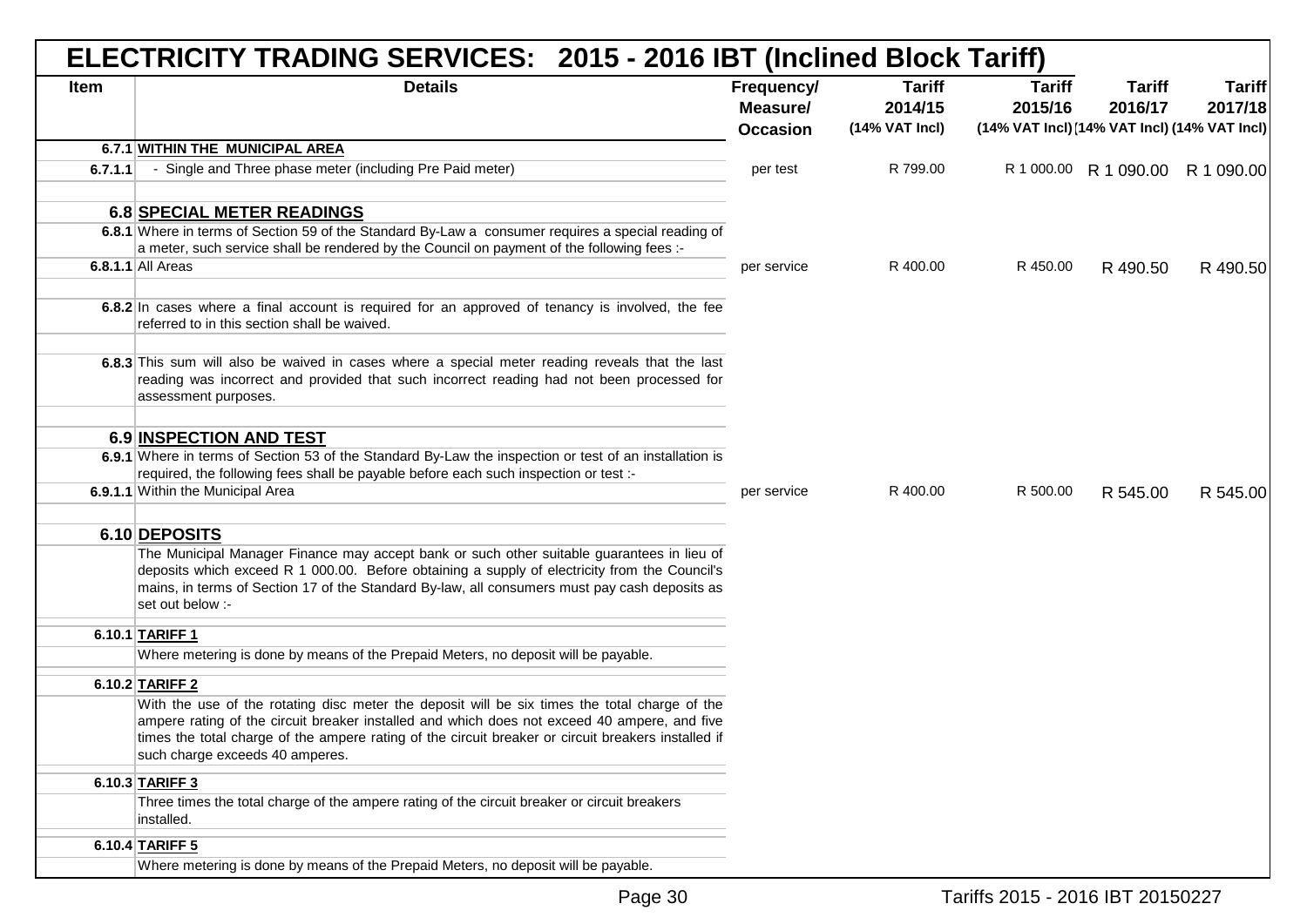# ELECTRICITY TRADING SERVICES: 2015 - 2016 IBT (Inclined Block Tariff)

| Item | Details | Frequency/ Measure/ Occasion | Tariff 2014/15 (14% VAT Incl) | Tariff 2015/16 (14% VAT Incl) | Tariff 2016/17 (14% VAT Incl) | Tariff 2017/18 (14% VAT Incl) |
|---|---|---|---|---|---|---|
| 6.7.1 | **WITHIN THE MUNICIPAL AREA** | | | | | |
| 6.7.1.1 | - Single and Three phase meter (including Pre Paid meter) | per test | R 799.00 | R 1 000.00 | R 1 090.00 | R 1 090.00 |
| 6.8 | **SPECIAL METER READINGS** | | | | | |
| 6.8.1 | Where in terms of Section 59 of the Standard By-Law a consumer requires a special reading of a meter, such service shall be rendered by the Council on payment of the following fees :- | | | | | |
| 6.8.1.1 | All Areas | per service | R 400.00 | R 450.00 | R 490.50 | R 490.50 |
| 6.8.2 | In cases where a final account is required for an approved of tenancy is involved, the fee referred to in this section shall be waived. | | | | | |
| 6.8.3 | This sum will also be waived in cases where a special meter reading reveals that the last reading was incorrect and provided that such incorrect reading had not been processed for assessment purposes. | | | | | |
| 6.9 | **INSPECTION AND TEST** | | | | | |
| 6.9.1 | Where in terms of Section 53 of the Standard By-Law the inspection or test of an installation is required, the following fees shall be payable before each such inspection or test :- | | | | | |
| 6.9.1.1 | Within the Municipal Area | per service | R 400.00 | R 500.00 | R 545.00 | R 545.00 |
| 6.10 | **DEPOSITS** | | | | | |
| | The Municipal Manager Finance may accept bank or such other suitable guarantees in lieu of deposits which exceed R 1 000.00. Before obtaining a supply of electricity from the Council's mains, in terms of Section 17 of the Standard By-law, all consumers must pay cash deposits as set out below :- | | | | | |
| 6.10.1 | **TARIFF 1** | | | | | |
| | Where metering is done by means of the Prepaid Meters, no deposit will be payable. | | | | | |
| 6.10.2 | **TARIFF 2** | | | | | |
| | With the use of the rotating disc meter the deposit will be six times the total charge of the ampere rating of the circuit breaker installed and which does not exceed 40 ampere, and five times the total charge of the ampere rating of the circuit breaker or circuit breakers installed if such charge exceeds 40 amperes. | | | | | |
| 6.10.3 | **TARIFF 3** | | | | | |
| | Three times the total charge of the ampere rating of the circuit breaker or circuit breakers installed. | | | | | |
| 6.10.4 | **TARIFF 5** | | | | | |
| | Where metering is done by means of the Prepaid Meters, no deposit will be payable. | | | | | |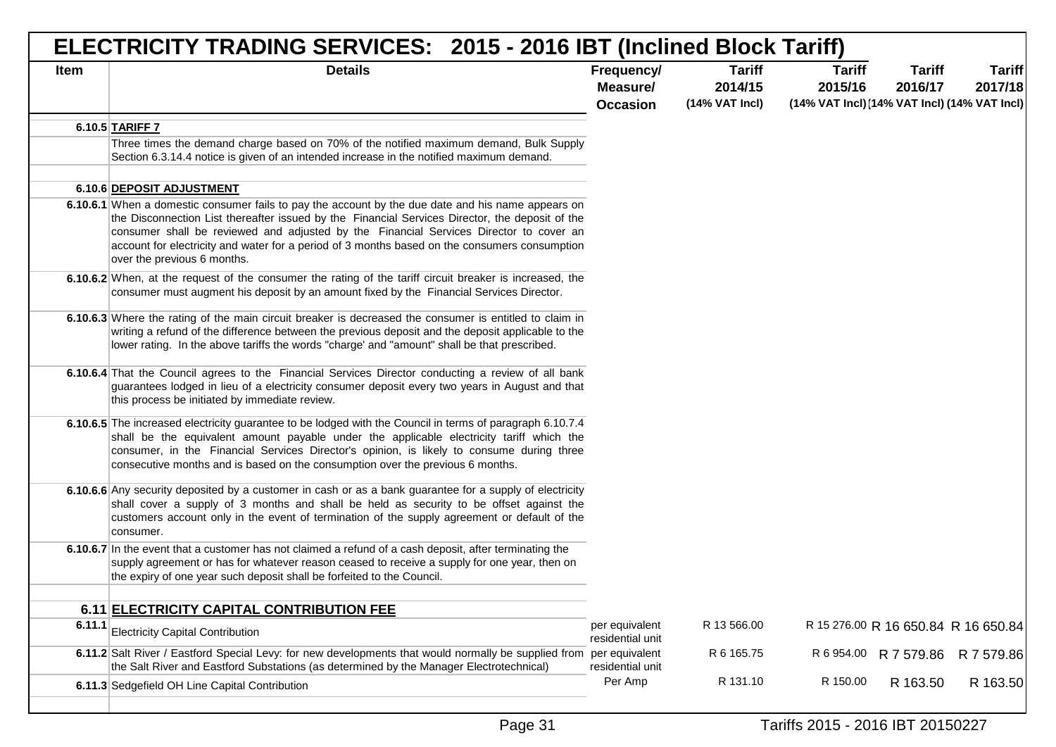# ELECTRICITY TRADING SERVICES: 2015 - 2016 IBT (Inclined Block Tariff)

| Item | Details | Frequency/ Measure/ Occasion | Tariff 2014/15 (14% VAT Incl) | Tariff 2015/16 (14% VAT Incl) | Tariff 2016/17 (14% VAT Incl) | Tariff 2017/18 (14% VAT Incl) |
|---|---|---|---|---|---|---|
| 6.10.5 | **TARIFF 7** | | | | | |
| | Three times the demand charge based on 70% of the notified maximum demand, Bulk Supply Section 6.3.14.4 notice is given of an intended increase in the notified maximum demand. | | | | | |
| | | | | | | |
| 6.10.6 | **DEPOSIT ADJUSTMENT** | | | | | |
| 6.10.6.1 | When a domestic consumer fails to pay the account by the due date and his name appears on the Disconnection List thereafter issued by the Financial Services Director, the deposit of the consumer shall be reviewed and adjusted by the Financial Services Director to cover an account for electricity and water for a period of 3 months based on the consumers consumption over the previous 6 months. | | | | | |
| 6.10.6.2 | When, at the request of the consumer the rating of the tariff circuit breaker is increased, the consumer must augment his deposit by an amount fixed by the Financial Services Director. | | | | | |
| 6.10.6.3 | Where the rating of the main circuit breaker is decreased the consumer is entitled to claim in writing a refund of the difference between the previous deposit and the deposit applicable to the lower rating. In the above tariffs the words "charge' and "amount" shall be that prescribed. | | | | | |
| 6.10.6.4 | That the Council agrees to the Financial Services Director conducting a review of all bank guarantees lodged in lieu of a electricity consumer deposit every two years in August and that this process be initiated by immediate review. | | | | | |
| 6.10.6.5 | The increased electricity guarantee to be lodged with the Council in terms of paragraph 6.10.7.4 shall be the equivalent amount payable under the applicable electricity tariff which the consumer, in the Financial Services Director's opinion, is likely to consume during three consecutive months and is based on the consumption over the previous 6 months. | | | | | |
| 6.10.6.6 | Any security deposited by a customer in cash or as a bank guarantee for a supply of electricity shall cover a supply of 3 months and shall be held as security to be offset against the customers account only in the event of termination of the supply agreement or default of the consumer. | | | | | |
| 6.10.6.7 | In the event that a customer has not claimed a refund of a cash deposit, after terminating the supply agreement or has for whatever reason ceased to receive a supply for one year, then on the expiry of one year such deposit shall be forfeited to the Council. | | | | | |
| | | | | | | |
| 6.11 | **ELECTRICITY CAPITAL CONTRIBUTION FEE** | | | | | |
| 6.11.1 | Electricity Capital Contribution | per equivalent residential unit | R 13 566.00 | R 15 276.00 | R 16 650.84 | R 16 650.84 |
| 6.11.2 | Salt River / Eastford Special Levy: for new developments that would normally be supplied from the Salt River and Eastford Substations (as determined by the Manager Electrotechnical) | per equivalent residential unit | R 6 165.75 | R 6 954.00 | R 7 579.86 | R 7 579.86 |
| 6.11.3 | Sedgefield OH Line Capital Contribution | Per Amp | R 131.10 | R 150.00 | R 163.50 | R 163.50 |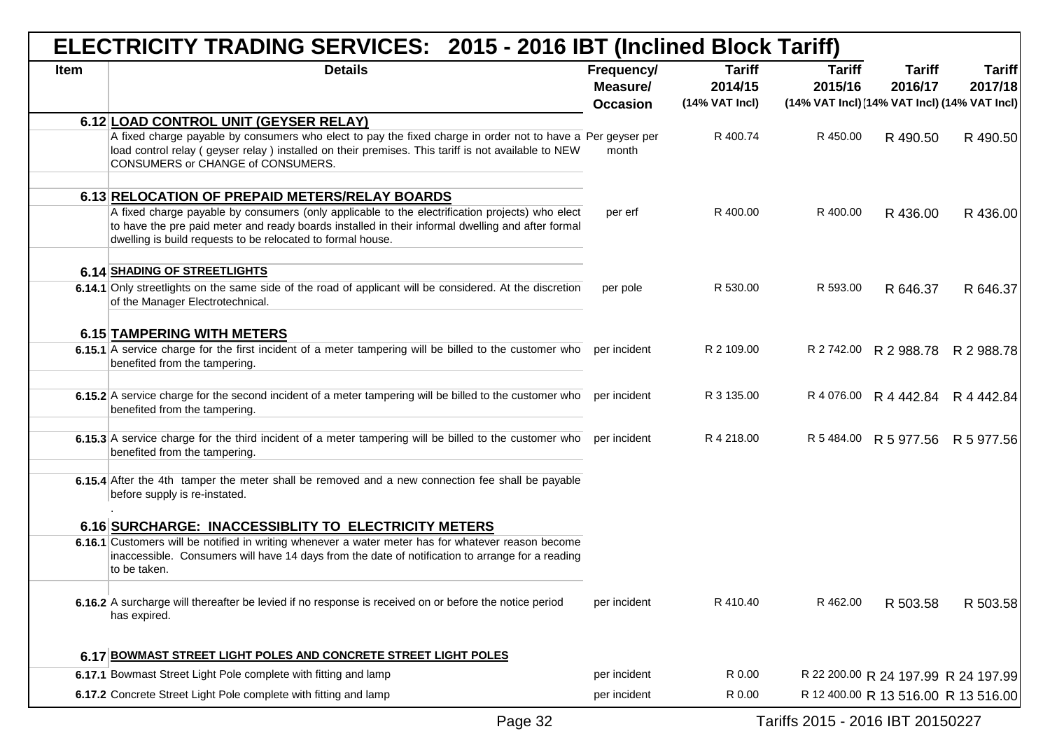# ELECTRICITY TRADING SERVICES: 2015 - 2016 IBT (Inclined Block Tariff)

| Item | Details | Frequency/ Measure/ Occasion | Tariff 2014/15 (14% VAT Incl) | Tariff 2015/16 (14% VAT Incl) | Tariff 2016/17 (14% VAT Incl) | Tariff 2017/18 (14% VAT Incl) |
|---|---|---|---|---|---|---|
| 6.12 | **LOAD CONTROL UNIT (GEYSER RELAY)** | | | | | |
| | A fixed charge payable by consumers who elect to pay the fixed charge in order not to have a load control relay ( geyser relay ) installed on their premises. This tariff is not available to NEW CONSUMERS or CHANGE of CONSUMERS. | Per geyser per month | R 400.74 | R 450.00 | R 490.50 | R 490.50 |
| 6.13 | **RELOCATION OF PREPAID METERS/RELAY BOARDS** | | | | | |
| | A fixed charge payable by consumers (only applicable to the electrification projects) who elect to have the pre paid meter and ready boards installed in their informal dwelling and after formal dwelling is build requests to be relocated to formal house. | per erf | R 400.00 | R 400.00 | R 436.00 | R 436.00 |
| 6.14 | **SHADING OF STREETLIGHTS** | | | | | |
| 6.14.1 | Only streetlights on the same side of the road of applicant will be considered. At the discretion of the Manager Electrotechnical. | per pole | R 530.00 | R 593.00 | R 646.37 | R 646.37 |
| 6.15 | **TAMPERING WITH METERS** | | | | | |
| 6.15.1 | A service charge for the first incident of a meter tampering will be billed to the customer who benefited from the tampering. | per incident | R 2 109.00 | R 2 742.00 | R 2 988.78 | R 2 988.78 |
| 6.15.2 | A service charge for the second incident of a meter tampering will be billed to the customer who benefited from the tampering. | per incident | R 3 135.00 | R 4 076.00 | R 4 442.84 | R 4 442.84 |
| 6.15.3 | A service charge for the third incident of a meter tampering will be billed to the customer who benefited from the tampering. | per incident | R 4 218.00 | R 5 484.00 | R 5 977.56 | R 5 977.56 |
| 6.15.4 | After the 4th tamper the meter shall be removed and a new connection fee shall be payable before supply is re-instated. . | | | | | |
| 6.16 | **SURCHARGE: INACCESSIBLITY TO ELECTRICITY METERS** | | | | | |
| 6.16.1 | Customers will be notified in writing whenever a water meter has for whatever reason become inaccessible. Consumers will have 14 days from the date of notification to arrange for a reading to be taken. | | | | | |
| 6.16.2 | A surcharge will thereafter be levied if no response is received on or before the notice period has expired. | per incident | R 410.40 | R 462.00 | R 503.58 | R 503.58 |
| 6.17 | **BOWMAST STREET LIGHT POLES AND CONCRETE STREET LIGHT POLES** | | | | | |
| 6.17.1 | Bowmast Street Light Pole complete with fitting and lamp | per incident | R 0.00 | R 22 200.00 | R 24 197.99 | R 24 197.99 |
| 6.17.2 | Concrete Street Light Pole complete with fitting and lamp | per incident | R 0.00 | R 12 400.00 | R 13 516.00 | R 13 516.00 |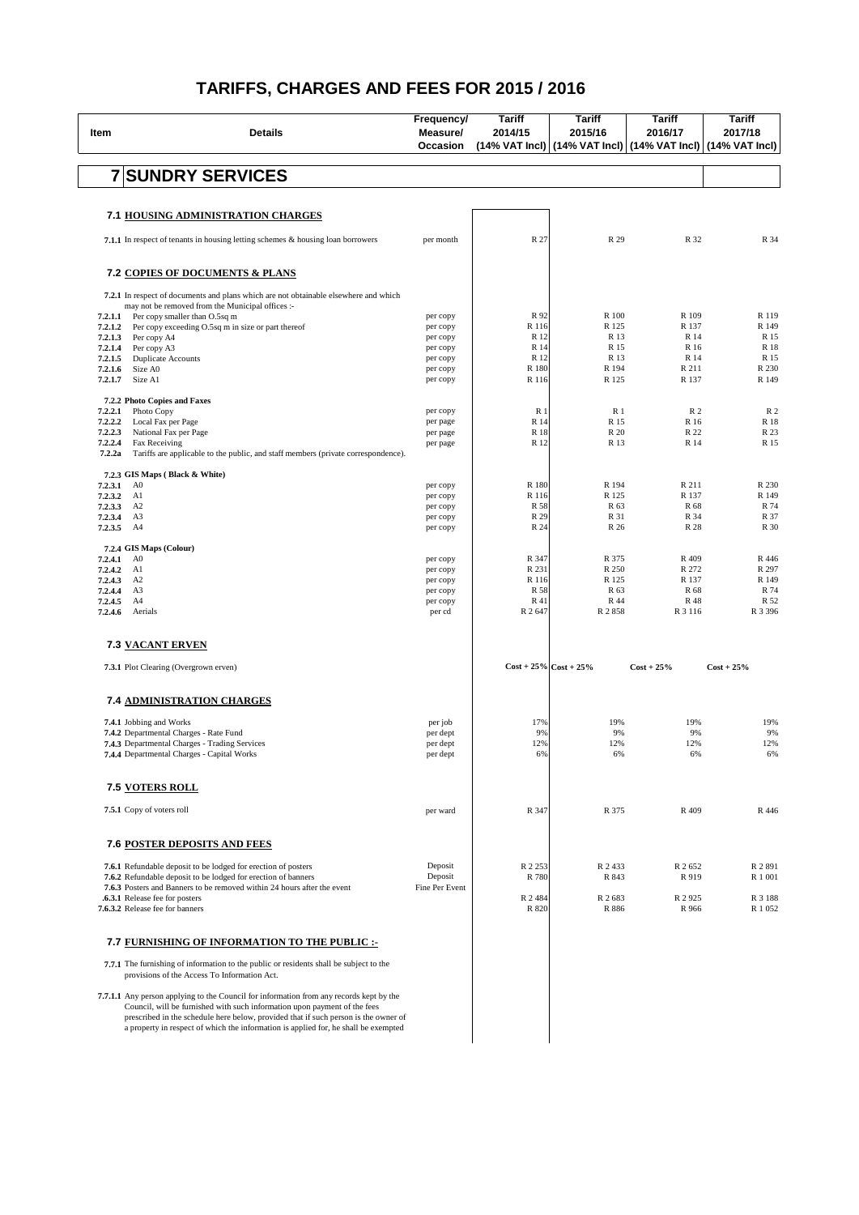# TARIFFS, CHARGES AND FEES FOR 2015 / 2016

| Item | Details | Frequency/ Measure/ Occasion | Tariff 2014/15 (14% VAT Incl) | Tariff 2015/16 (14% VAT Incl) | Tariff 2016/17 (14% VAT Incl) | Tariff 2017/18 (14% VAT Incl) |
|---|---|---|---|---|---|---|
| **7** | **SUNDRY SERVICES** | | | | | |
| **7.1** | **HOUSING ADMINISTRATION CHARGES** | | | | | |
| **7.1.1** | In respect of tenants in housing letting schemes & housing loan borrowers | per month | R 27 | R 29 | R 32 | R 34 |
| **7.2** | **COPIES OF DOCUMENTS & PLANS** | | | | | |
| **7.2.1** | In respect of documents and plans which are not obtainable elsewhere and which may not be removed from the Municipal offices :- | | | | | |
| **7.2.1.1** | Per copy smaller than O.5sq m | per copy | R 92 | R 100 | R 109 | R 119 |
| **7.2.1.2** | Per copy exceeding O.5sq m in size or part thereof | per copy | R 116 | R 125 | R 137 | R 149 |
| **7.2.1.3** | Per copy A4 | per copy | R 12 | R 13 | R 14 | R 15 |
| **7.2.1.4** | Per copy A3 | per copy | R 14 | R 15 | R 16 | R 18 |
| **7.2.1.5** | Duplicate Accounts | per copy | R 12 | R 13 | R 14 | R 15 |
| **7.2.1.6** | Size A0 | per copy | R 180 | R 194 | R 211 | R 230 |
| **7.2.1.7** | Size A1 | per copy | R 116 | R 125 | R 137 | R 149 |
| **7.2.2** | **Photo Copies and Faxes** | | | | | |
| **7.2.2.1** | Photo Copy | per copy | R 1 | R 1 | R 2 | R 2 |
| **7.2.2.2** | Local Fax per Page | per page | R 14 | R 15 | R 16 | R 18 |
| **7.2.2.3** | National Fax per Page | per page | R 18 | R 20 | R 22 | R 23 |
| **7.2.2.4** | Fax Receiving | per page | R 12 | R 13 | R 14 | R 15 |
| **7.2.2a** | Tariffs are applicable to the public, and staff members (private correspondence). | | | | | |
| **7.2.3** | **GIS Maps ( Black & White)** | | | | | |
| **7.2.3.1** | A0 | per copy | R 180 | R 194 | R 211 | R 230 |
| **7.2.3.2** | A1 | per copy | R 116 | R 125 | R 137 | R 149 |
| **7.2.3.3** | A2 | per copy | R 58 | R 63 | R 68 | R 74 |
| **7.2.3.4** | A3 | per copy | R 29 | R 31 | R 34 | R 37 |
| **7.2.3.5** | A4 | per copy | R 24 | R 26 | R 28 | R 30 |
| **7.2.4** | **GIS Maps (Colour)** | | | | | |
| **7.2.4.1** | A0 | per copy | R 347 | R 375 | R 409 | R 446 |
| **7.2.4.2** | A1 | per copy | R 231 | R 250 | R 272 | R 297 |
| **7.2.4.3** | A2 | per copy | R 116 | R 125 | R 137 | R 149 |
| **7.2.4.4** | A3 | per copy | R 58 | R 63 | R 68 | R 74 |
| **7.2.4.5** | A4 | per copy | R 41 | R 44 | R 48 | R 52 |
| **7.2.4.6** | Aerials | per cd | R 2 647 | R 2 858 | R 3 116 | R 3 396 |
| **7.3** | **VACANT ERVEN** | | | | | |
| **7.3.1** | Plot Clearing (Overgrown erven) | | Cost + 25% | Cost + 25% | Cost + 25% | Cost + 25% |
| **7.4** | **ADMINISTRATION CHARGES** | | | | | |
| **7.4.1** | Jobbing and Works | per job | 17% | 19% | 19% | 19% |
| **7.4.2** | Departmental Charges - Rate Fund | per dept | 9% | 9% | 9% | 9% |
| **7.4.3** | Departmental Charges - Trading Services | per dept | 12% | 12% | 12% | 12% |
| **7.4.4** | Departmental Charges - Capital Works | per dept | 6% | 6% | 6% | 6% |
| **7.5** | **VOTERS ROLL** | | | | | |
| **7.5.1** | Copy of voters roll | per ward | R 347 | R 375 | R 409 | R 446 |
| **7.6** | **POSTER DEPOSITS AND FEES** | | | | | |
| **7.6.1** | Refundable deposit to be lodged for erection of posters | Deposit | R 2 253 | R 2 433 | R 2 652 | R 2 891 |
| **7.6.2** | Refundable deposit to be lodged for erection of banners | Deposit | R 780 | R 843 | R 919 | R 1 001 |
| **7.6.3** | Posters and Banners to be removed within 24 hours after the event | Fine Per Event | | | | |
| **.6.3.1** | Release fee for posters | | R 2 484 | R 2 683 | R 2 925 | R 3 188 |
| **7.6.3.2** | Release fee for banners | | R 820 | R 886 | R 966 | R 1 052 |
| **7.7** | **FURNISHING OF INFORMATION TO THE PUBLIC :-** | | | | | |
| **7.7.1** | The furnishing of information to the public or residents shall be subject to the provisions of the Access To Information Act. | | | | | |
| **7.7.1.1** | Any person applying to the Council for information from any records kept by the Council, will be furnished with such information upon payment of the fees prescribed in the schedule here below, provided that if such person is the owner of a property in respect of which the information is applied for, he shall be exempted | | | | | |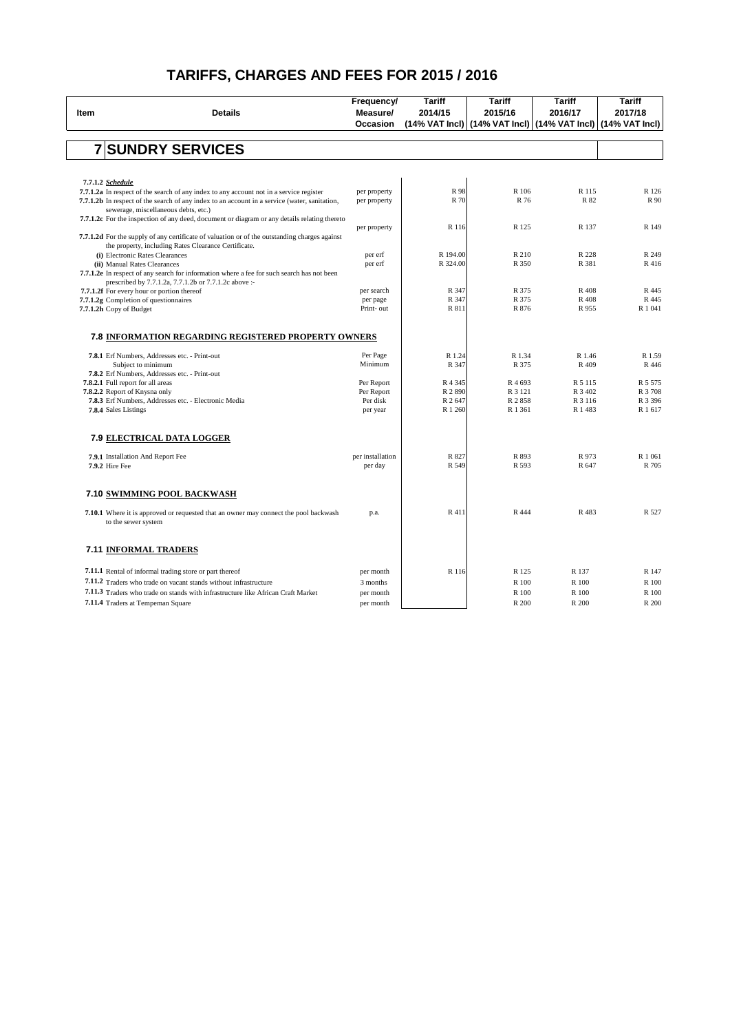# TARIFFS, CHARGES AND FEES FOR 2015 / 2016

| Item | Details | Frequency/ Measure/ Occasion | Tariff 2014/15 (14% VAT Incl) | Tariff 2015/16 (14% VAT Incl) | Tariff 2016/17 (14% VAT Incl) | Tariff 2017/18 (14% VAT Incl) |
|---|---|---|---|---|---|---|
| **7** | **SUNDRY SERVICES** | | | | | |
| **7.7.1.2** | ***Schedule*** | | | | | |
| **7.7.1.2a** | In respect of the search of any index to any account not in a service register | per property | R 98 | R 106 | R 115 | R 126 |
| **7.7.1.2b** | In respect of the search of any index to an account in a service (water, sanitation, sewerage, miscellaneous debts, etc.) | per property | R 70 | R 76 | R 82 | R 90 |
| **7.7.1.2c** | For the inspection of any deed, document or diagram or any details relating thereto | per property | R 116 | R 125 | R 137 | R 149 |
| **7.7.1.2d** | For the supply of any certificate of valuation or of the outstanding charges against the property, including Rates Clearance Certificate. | | | | | |
| **(i)** | Electronic Rates Clearances | per erf | R 194.00 | R 210 | R 228 | R 249 |
| **(ii)** | Manual Rates Clearances | per erf | R 324.00 | R 350 | R 381 | R 416 |
| **7.7.1.2e** | In respect of any search for information where a fee for such search has not been prescribed by 7.7.1.2a, 7.7.1.2b or 7.7.1.2c above :- | | | | | |
| **7.7.1.2f** | For every hour or portion thereof | per search | R 347 | R 375 | R 408 | R 445 |
| **7.7.1.2g** | Completion of questionnaires | per page | R 347 | R 375 | R 408 | R 445 |
| **7.7.1.2h** | Copy of Budget | Print- out | R 811 | R 876 | R 955 | R 1 041 |
| **7.8** | **INFORMATION REGARDING REGISTERED PROPERTY OWNERS** | | | | | |
| **7.8.1** | Erf Numbers, Addresses etc. - Print-out | Per Page | R 1.24 | R 1.34 | R 1.46 | R 1.59 |
| | Subject to minimum | Minimum | R 347 | R 375 | R 409 | R 446 |
| **7.8.2** | Erf Numbers, Addresses etc. - Print-out | | | | | |
| **7.8.2.1** | Full report for all areas | Per Report | R 4 345 | R 4 693 | R 5 115 | R 5 575 |
| **7.8.2.2** | Report of Knysna only | Per Report | R 2 890 | R 3 121 | R 3 402 | R 3 708 |
| **7.8.3** | Erf Numbers, Addresses etc. - Electronic Media | Per disk | R 2 647 | R 2 858 | R 3 116 | R 3 396 |
| **7.8.4** | Sales Listings | per year | R 1 260 | R 1 361 | R 1 483 | R 1 617 |
| **7.9** | **ELECTRICAL DATA LOGGER** | | | | | |
| **7.9.1** | Installation And Report Fee | per installation | R 827 | R 893 | R 973 | R 1 061 |
| **7.9.2** | Hire Fee | per day | R 549 | R 593 | R 647 | R 705 |
| **7.10** | **SWIMMING POOL BACKWASH** | | | | | |
| **7.10.1** | Where it is approved or requested that an owner may connect the pool backwash to the sewer system | p.a. | R 411 | R 444 | R 483 | R 527 |
| **7.11** | **INFORMAL TRADERS** | | | | | |
| **7.11.1** | Rental of informal trading store or part thereof | per month | R 116 | R 125 | R 137 | R 147 |
| **7.11.2** | Traders who trade on vacant stands without infrastructure | 3 months | | R 100 | R 100 | R 100 |
| **7.11.3** | Traders who trade on stands with infrastructure like African Craft Market | per month | | R 100 | R 100 | R 100 |
| **7.11.4** | Traders at Tempeman Square | per month | | R 200 | R 200 | R 200 |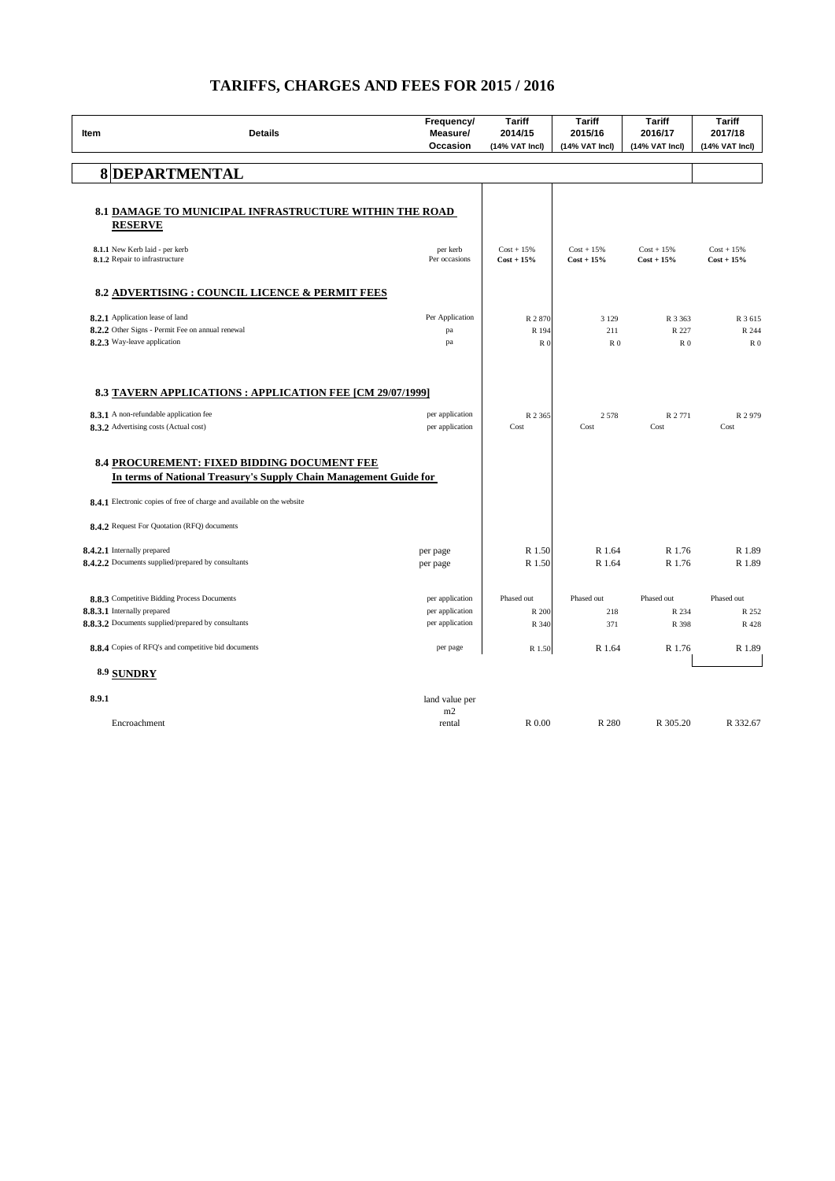# TARIFFS, CHARGES AND FEES FOR 2015 / 2016

| Item | Details | Frequency/ Measure/ Occasion | Tariff 2014/15 (14% VAT Incl) | Tariff 2015/16 (14% VAT Incl) | Tariff 2016/17 (14% VAT Incl) | Tariff 2017/18 (14% VAT Incl) |
|---|---|---|---|---|---|---|
| **8** | **DEPARTMENTAL** | | | | | |
| **8.1** | **DAMAGE TO MUNICIPAL INFRASTRUCTURE WITHIN THE ROAD RESERVE** | | | | | |
| **8.1.1** | New Kerb laid - per kerb | per kerb | Cost + 15% | Cost + 15% | Cost + 15% | Cost + 15% |
| **8.1.2** | Repair to infrastructure | Per occasions | **Cost + 15%** | **Cost + 15%** | **Cost + 15%** | **Cost + 15%** |
| **8.2** | **ADVERTISING : COUNCIL LICENCE & PERMIT FEES** | | | | | |
| **8.2.1** | Application lease of land | Per Application | R 2 870 | 3 129 | R 3 363 | R 3 615 |
| **8.2.2** | Other Signs - Permit Fee on annual renewal | pa | R 194 | 211 | R 227 | R 244 |
| **8.2.3** | Way-leave application | pa | R 0 | R 0 | R 0 | R 0 |
| **8.3** | **TAVERN APPLICATIONS : APPLICATION FEE [CM 29/07/1999]** | | | | | |
| **8.3.1** | A non-refundable application fee | per application | R 2 365 | 2 578 | R 2 771 | R 2 979 |
| **8.3.2** | Advertising costs (Actual cost) | per application | Cost | Cost | Cost | Cost |
| **8.4** | **PROCUREMENT: FIXED BIDDING DOCUMENT FEE In terms of National Treasury's Supply Chain Management Guide for** | | | | | |
| **8.4.1** | Electronic copies of free of charge and available on the website | | | | | |
| **8.4.2** | Request For Quotation (RFQ) documents | | | | | |
| **8.4.2.1** | Internally prepared | per page | R 1.50 | R 1.64 | R 1.76 | R 1.89 |
| **8.4.2.2** | Documents supplied/prepared by consultants | per page | R 1.50 | R 1.64 | R 1.76 | R 1.89 |
| **8.8.3** | Competitive Bidding Process Documents | per application | Phased out | Phased out | Phased out | Phased out |
| **8.8.3.1** | Internally prepared | per application | R 200 | 218 | R 234 | R 252 |
| **8.8.3.2** | Documents supplied/prepared by consultants | per application | R 340 | 371 | R 398 | R 428 |
| **8.8.4** | Copies of RFQ's and competitive bid documents | per page | R 1.50 | R 1.64 | R 1.76 | R 1.89 |
| **8.9** | **SUNDRY** | | | | | |
| **8.9.1** | Encroachment | land value per m2 rental | R 0.00 | R 280 | R 305.20 | R 332.67 |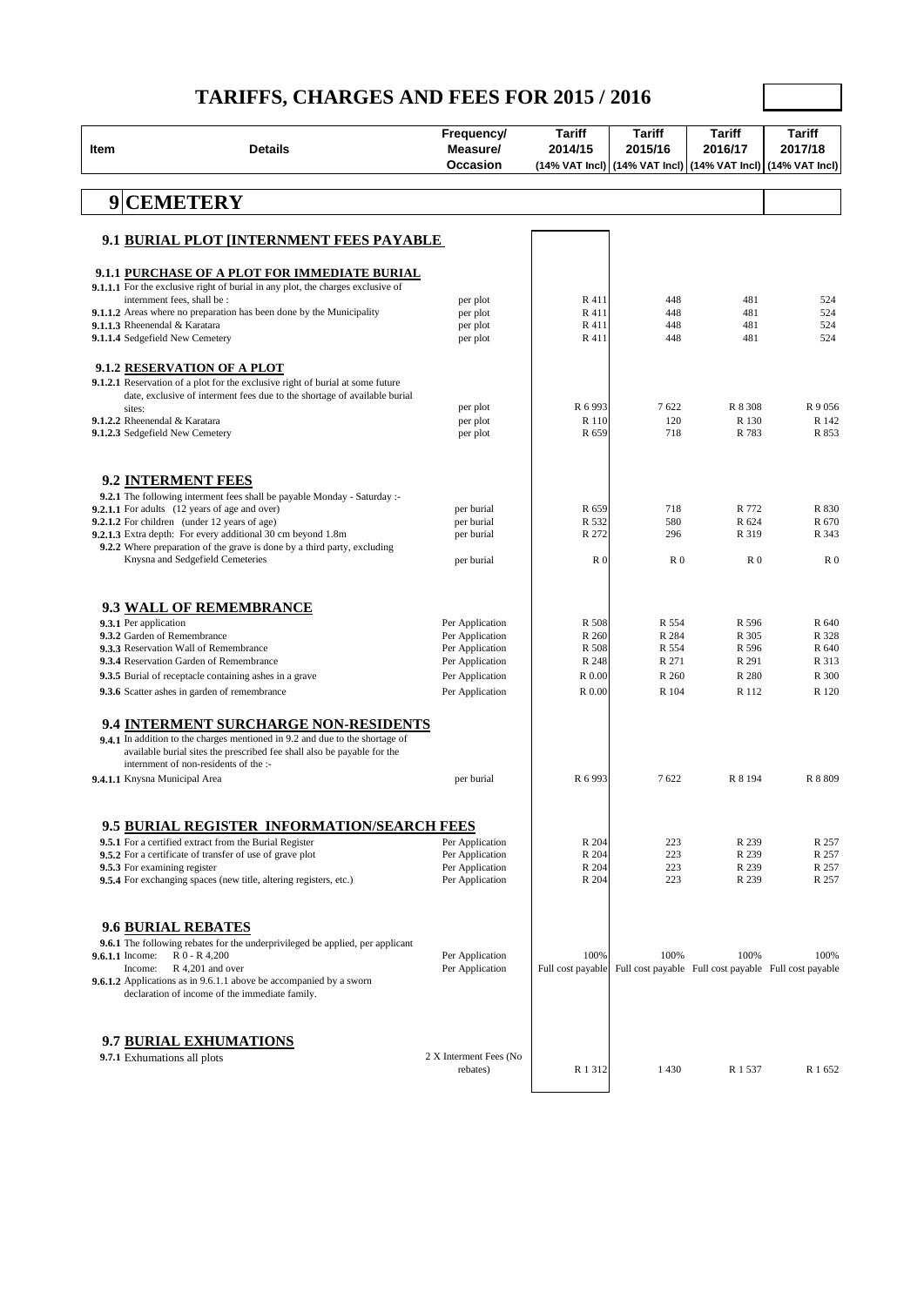# TARIFFS, CHARGES AND FEES FOR 2015 / 2016

| Item | Details | Frequency/ Measure/ Occasion | Tariff 2014/15 (14% VAT Incl) | Tariff 2015/16 (14% VAT Incl) | Tariff 2016/17 (14% VAT Incl) | Tariff 2017/18 (14% VAT Incl) |
|---|---|---|---|---|---|---|
| **9** | **CEMETERY** | | | | | |
| **9.1** | **BURIAL PLOT [INTERNMENT FEES PAYABLE** | | | | | |
| **9.1.1** | **PURCHASE OF A PLOT FOR IMMEDIATE BURIAL** | | | | | |
| **9.1.1.1** | For the exclusive right of burial in any plot, the charges exclusive of internment fees, shall be : | per plot | R 411 | 448 | 481 | 524 |
| **9.1.1.2** | Areas where no preparation has been done by the Municipality | per plot | R 411 | 448 | 481 | 524 |
| **9.1.1.3** | Rheenendal & Karatara | per plot | R 411 | 448 | 481 | 524 |
| **9.1.1.4** | Sedgefield New Cemetery | per plot | R 411 | 448 | 481 | 524 |
| **9.1.2** | **RESERVATION OF A PLOT** | | | | | |
| **9.1.2.1** | Reservation of a plot for the exclusive right of burial at some future date, exclusive of interment fees due to the shortage of available burial sites: | per plot | R 6 993 | 7 622 | R 8 308 | R 9 056 |
| **9.1.2.2** | Rheenendal & Karatara | per plot | R 110 | 120 | R 130 | R 142 |
| **9.1.2.3** | Sedgefield New Cemetery | per plot | R 659 | 718 | R 783 | R 853 |
| **9.2** | **INTERMENT FEES** | | | | | |
| **9.2.1** | The following interment fees shall be payable Monday - Saturday :- | | | | | |
| **9.2.1.1** | For adults (12 years of age and over) | per burial | R 659 | 718 | R 772 | R 830 |
| **9.2.1.2** | For children (under 12 years of age) | per burial | R 532 | 580 | R 624 | R 670 |
| **9.2.1.3** | Extra depth: For every additional 30 cm beyond 1.8m | per burial | R 272 | 296 | R 319 | R 343 |
| **9.2.2** | Where preparation of the grave is done by a third party, excluding Knysna and Sedgefield Cemeteries | per burial | R 0 | R 0 | R 0 | R 0 |
| **9.3** | **WALL OF REMEMBRANCE** | | | | | |
| **9.3.1** | Per application | Per Application | R 508 | R 554 | R 596 | R 640 |
| **9.3.2** | Garden of Remembrance | Per Application | R 260 | R 284 | R 305 | R 328 |
| **9.3.3** | Reservation Wall of Remembrance | Per Application | R 508 | R 554 | R 596 | R 640 |
| **9.3.4** | Reservation Garden of Remembrance | Per Application | R 248 | R 271 | R 291 | R 313 |
| **9.3.5** | Burial of receptacle containing ashes in a grave | Per Application | R 0.00 | R 260 | R 280 | R 300 |
| **9.3.6** | Scatter ashes in garden of remembrance | Per Application | R 0.00 | R 104 | R 112 | R 120 |
| **9.4** | **INTERMENT SURCHARGE NON-RESIDENTS** | | | | | |
| **9.4.1** | In addition to the charges mentioned in 9.2 and due to the shortage of available burial sites the prescribed fee shall also be payable for the internment of non-residents of the :- | | | | | |
| **9.4.1.1** | Knysna Municipal Area | per burial | R 6 993 | 7 622 | R 8 194 | R 8 809 |
| **9.5** | **BURIAL REGISTER INFORMATION/SEARCH FEES** | | | | | |
| **9.5.1** | For a certified extract from the Burial Register | Per Application | R 204 | 223 | R 239 | R 257 |
| **9.5.2** | For a certificate of transfer of use of grave plot | Per Application | R 204 | 223 | R 239 | R 257 |
| **9.5.3** | For examining register | Per Application | R 204 | 223 | R 239 | R 257 |
| **9.5.4** | For exchanging spaces (new title, altering registers, etc.) | Per Application | R 204 | 223 | R 239 | R 257 |
| **9.6** | **BURIAL REBATES** | | | | | |
| **9.6.1** | The following rebates for the underprivileged be applied, per applicant | | | | | |
| **9.6.1.1** | Income: R 0 - R 4,200 | Per Application | 100% | 100% | 100% | 100% |
| | Income: R 4,201 and over | Per Application | Full cost payable | Full cost payable | Full cost payable | Full cost payable |
| **9.6.1.2** | Applications as in 9.6.1.1 above be accompanied by a sworn declaration of income of the immediate family. | | | | | |
| **9.7** | **BURIAL EXHUMATIONS** | | | | | |
| **9.7.1** | Exhumations all plots | 2 X Interment Fees (No rebates) | R 1 312 | 1 430 | R 1 537 | R 1 652 |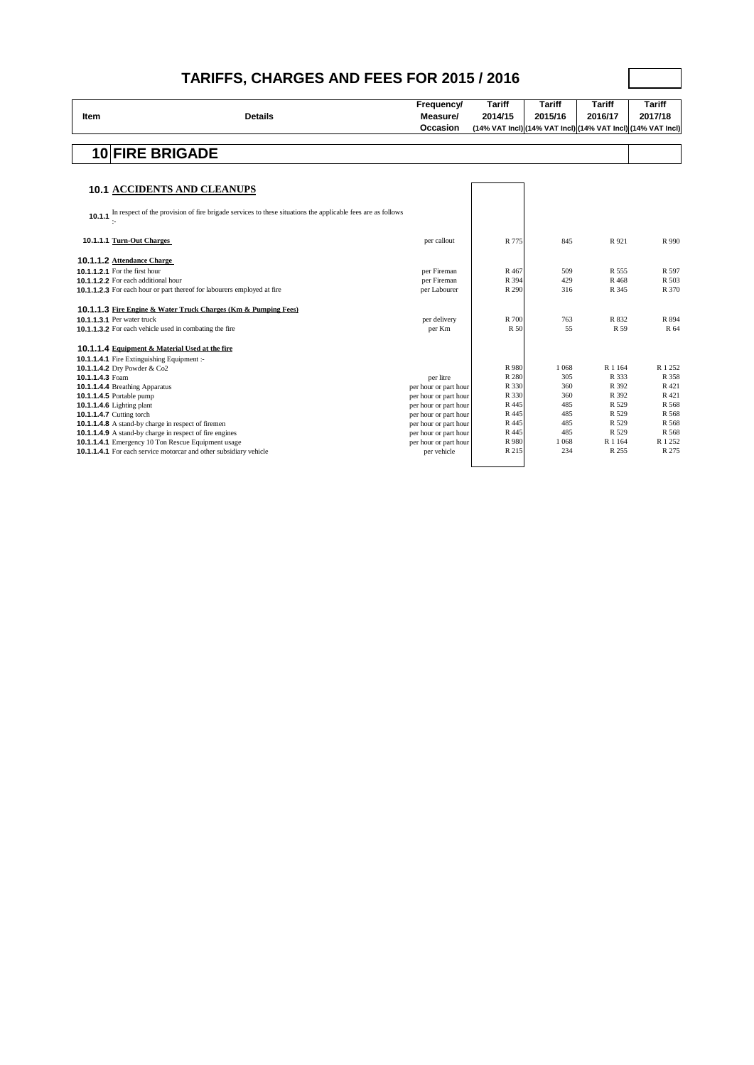# TARIFFS, CHARGES AND FEES FOR 2015 / 2016

| Item | Details | Frequency/ Measure/ Occasion | Tariff 2014/15 (14% VAT Incl) | Tariff 2015/16 (14% VAT Incl) | Tariff 2016/17 (14% VAT Incl) | Tariff 2017/18 (14% VAT Incl) |
|---|---|---|---|---|---|---|
| **10** | **FIRE BRIGADE** | | | | | |
| **10.1** | **ACCIDENTS AND CLEANUPS** | | | | | |
| **10.1.1** | In respect of the provision of fire brigade services to these situations the applicable fees are as follows :- | | | | | |
| **10.1.1.1** | **Turn-Out Charges** | per callout | R 775 | 845 | R 921 | R 990 |
| **10.1.1.2** | **Attendance Charge** | | | | | |
| **10.1.1.2.1** | For the first hour | per Fireman | R 467 | 509 | R 555 | R 597 |
| **10.1.1.2.2** | For each additional hour | per Fireman | R 394 | 429 | R 468 | R 503 |
| **10.1.1.2.3** | For each hour or part thereof for labourers employed at fire | per Labourer | R 290 | 316 | R 345 | R 370 |
| **10.1.1.3** | **Fire Engine & Water Truck Charges (Km & Pumping Fees)** | | | | | |
| **10.1.1.3.1** | Per water truck | per delivery | R 700 | 763 | R 832 | R 894 |
| **10.1.1.3.2** | For each vehicle used in combating the fire | per Km | R 50 | 55 | R 59 | R 64 |
| **10.1.1.4** | **Equipment & Material Used at the fire** | | | | | |
| **10.1.1.4.1** | Fire Extinguishing Equipment :- | | | | | |
| **10.1.1.4.2** | Dry Powder & Co2 | | R 980 | 1 068 | R 1 164 | R 1 252 |
| **10.1.1.4.3** | Foam | per litre | R 280 | 305 | R 333 | R 358 |
| **10.1.1.4.4** | Breathing Apparatus | per hour or part hour | R 330 | 360 | R 392 | R 421 |
| **10.1.1.4.5** | Portable pump | per hour or part hour | R 330 | 360 | R 392 | R 421 |
| **10.1.1.4.6** | Lighting plant | per hour or part hour | R 445 | 485 | R 529 | R 568 |
| **10.1.1.4.7** | Cutting torch | per hour or part hour | R 445 | 485 | R 529 | R 568 |
| **10.1.1.4.8** | A stand-by charge in respect of firemen | per hour or part hour | R 445 | 485 | R 529 | R 568 |
| **10.1.1.4.9** | A stand-by charge in respect of fire engines | per hour or part hour | R 445 | 485 | R 529 | R 568 |
| **10.1.1.4.1** | Emergency 10 Ton Rescue Equipment usage | per hour or part hour | R 980 | 1 068 | R 1 164 | R 1 252 |
| **10.1.1.4.1** | For each service motorcar and other subsidiary vehicle | per vehicle | R 215 | 234 | R 255 | R 275 |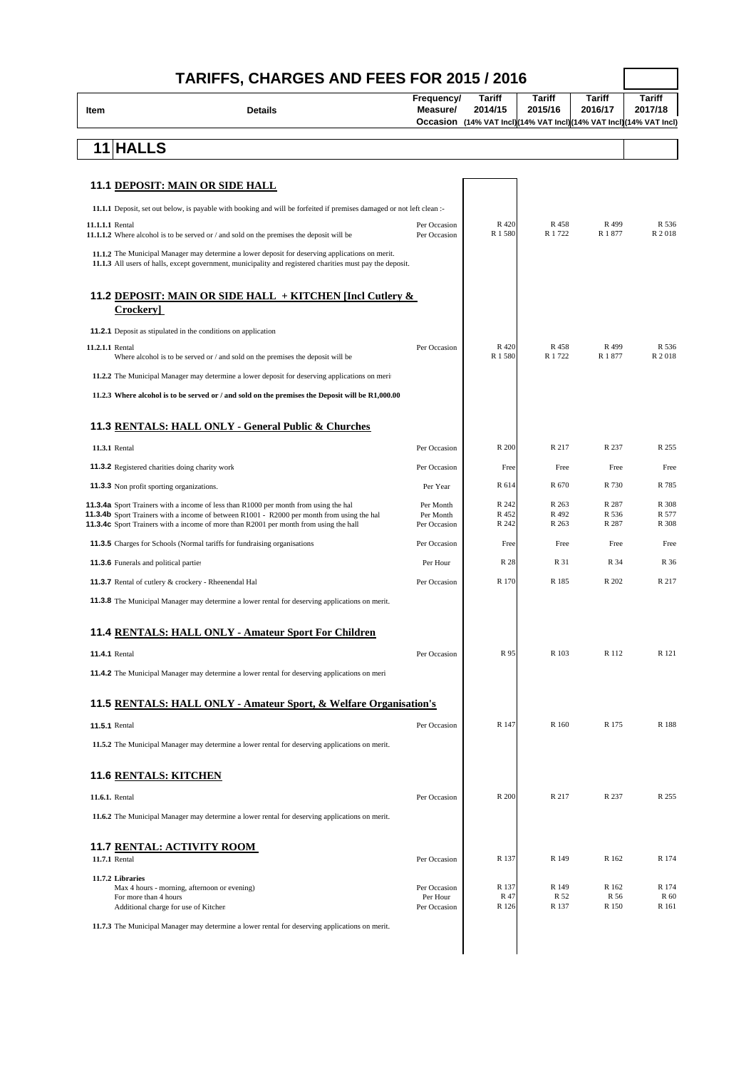# TARIFFS, CHARGES AND FEES FOR 2015 / 2016

| Item | Details | Frequency/ Measure/ Occasion | Tariff 2014/15 (14% VAT Incl) | Tariff 2015/16 (14% VAT Incl) | Tariff 2016/17 (14% VAT Incl) | Tariff 2017/18 (14% VAT Incl) |
|---|---|---|---|---|---|---|
| **11** | **HALLS** | | | | | |
| **11.1** | **DEPOSIT: MAIN OR SIDE HALL** | | | | | |
| **11.1.1** | Deposit, set out below, is payable with booking and will be forfeited if premises damaged or not left clean :- | | | | | |
| **11.1.1.1** | Rental | Per Occasion | R 420 | R 458 | R 499 | R 536 |
| **11.1.1.2** | Where alcohol is to be served or / and sold on the premises the deposit will be | Per Occasion | R 1 580 | R 1 722 | R 1 877 | R 2 018 |
| **11.1.2** | The Municipal Manager may determine a lower deposit for deserving applications on merit. | | | | | |
| **11.1.3** | All users of halls, except government, municipality and registered charities must pay the deposit. | | | | | |
| **11.2** | **DEPOSIT: MAIN OR SIDE HALL + KITCHEN [Incl Cutlery & Crockery]** | | | | | |
| **11.2.1** | Deposit as stipulated in the conditions on application | | | | | |
| **11.2.1.1** | Rental | Per Occasion | R 420 | R 458 | R 499 | R 536 |
| | Where alcohol is to be served or / and sold on the premises the deposit will be | | R 1 580 | R 1 722 | R 1 877 | R 2 018 |
| **11.2.2** | The Municipal Manager may determine a lower deposit for deserving applications on merit | | | | | |
| **11.2.3** | **Where alcohol is to be served or / and sold on the premises the Deposit will be R1,000.00** | | | | | |
| **11.3** | **RENTALS: HALL ONLY - General Public & Churches** | | | | | |
| **11.3.1** | Rental | Per Occasion | R 200 | R 217 | R 237 | R 255 |
| **11.3.2** | Registered charities doing charity work | Per Occasion | Free | Free | Free | Free |
| **11.3.3** | Non profit sporting organizations. | Per Year | R 614 | R 670 | R 730 | R 785 |
| **11.3.4a** | Sport Trainers with a income of less than R1000 per month from using the hal | Per Month | R 242 | R 263 | R 287 | R 308 |
| **11.3.4b** | Sport Trainers with a income of between R1001 - R2000 per month from using the hal | Per Month | R 452 | R 492 | R 536 | R 577 |
| **11.3.4c** | Sport Trainers with a income of more than R2001 per month from using the hall | Per Occasion | R 242 | R 263 | R 287 | R 308 |
| **11.3.5** | Charges for Schools (Normal tariffs for fundraising organisations | Per Occasion | Free | Free | Free | Free |
| **11.3.6** | Funerals and political parties | Per Hour | R 28 | R 31 | R 34 | R 36 |
| **11.3.7** | Rental of cutlery & crockery - Rheenendal Hal | Per Occasion | R 170 | R 185 | R 202 | R 217 |
| **11.3.8** | The Municipal Manager may determine a lower rental for deserving applications on merit. | | | | | |
| **11.4** | **RENTALS: HALL ONLY - Amateur Sport For Children** | | | | | |
| **11.4.1** | Rental | Per Occasion | R 95 | R 103 | R 112 | R 121 |
| **11.4.2** | The Municipal Manager may determine a lower rental for deserving applications on meri | | | | | |
| **11.5** | **RENTALS: HALL ONLY - Amateur Sport, & Welfare Organisation's** | | | | | |
| **11.5.1** | Rental | Per Occasion | R 147 | R 160 | R 175 | R 188 |
| **11.5.2** | The Municipal Manager may determine a lower rental for deserving applications on merit. | | | | | |
| **11.6** | **RENTALS: KITCHEN** | | | | | |
| **11.6.1.** | Rental | Per Occasion | R 200 | R 217 | R 237 | R 255 |
| **11.6.2** | The Municipal Manager may determine a lower rental for deserving applications on merit. | | | | | |
| **11.7** | **RENTAL: ACTIVITY ROOM** | | | | | |
| **11.7.1** | Rental | Per Occasion | R 137 | R 149 | R 162 | R 174 |
| **11.7.2** | **Libraries** | | | | | |
| | Max 4 hours - morning, afternoon or evening) | Per Occasion | R 137 | R 149 | R 162 | R 174 |
| | For more than 4 hours | Per Hour | R 47 | R 52 | R 56 | R 60 |
| | Additional charge for use of Kitchen | Per Occasion | R 126 | R 137 | R 150 | R 161 |
| **11.7.3** | The Municipal Manager may determine a lower rental for deserving applications on merit. | | | | | |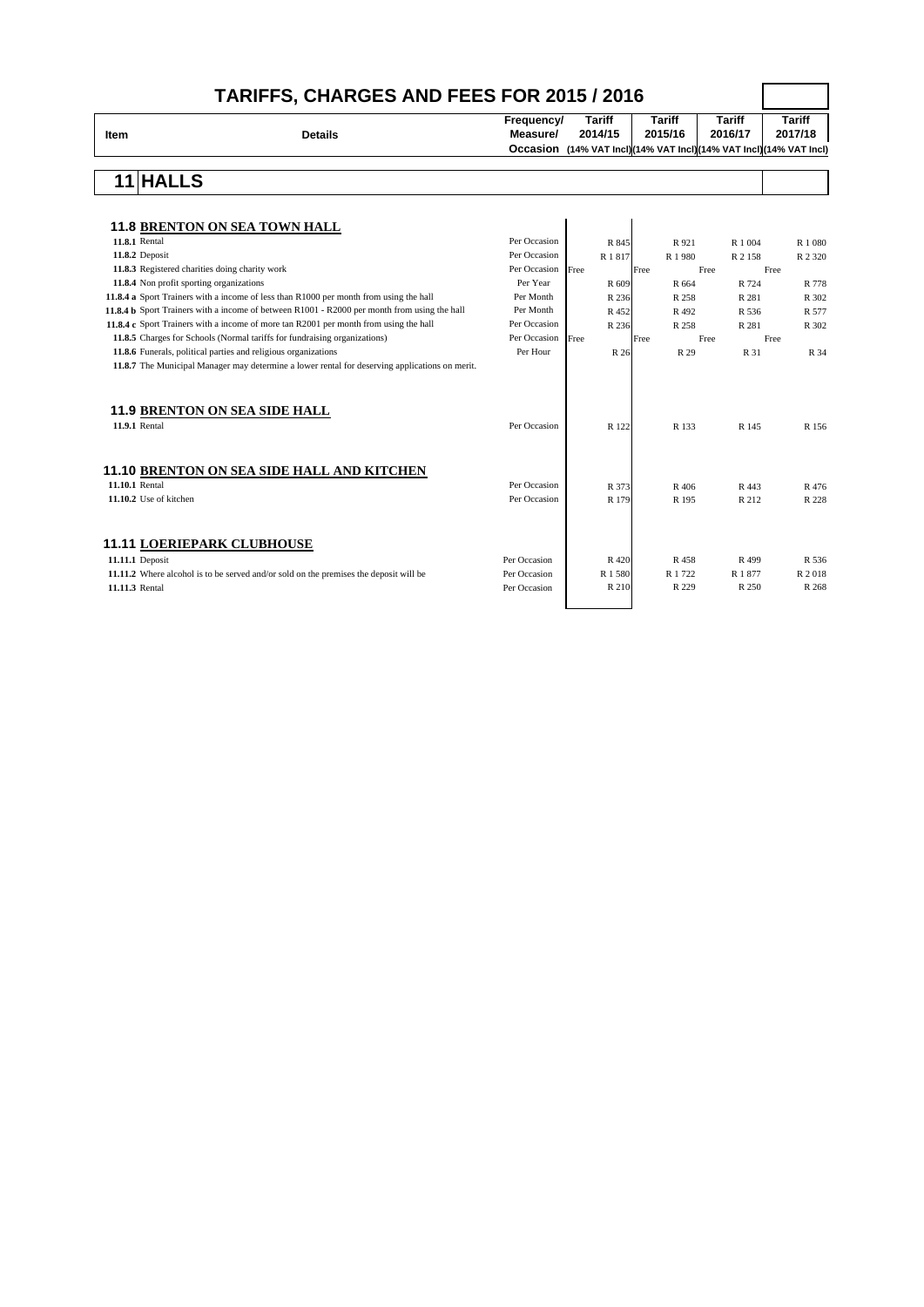# TARIFFS, CHARGES AND FEES FOR 2015 / 2016

| Item | Details | Frequency/ Measure/ Occasion | Tariff 2014/15 (14% VAT Incl) | Tariff 2015/16 (14% VAT Incl) | Tariff 2016/17 (14% VAT Incl) | Tariff 2017/18 (14% VAT Incl) |
|---|---|---|---|---|---|---|
| **11** | **HALLS** | | | | | |
| **11.8** | **BRENTON ON SEA TOWN HALL** | | | | | |
| **11.8.1** | Rental | Per Occasion | R 845 | R 921 | R 1 004 | R 1 080 |
| **11.8.2** | Deposit | Per Occasion | R 1 817 | R 1 980 | R 2 158 | R 2 320 |
| **11.8.3** | Registered charities doing charity work | Per Occasion | Free | Free | Free | Free |
| **11.8.4** | Non profit sporting organizations | Per Year | R 609 | R 664 | R 724 | R 778 |
| **11.8.4 a** | Sport Trainers with a income of less than R1000 per month from using the hall | Per Month | R 236 | R 258 | R 281 | R 302 |
| **11.8.4 b** | Sport Trainers with a income of between R1001 - R2000 per month from using the hall | Per Month | R 452 | R 492 | R 536 | R 577 |
| **11.8.4 c** | Sport Trainers with a income of more tan R2001 per month from using the hall | Per Occasion | R 236 | R 258 | R 281 | R 302 |
| **11.8.5** | Charges for Schools (Normal tariffs for fundraising organizations) | Per Occasion | Free | Free | Free | Free |
| **11.8.6** | Funerals, political parties and religious organizations | Per Hour | R 26 | R 29 | R 31 | R 34 |
| **11.8.7** | The Municipal Manager may determine a lower rental for deserving applications on merit. | | | | | |
| **11.9** | **BRENTON ON SEA SIDE HALL** | | | | | |
| **11.9.1** | Rental | Per Occasion | R 122 | R 133 | R 145 | R 156 |
| **11.10** | **BRENTON ON SEA SIDE HALL AND KITCHEN** | | | | | |
| **11.10.1** | Rental | Per Occasion | R 373 | R 406 | R 443 | R 476 |
| **11.10.2** | Use of kitchen | Per Occasion | R 179 | R 195 | R 212 | R 228 |
| **11.11** | **LOERIEPARK CLUBHOUSE** | | | | | |
| **11.11.1** | Deposit | Per Occasion | R 420 | R 458 | R 499 | R 536 |
| **11.11.2** | Where alcohol is to be served and/or sold on the premises the deposit will be | Per Occasion | R 1 580 | R 1 722 | R 1 877 | R 2 018 |
| **11.11.3** | Rental | Per Occasion | R 210 | R 229 | R 250 | R 268 |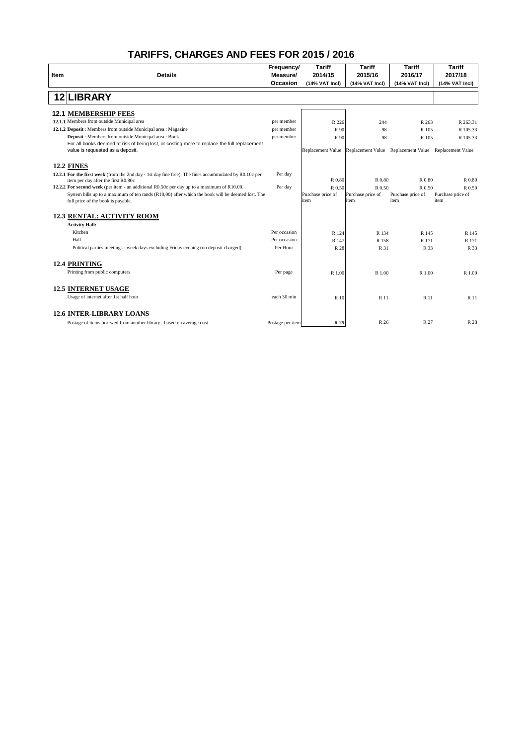# TARIFFS, CHARGES AND FEES FOR 2015 / 2016

| Item | Details | Frequency/ Measure/ Occasion | Tariff 2014/15 (14% VAT Incl) | Tariff 2015/16 (14% VAT Incl) | Tariff 2016/17 (14% VAT Incl) | Tariff 2017/18 (14% VAT Incl) |
|---|---|---|---|---|---|---|
| **12** | **LIBRARY** | | | | | |
| **12.1** | **MEMBERSHIP FEES** | | | | | |
| 12.1.1 | Members from outside Municipal area | per member | R 226 | 244 | R 263 | R 263.31 |
| 12.1.2 | **Deposit** : Members from outside Municipal area : Magazine | per member | R 90 | 98 | R 105 | R 105.33 |
| | **Deposit** : Members from outside Municipal area : Book | per member | R 90 | 98 | R 105 | R 105.33 |
| | For all books deemed at risk of being lost, or costing more to replace the full replacement value is requested as a deposit. | | Replacement Value | Replacement Value | Replacement Value | Replacement Value |
| **12.2** | **FINES** | | | | | |
| 12.2.1 | **For the first week** (from the 2nd day - 1st day fine free). The fines accummulated by R0.10c per item per day after the first R0.80c | Per day | R 0.80 | R 0.80 | R 0.80 | R 0.80 |
| 12.2.2 | **For second week** (per item - an additional R0.50c per day up to a maximum of R10.00. | Per day | R 0.50 | R 0.50 | R 0.50 | R 0.50 |
| | System bills up to a maximum of ten rands (R10,00) after which the book will be deemed lost. The full price of the book is payable. | | Purchase price of item | Purchase price of item | Purchase price of item | Purchase price of item |
| **12.3** | **RENTAL: ACTIVITY ROOM** | | | | | |
| | **Activity Hall:** | | | | | |
| | Kitchen | Per occasion | R 124 | R 134 | R 145 | R 145 |
| | Hall | Per occasion | R 147 | R 158 | R 171 | R 171 |
| | Political parties meetings - week days excluding Friday evening (no deposit charged) | Per Hour | R 28 | R 31 | R 33 | R 33 |
| **12.4** | **PRINTING** | | | | | |
| | Printing from public computers | Per page | R 1.00 | R 1.00 | R 1.00 | R 1.00 |
| **12.5** | **INTERNET USAGE** | | | | | |
| | Usage of internet after 1st half hour | each 30 min | R 10 | R 11 | R 11 | R 11 |
| **12.6** | **INTER-LIBRARY LOANS** | | | | | |
| | Postage of items borrwed from another library - based on average cost | Postage per item | **R 25** | R 26 | R 27 | R 28 |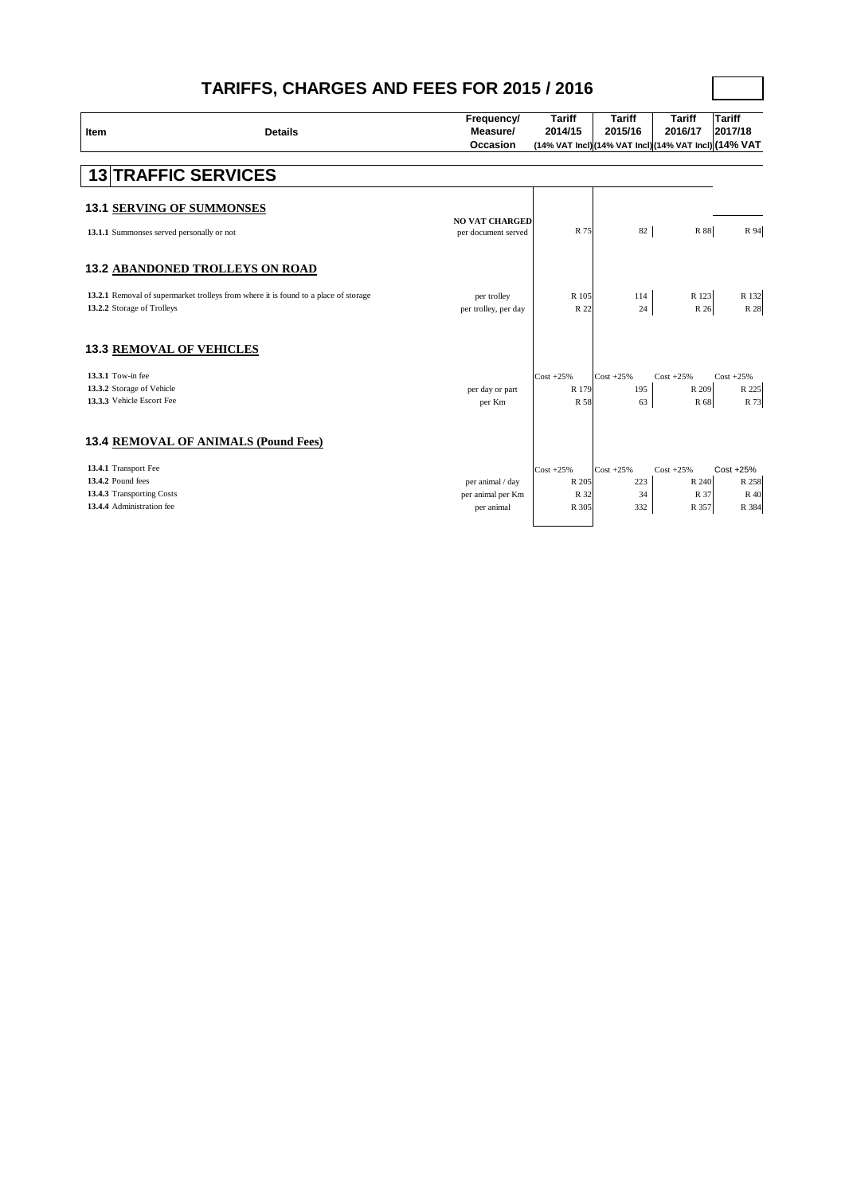# TARIFFS, CHARGES AND FEES FOR 2015 / 2016

| Item | Details | Frequency/ Measure/ Occasion | Tariff 2014/15 (14% VAT Incl) | Tariff 2015/16 (14% VAT Incl) | Tariff 2016/17 (14% VAT Incl) | Tariff 2017/18 (14% VAT |
|---|---|---|---|---|---|---|
| **13** | **TRAFFIC SERVICES** | | | | | |
| **13.1** | **SERVING OF SUMMONSES** | | | | | |
| **13.1.1** | Summonses served personally or not | **NO VAT CHARGED** per document served | R 75 | 82 | R 88 | R 94 |
| **13.2** | **ABANDONED TROLLEYS ON ROAD** | | | | | |
| **13.2.1** | Removal of supermarket trolleys from where it is found to a place of storage | per trolley | R 105 | 114 | R 123 | R 132 |
| **13.2.2** | Storage of Trolleys | per trolley, per day | R 22 | 24 | R 26 | R 28 |
| **13.3** | **REMOVAL OF VEHICLES** | | | | | |
| **13.3.1** | Tow-in fee | | Cost +25% | Cost +25% | Cost +25% | Cost +25% |
| **13.3.2** | Storage of Vehicle | per day or part | R 179 | 195 | R 209 | R 225 |
| **13.3.3** | Vehicle Escort Fee | per Km | R 58 | 63 | R 68 | R 73 |
| **13.4** | **REMOVAL OF ANIMALS (Pound Fees)** | | | | | |
| **13.4.1** | Transport Fee | | Cost +25% | Cost +25% | Cost +25% | Cost +25% |
| **13.4.2** | Pound fees | per animal / day | R 205 | 223 | R 240 | R 258 |
| **13.4.3** | Transporting Costs | per animal per Km | R 32 | 34 | R 37 | R 40 |
| **13.4.4** | Administration fee | per animal | R 305 | 332 | R 357 | R 384 |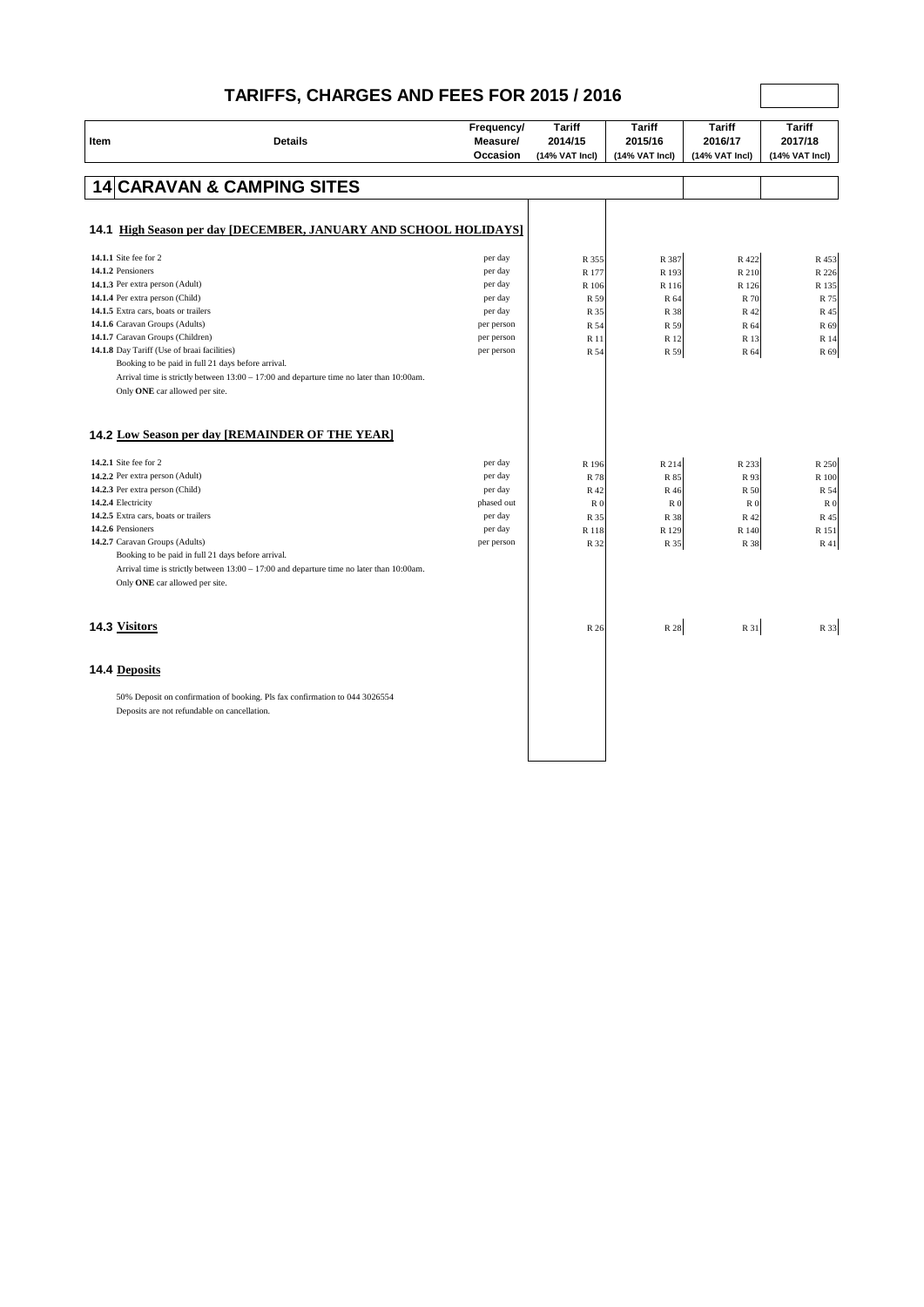# TARIFFS, CHARGES AND FEES FOR 2015 / 2016

| Item | Details | Frequency/ Measure/ Occasion | Tariff 2014/15 (14% VAT Incl) | Tariff 2015/16 (14% VAT Incl) | Tariff 2016/17 (14% VAT Incl) | Tariff 2017/18 (14% VAT Incl) |
|---|---|---|---|---|---|---|
| **14** | **CARAVAN & CAMPING SITES** | | | | | |
| **14.1** | **High Season per day [DECEMBER, JANUARY AND SCHOOL HOLIDAYS]** | | | | | |
| **14.1.1** | Site fee for 2 | per day | R 355 | R 387 | R 422 | R 453 |
| **14.1.2** | Pensioners | per day | R 177 | R 193 | R 210 | R 226 |
| **14.1.3** | Per extra person (Adult) | per day | R 106 | R 116 | R 126 | R 135 |
| **14.1.4** | Per extra person (Child) | per day | R 59 | R 64 | R 70 | R 75 |
| **14.1.5** | Extra cars, boats or trailers | per day | R 35 | R 38 | R 42 | R 45 |
| **14.1.6** | Caravan Groups (Adults) | per person | R 54 | R 59 | R 64 | R 69 |
| **14.1.7** | Caravan Groups (Children) | per person | R 11 | R 12 | R 13 | R 14 |
| **14.1.8** | Day Tariff (Use of braai facilities) | per person | R 54 | R 59 | R 64 | R 69 |
| | Booking to be paid in full 21 days before arrival. | | | | | |
| | Arrival time is strictly between 13:00 – 17:00 and departure time no later than 10:00am. | | | | | |
| | Only **ONE** car allowed per site. | | | | | |
| **14.2** | **Low Season per day [REMAINDER OF THE YEAR]** | | | | | |
| **14.2.1** | Site fee for 2 | per day | R 196 | R 214 | R 233 | R 250 |
| **14.2.2** | Per extra person (Adult) | per day | R 78 | R 85 | R 93 | R 100 |
| **14.2.3** | Per extra person (Child) | per day | R 42 | R 46 | R 50 | R 54 |
| **14.2.4** | Electricity | phased out | R 0 | R 0 | R 0 | R 0 |
| **14.2.5** | Extra cars, boats or trailers | per day | R 35 | R 38 | R 42 | R 45 |
| **14.2.6** | Pensioners | per day | R 118 | R 129 | R 140 | R 151 |
| **14.2.7** | Caravan Groups (Adults) | per person | R 32 | R 35 | R 38 | R 41 |
| | Booking to be paid in full 21 days before arrival. | | | | | |
| | Arrival time is strictly between 13:00 – 17:00 and departure time no later than 10:00am. | | | | | |
| | Only **ONE** car allowed per site. | | | | | |
| **14.3** | **Visitors** | | R 26 | R 28 | R 31 | R 33 |
| **14.4** | **Deposits** | | | | | |
| | 50% Deposit on confirmation of booking. Pls fax confirmation to 044 3026554 | | | | | |
| | Deposits are not refundable on cancellation. | | | | | |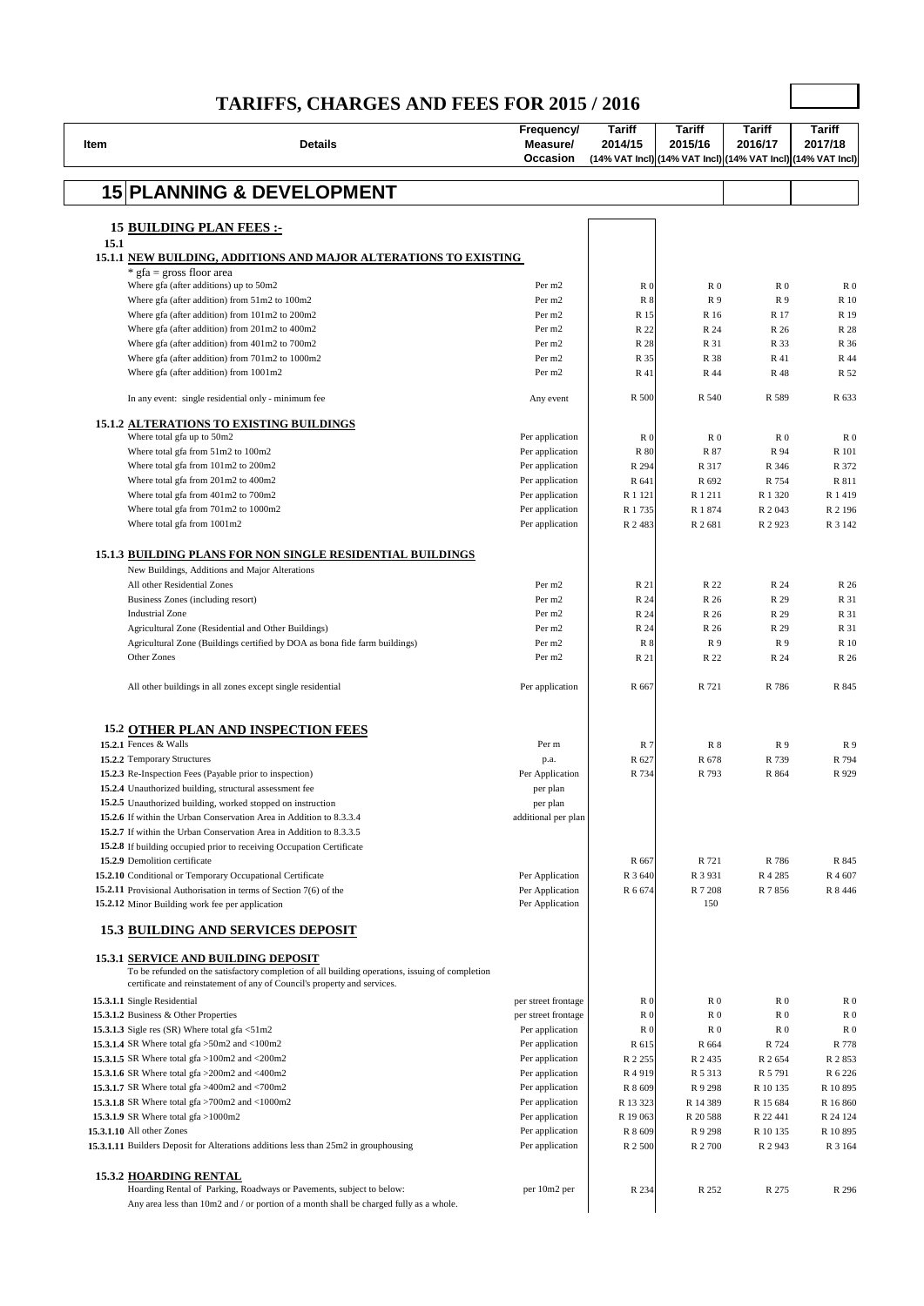# TARIFFS, CHARGES AND FEES FOR 2015 / 2016

| Item | Details | Frequency/ Measure/ Occasion | Tariff 2014/15 (14% VAT Incl) | Tariff 2015/16 (14% VAT Incl) | Tariff 2016/17 (14% VAT Incl) | Tariff 2017/18 (14% VAT Incl) |
|---|---|---|---|---|---|---|
| **15** | **PLANNING & DEVELOPMENT** | | | | | |
| | **15 BUILDING PLAN FEES :-** | | | | | |
| **15.1** | | | | | | |
| **15.1.1** | **NEW BUILDING, ADDITIONS AND MAJOR ALTERATIONS TO EXISTING** | | | | | |
| | * gfa = gross floor area | | | | | |
| | Where gfa (after additions) up to 50m2 | Per m2 | R 0 | R 0 | R 0 | R 0 |
| | Where gfa (after addition) from 51m2 to 100m2 | Per m2 | R 8 | R 9 | R 9 | R 10 |
| | Where gfa (after addition) from 101m2 to 200m2 | Per m2 | R 15 | R 16 | R 17 | R 19 |
| | Where gfa (after addition) from 201m2 to 400m2 | Per m2 | R 22 | R 24 | R 26 | R 28 |
| | Where gfa (after addition) from 401m2 to 700m2 | Per m2 | R 28 | R 31 | R 33 | R 36 |
| | Where gfa (after addition) from 701m2 to 1000m2 | Per m2 | R 35 | R 38 | R 41 | R 44 |
| | Where gfa (after addition) from 1001m2 | Per m2 | R 41 | R 44 | R 48 | R 52 |
| | In any event: single residential only - minimum fee | Any event | R 500 | R 540 | R 589 | R 633 |
| **15.1.2** | **ALTERATIONS TO EXISTING BUILDINGS** | | | | | |
| | Where total gfa up to 50m2 | Per application | R 0 | R 0 | R 0 | R 0 |
| | Where total gfa from 51m2 to 100m2 | Per application | R 80 | R 87 | R 94 | R 101 |
| | Where total gfa from 101m2 to 200m2 | Per application | R 294 | R 317 | R 346 | R 372 |
| | Where total gfa from 201m2 to 400m2 | Per application | R 641 | R 692 | R 754 | R 811 |
| | Where total gfa from 401m2 to 700m2 | Per application | R 1 121 | R 1 211 | R 1 320 | R 1 419 |
| | Where total gfa from 701m2 to 1000m2 | Per application | R 1 735 | R 1 874 | R 2 043 | R 2 196 |
| | Where total gfa from 1001m2 | Per application | R 2 483 | R 2 681 | R 2 923 | R 3 142 |
| **15.1.3** | **BUILDING PLANS FOR NON SINGLE RESIDENTIAL BUILDINGS** | | | | | |
| | New Buildings, Additions and Major Alterations | | | | | |
| | All other Residential Zones | Per m2 | R 21 | R 22 | R 24 | R 26 |
| | Business Zones (including resort) | Per m2 | R 24 | R 26 | R 29 | R 31 |
| | Industrial Zone | Per m2 | R 24 | R 26 | R 29 | R 31 |
| | Agricultural Zone (Residential and Other Buildings) | Per m2 | R 24 | R 26 | R 29 | R 31 |
| | Agricultural Zone (Buildings certified by DOA as bona fide farm buildings) | Per m2 | R 8 | R 9 | R 9 | R 10 |
| | Other Zones | Per m2 | R 21 | R 22 | R 24 | R 26 |
| | All other buildings in all zones except single residential | Per application | R 667 | R 721 | R 786 | R 845 |
| **15.2** | **OTHER PLAN AND INSPECTION FEES** | | | | | |
| **15.2.1** | Fences & Walls | Per m | R 7 | R 8 | R 9 | R 9 |
| **15.2.2** | Temporary Structures | p.a. | R 627 | R 678 | R 739 | R 794 |
| **15.2.3** | Re-Inspection Fees (Payable prior to inspection) | Per Application | R 734 | R 793 | R 864 | R 929 |
| **15.2.4** | Unauthorized building, structural assessment fee | per plan | | | | |
| **15.2.5** | Unauthorized building, worked stopped on instruction | per plan | | | | |
| **15.2.6** | If within the Urban Conservation Area in Addition to 8.3.3.4 | additional per plan | | | | |
| **15.2.7** | If within the Urban Conservation Area in Addition to 8.3.3.5 | | | | | |
| **15.2.8** | If building occupied prior to receiving Occupation Certificate | | | | | |
| **15.2.9** | Demolition certificate | | R 667 | R 721 | R 786 | R 845 |
| **15.2.10** | Conditional or Temporary Occupational Certificate | Per Application | R 3 640 | R 3 931 | R 4 285 | R 4 607 |
| **15.2.11** | Provisional Authorisation in terms of Section 7(6) of the | Per Application | R 6 674 | R 7 208 | R 7 856 | R 8 446 |
| **15.2.12** | Minor Building work fee per application | Per Application | | 150 | | |
| **15.3** | **BUILDING AND SERVICES DEPOSIT** | | | | | |
| **15.3.1** | **SERVICE AND BUILDING DEPOSIT** | | | | | |
| | To be refunded on the satisfactory completion of all building operations, issuing of completion certificate and reinstatement of any of Council's property and services. | | | | | |
| **15.3.1.1** | Single Residential | per street frontage | R 0 | R 0 | R 0 | R 0 |
| **15.3.1.2** | Business & Other Properties | per street frontage | R 0 | R 0 | R 0 | R 0 |
| **15.3.1.3** | Sigle res (SR) Where total gfa <51m2 | Per application | R 0 | R 0 | R 0 | R 0 |
| **15.3.1.4** | SR Where total gfa >50m2 and <100m2 | Per application | R 615 | R 664 | R 724 | R 778 |
| **15.3.1.5** | SR Where total gfa >100m2 and <200m2 | Per application | R 2 255 | R 2 435 | R 2 654 | R 2 853 |
| **15.3.1.6** | SR Where total gfa >200m2 and <400m2 | Per application | R 4 919 | R 5 313 | R 5 791 | R 6 226 |
| **15.3.1.7** | SR Where total gfa >400m2 and <700m2 | Per application | R 8 609 | R 9 298 | R 10 135 | R 10 895 |
| **15.3.1.8** | SR Where total gfa >700m2 and <1000m2 | Per application | R 13 323 | R 14 389 | R 15 684 | R 16 860 |
| **15.3.1.9** | SR Where total gfa >1000m2 | Per application | R 19 063 | R 20 588 | R 22 441 | R 24 124 |
| **15.3.1.10** | All other Zones | Per application | R 8 609 | R 9 298 | R 10 135 | R 10 895 |
| **15.3.1.11** | Builders Deposit for Alterations additions less than 25m2 in grouphousing | Per application | R 2 500 | R 2 700 | R 2 943 | R 3 164 |
| **15.3.2** | **HOARDING RENTAL** | | | | | |
| | Hoarding Rental of Parking, Roadways or Pavements, subject to below: | per 10m2 per | R 234 | R 252 | R 275 | R 296 |
| | Any area less than 10m2 and / or portion of a month shall be charged fully as a whole. | | | | | |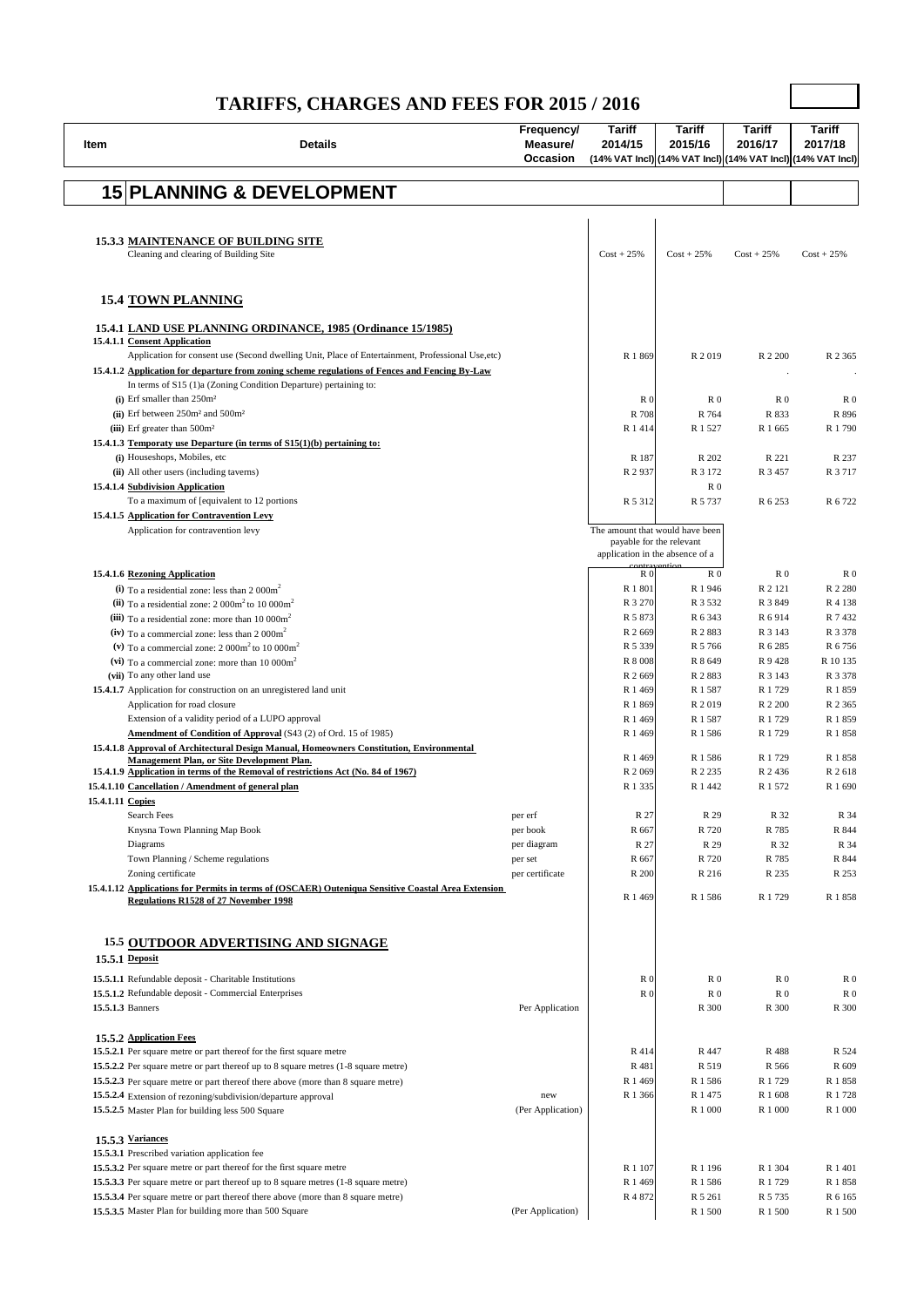# TARIFFS, CHARGES AND FEES FOR 2015 / 2016

| Item | Details | Frequency/ Measure/ Occasion | Tariff 2014/15 (14% VAT Incl) | Tariff 2015/16 (14% VAT Incl) | Tariff 2016/17 (14% VAT Incl) | Tariff 2017/18 (14% VAT Incl) |
|---|---|---|---|---|---|---|
| **15** | **PLANNING & DEVELOPMENT** | | | | | |
| **15.3.3** | **MAINTENANCE OF BUILDING SITE** | | | | | |
| | Cleaning and clearing of Building Site | | Cost + 25% | Cost + 25% | Cost + 25% | Cost + 25% |
| **15.4** | **TOWN PLANNING** | | | | | |
| **15.4.1** | **LAND USE PLANNING ORDINANCE, 1985 (Ordinance 15/1985)** | | | | | |
| **15.4.1.1** | **Consent Application** | | | | | |
| | Application for consent use (Second dwelling Unit, Place of Entertainment, Professional Use,etc) | | R 1 869 | R 2 019 | R 2 200 | R 2 365 |
| **15.4.1.2** | **Application for departure from zoning scheme regulations of Fences and Fencing By-Law** | | | | . | . |
| | In terms of S15 (1)a (Zoning Condition Departure) pertaining to: | | | | | |
| (i) | Erf smaller than 250m² | | R 0 | R 0 | R 0 | R 0 |
| (ii) | Erf between 250m² and 500m² | | R 708 | R 764 | R 833 | R 896 |
| (iii) | Erf greater than 500m² | | R 1 414 | R 1 527 | R 1 665 | R 1 790 |
| **15.4.1.3** | **Temporaty use Departure (in terms of S15(1)(b) pertaining to:** | | | | | |
| (i) | Houseshops, Mobiles, etc | | R 187 | R 202 | R 221 | R 237 |
| (ii) | All other users (including taverns) | | R 2 937 | R 3 172 | R 3 457 | R 3 717 |
| **15.4.1.4** | **Subdivision Application** | | | R 0 | | |
| | To a maximum of [equivalent to 12 portions | | R 5 312 | R 5 737 | R 6 253 | R 6 722 |
| **15.4.1.5** | **Application for Contravention Levy** | | | | | |
| | Application for contravention levy | | The amount that would have been payable for the relevant application in the absence of a contravention | | | |
| **15.4.1.6** | **Rezoning Application** | | R 0 | R 0 | R 0 | R 0 |
| (i) | To a residential zone: less than 2 000m² | | R 1 801 | R 1 946 | R 2 121 | R 2 280 |
| (ii) | To a residential zone: 2 000m² to 10 000m² | | R 3 270 | R 3 532 | R 3 849 | R 4 138 |
| (iii) | To a residential zone: more than 10 000m² | | R 5 873 | R 6 343 | R 6 914 | R 7 432 |
| (iv) | To a commercial zone: less than 2 000m² | | R 2 669 | R 2 883 | R 3 143 | R 3 378 |
| (v) | To a commercial zone: 2 000m² to 10 000m² | | R 5 339 | R 5 766 | R 6 285 | R 6 756 |
| (vi) | To a commercial zone: more than 10 000m² | | R 8 008 | R 8 649 | R 9 428 | R 10 135 |
| (vii) | To any other land use | | R 2 669 | R 2 883 | R 3 143 | R 3 378 |
| **15.4.1.7** | Application for construction on an unregistered land unit | | R 1 469 | R 1 587 | R 1 729 | R 1 859 |
| | Application for road closure | | R 1 869 | R 2 019 | R 2 200 | R 2 365 |
| | Extension of a validity period of a LUPO approval | | R 1 469 | R 1 587 | R 1 729 | R 1 859 |
| | **Amendment of Condition of Approval** (S43 (2) of Ord. 15 of 1985) | | R 1 469 | R 1 586 | R 1 729 | R 1 858 |
| **15.4.1.8** | **Approval of Architectural Design Manual, Homeowners Constitution, Environmental Management Plan, or Site Development Plan.** | | R 1 469 | R 1 586 | R 1 729 | R 1 858 |
| **15.4.1.9** | **Application in terms of the Removal of restrictions Act (No. 84 of 1967)** | | R 2 069 | R 2 235 | R 2 436 | R 2 618 |
| **15.4.1.10** | **Cancellation / Amendment of general plan** | | R 1 335 | R 1 442 | R 1 572 | R 1 690 |
| **15.4.1.11** | **Copies** | | | | | |
| | Search Fees | per erf | R 27 | R 29 | R 32 | R 34 |
| | Knysna Town Planning Map Book | per book | R 667 | R 720 | R 785 | R 844 |
| | Diagrams | per diagram | R 27 | R 29 | R 32 | R 34 |
| | Town Planning / Scheme regulations | per set | R 667 | R 720 | R 785 | R 844 |
| | Zoning certificate | per certificate | R 200 | R 216 | R 235 | R 253 |
| **15.4.1.12** | **Applications for Permits in terms of (OSCAER) Outeniqua Sensitive Coastal Area Extension Regulations R1528 of 27 November 1998** | | R 1 469 | R 1 586 | R 1 729 | R 1 858 |
| **15.5** | **OUTDOOR ADVERTISING AND SIGNAGE** | | | | | |
| **15.5.1** | **Deposit** | | | | | |
| **15.5.1.1** | Refundable deposit - Charitable Institutions | | R 0 | R 0 | R 0 | R 0 |
| **15.5.1.2** | Refundable deposit - Commercial Enterprises | | R 0 | R 0 | R 0 | R 0 |
| **15.5.1.3** | Banners | Per Application | | R 300 | R 300 | R 300 |
| **15.5.2** | **Application Fees** | | | | | |
| **15.5.2.1** | Per square metre or part thereof for the first square metre | | R 414 | R 447 | R 488 | R 524 |
| **15.5.2.2** | Per square metre or part thereof up to 8 square metres (1-8 square metre) | | R 481 | R 519 | R 566 | R 609 |
| **15.5.2.3** | Per square metre or part thereof there above (more than 8 square metre) | | R 1 469 | R 1 586 | R 1 729 | R 1 858 |
| **15.5.2.4** | Extension of rezoning/subdivision/departure approval | new | R 1 366 | R 1 475 | R 1 608 | R 1 728 |
| **15.5.2.5** | Master Plan for building less 500 Square | (Per Application) | | R 1 000 | R 1 000 | R 1 000 |
| **15.5.3** | **Variances** | | | | | |
| **15.5.3.1** | Prescribed variation application fee | | | | | |
| **15.5.3.2** | Per square metre or part thereof for the first square metre | | R 1 107 | R 1 196 | R 1 304 | R 1 401 |
| **15.5.3.3** | Per square metre or part thereof up to 8 square metres (1-8 square metre) | | R 1 469 | R 1 586 | R 1 729 | R 1 858 |
| **15.5.3.4** | Per square metre or part thereof there above (more than 8 square metre) | | R 4 872 | R 5 261 | R 5 735 | R 6 165 |
| **15.5.3.5** | Master Plan for building more than 500 Square | (Per Application) | | R 1 500 | R 1 500 | R 1 500 |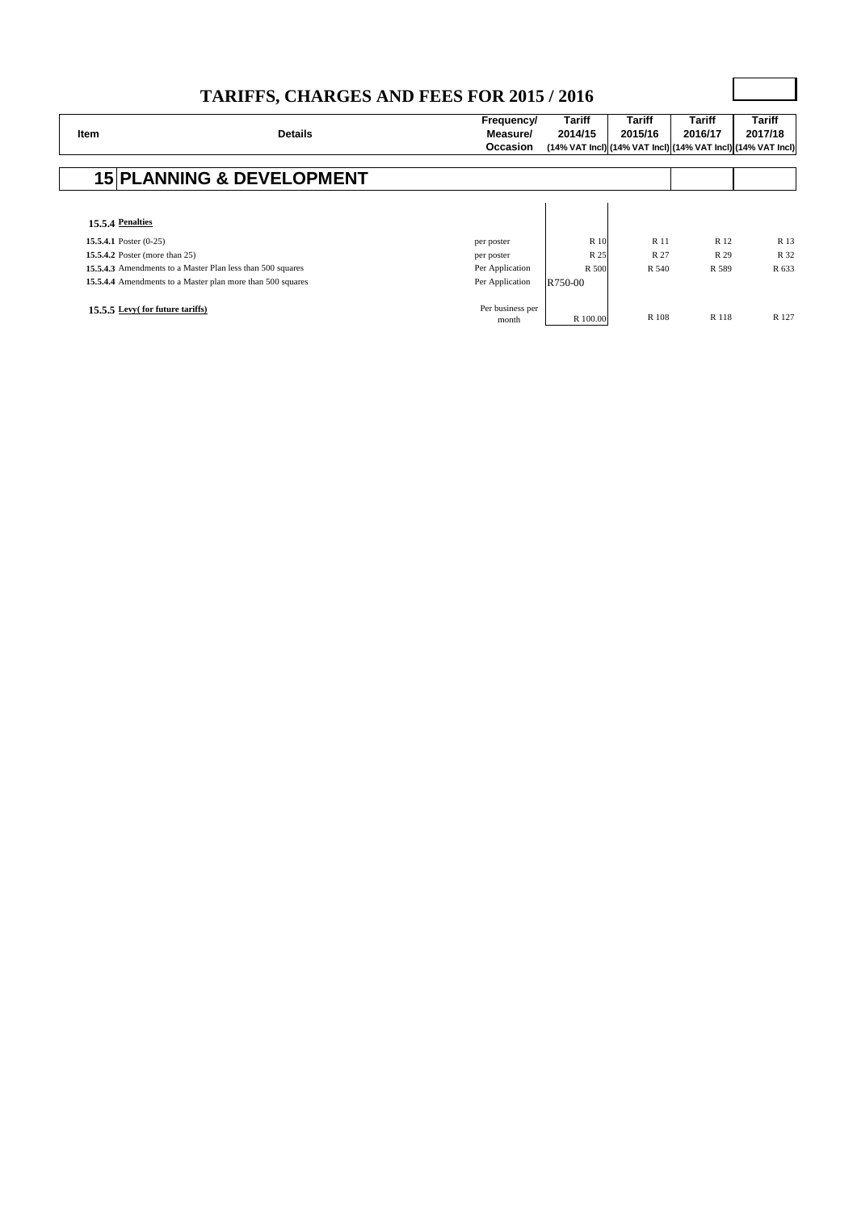# TARIFFS, CHARGES AND FEES FOR 2015 / 2016

| Item | Details | Frequency/ Measure/ Occasion | Tariff 2014/15 (14% VAT Incl) | Tariff 2015/16 (14% VAT Incl) | Tariff 2016/17 (14% VAT Incl) | Tariff 2017/18 (14% VAT Incl) |
|---|---|---|---|---|---|---|
| **15** | **PLANNING & DEVELOPMENT** | | | | | |
| **15.5.4** | **Penalties** | | | | | |
| **15.5.4.1** | Poster (0-25) | per poster | R 10 | R 11 | R 12 | R 13 |
| **15.5.4.2** | Poster (more than 25) | per poster | R 25 | R 27 | R 29 | R 32 |
| **15.5.4.3** | Amendments to a Master Plan less than 500 squares | Per Application | R 500 | R 540 | R 589 | R 633 |
| **15.5.4.4** | Amendments to a Master plan more than 500 squares | Per Application | R750-00 | | | |
| **15.5.5** | **Levy( for future tariffs)** | Per business per month | R 100.00 | R 108 | R 118 | R 127 |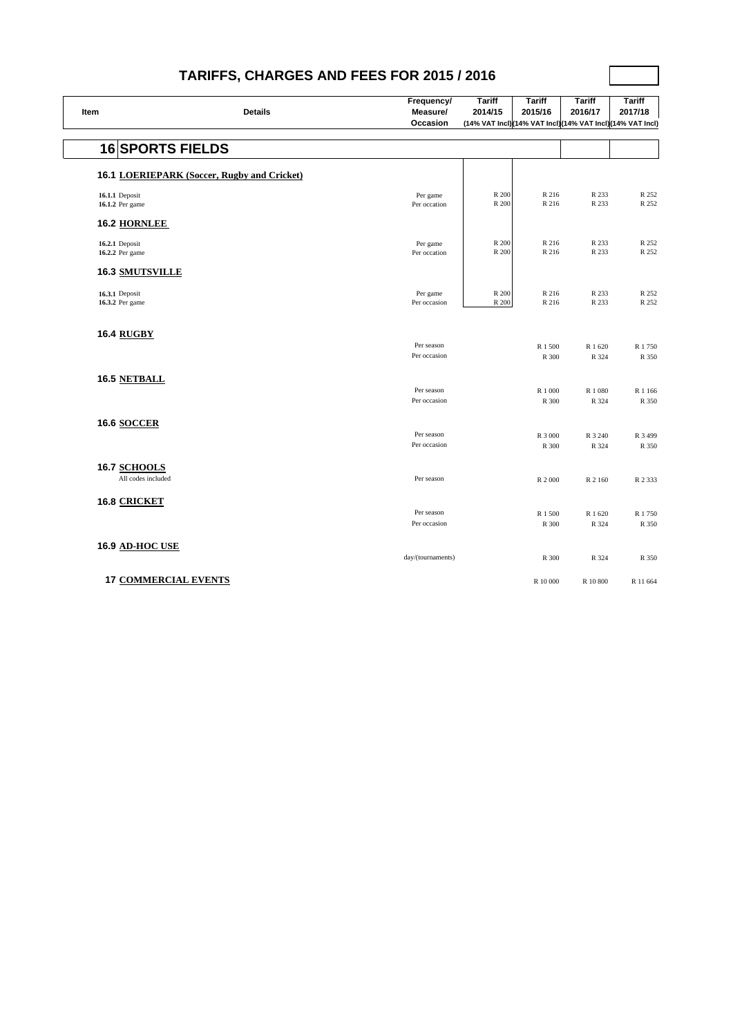# TARIFFS, CHARGES AND FEES FOR 2015 / 2016

| Item | Details | Frequency/ Measure/ Occasion | Tariff 2014/15 (14% VAT Incl) | Tariff 2015/16 (14% VAT Incl) | Tariff 2016/17 (14% VAT Incl) | Tariff 2017/18 (14% VAT Incl) |
|---|---|---|---|---|---|---|
| **16** | **SPORTS FIELDS** | | | | | |
| **16.1** | **LOERIEPARK (Soccer, Rugby and Cricket)** | | | | | |
| **16.1.1** | Deposit | Per game | R 200 | R 216 | R 233 | R 252 |
| **16.1.2** | Per game | Per occation | R 200 | R 216 | R 233 | R 252 |
| **16.2** | **HORNLEE** | | | | | |
| **16.2.1** | Deposit | Per game | R 200 | R 216 | R 233 | R 252 |
| **16.2.2** | Per game | Per occation | R 200 | R 216 | R 233 | R 252 |
| **16.3** | **SMUTSVILLE** | | | | | |
| **16.3.1** | Deposit | Per game | R 200 | R 216 | R 233 | R 252 |
| **16.3.2** | Per game | Per occasion | R 200 | R 216 | R 233 | R 252 |
| **16.4** | **RUGBY** | | | | | |
| | | Per season | | R 1 500 | R 1 620 | R 1 750 |
| | | Per occasion | | R 300 | R 324 | R 350 |
| **16.5** | **NETBALL** | | | | | |
| | | Per season | | R 1 000 | R 1 080 | R 1 166 |
| | | Per occasion | | R 300 | R 324 | R 350 |
| **16.6** | **SOCCER** | | | | | |
| | | Per season | | R 3 000 | R 3 240 | R 3 499 |
| | | Per occasion | | R 300 | R 324 | R 350 |
| **16.7** | **SCHOOLS** | | | | | |
| | All codes included | Per season | | R 2 000 | R 2 160 | R 2 333 |
| **16.8** | **CRICKET** | | | | | |
| | | Per season | | R 1 500 | R 1 620 | R 1 750 |
| | | Per occasion | | R 300 | R 324 | R 350 |
| **16.9** | **AD-HOC USE** | | | | | |
| | | day/(tournaments) | | R 300 | R 324 | R 350 |
| **17** | **COMMERCIAL EVENTS** | | | R 10 000 | R 10 800 | R 11 664 |